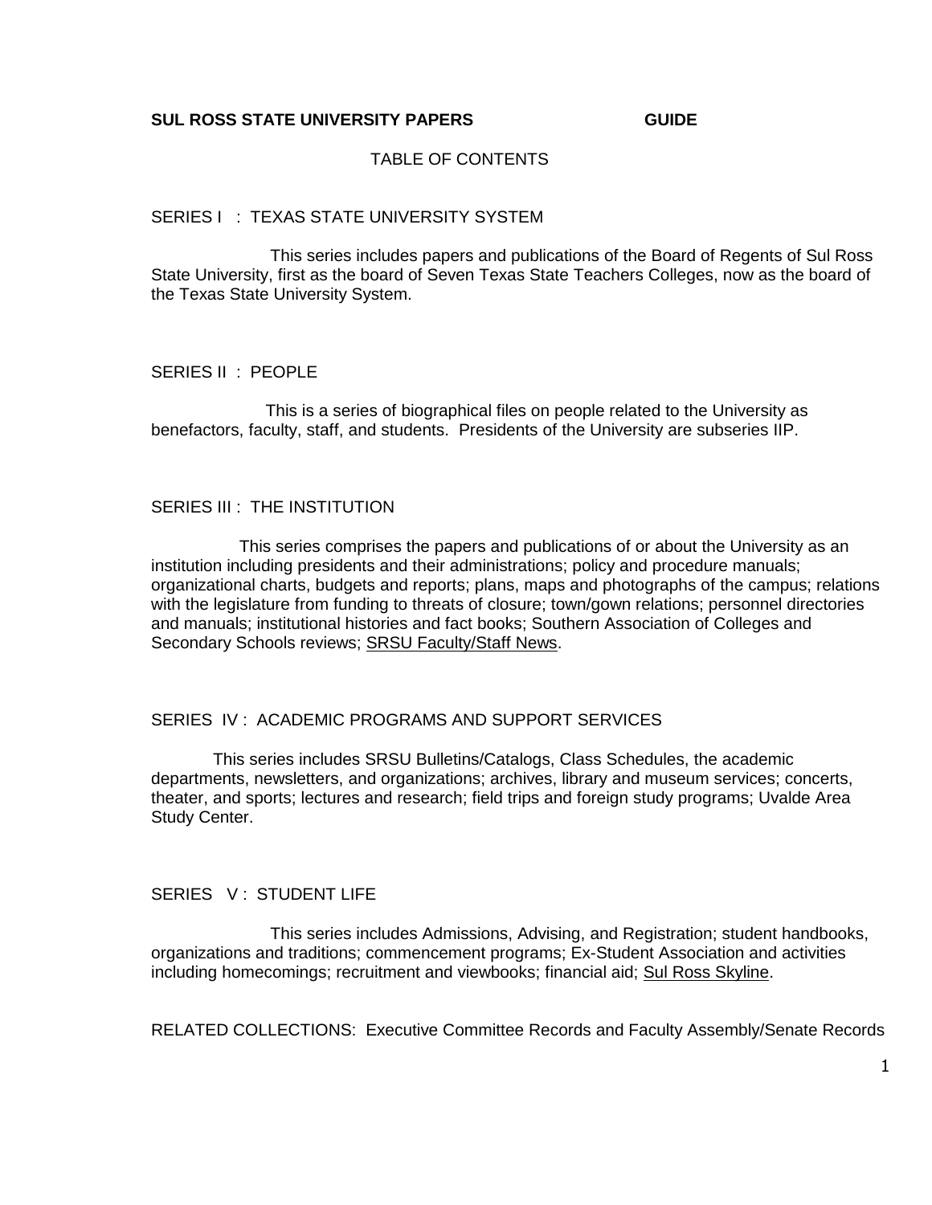**SUL ROSS STATE UNIVERSITY PAPERS GUIDE**

TABLE OF CONTENTS

SERIES I : TEXAS STATE UNIVERSITY SYSTEM

This series includes papers and publications of the Board of Regents of Sul Ross State University, first as the board of Seven Texas State Teachers Colleges, now as the board of the Texas State University System.

SERIES II : PEOPLE

This is a series of biographical files on people related to the University as benefactors, faculty, staff, and students. Presidents of the University are subseries IIP.

SERIES III : THE INSTITUTION

This series comprises the papers and publications of or about the University as an institution including presidents and their administrations; policy and procedure manuals; organizational charts, budgets and reports; plans, maps and photographs of the campus; relations with the legislature from funding to threats of closure; town/gown relations; personnel directories and manuals; institutional histories and fact books; Southern Association of Colleges and Secondary Schools reviews; SRSU Faculty/Staff News.

SERIES IV : ACADEMIC PROGRAMS AND SUPPORT SERVICES

This series includes SRSU Bulletins/Catalogs, Class Schedules, the academic departments, newsletters, and organizations; archives, library and museum services; concerts, theater, and sports; lectures and research; field trips and foreign study programs; Uvalde Area Study Center.

SERIES V : STUDENT LIFE

This series includes Admissions, Advising, and Registration; student handbooks, organizations and traditions; commencement programs; Ex-Student Association and activities including homecomings; recruitment and viewbooks; financial aid; Sul Ross Skyline.

RELATED COLLECTIONS: Executive Committee Records and Faculty Assembly/Senate Records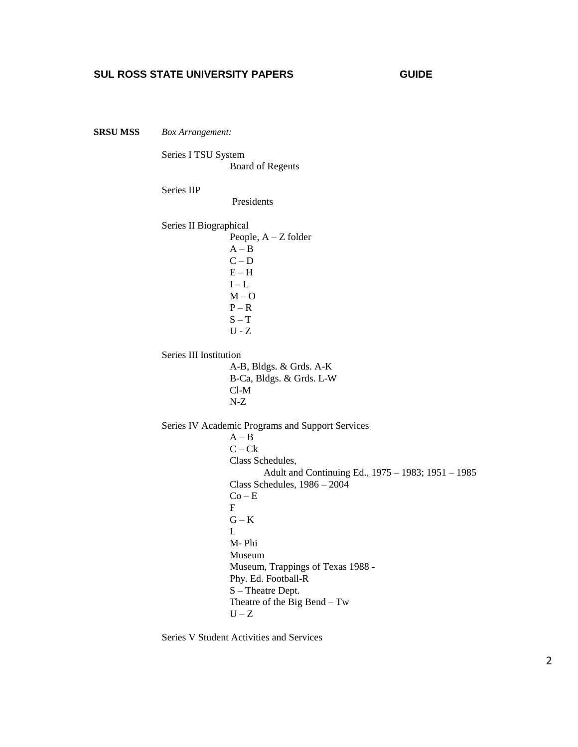**SUL ROSS STATE UNIVERSITY PAPERS** **GUIDE**

**SRSU MSS** *Box Arrangement:*

Series I TSU System
- Board of Regents

Series IIP
- Presidents

Series II Biographical
- People, A – Z folder
- A – B
- C – D
- E – H
- I – L
- M – O
- P – R
- S – T
- U - Z

Series III Institution
- A-B, Bldgs. & Grds. A-K
- B-Ca, Bldgs. & Grds. L-W
- Cl-M
- N-Z

Series IV Academic Programs and Support Services
- A – B
- C – Ck
- Class Schedules,
  - Adult and Continuing Ed., 1975 – 1983; 1951 – 1985
- Class Schedules, 1986 – 2004
- Co – E
- F
- G – K
- L
- M- Phi
- Museum
- Museum, Trappings of Texas 1988 -
- Phy. Ed. Football-R
- S – Theatre Dept.
- Theatre of the Big Bend – Tw
- U – Z

Series V Student Activities and Services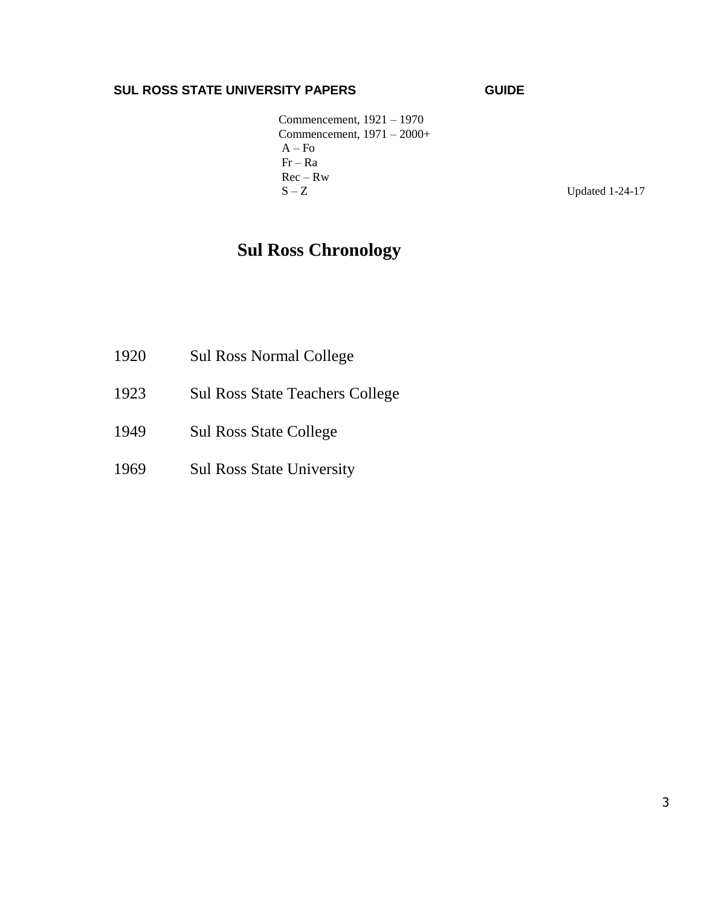Commencement, 1921 – 1970
Commencement, 1971 – 2000+
A – Fo
Fr – Ra
Rec – Rw
S – Z

Updated 1-24-17

# Sul Ross Chronology

| | |
|---|---|
| 1920 | Sul Ross Normal College |
| 1923 | Sul Ross State Teachers College |
| 1949 | Sul Ross State College |
| 1969 | Sul Ross State University |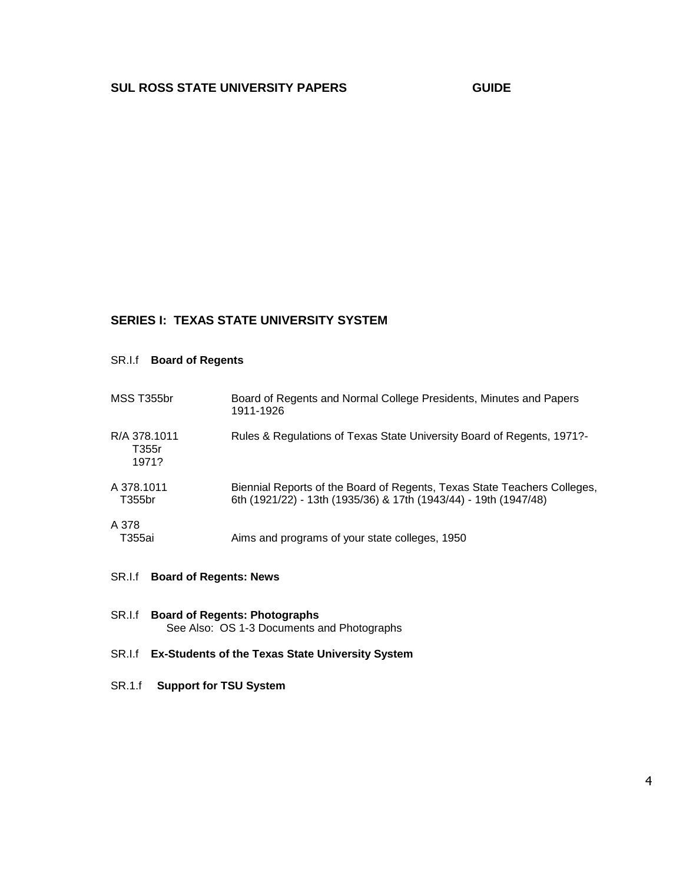**SUL ROSS STATE UNIVERSITY PAPERS GUIDE**

## SERIES I: TEXAS STATE UNIVERSITY SYSTEM

### SR.I.f **Board of Regents**

| | |
|---|---|
| MSS T355br | Board of Regents and Normal College Presidents, Minutes and Papers 1911-1926 |
| R/A 378.1011 T355r 1971? | Rules & Regulations of Texas State University Board of Regents, 1971?- |
| A 378.1011 T355br | Biennial Reports of the Board of Regents, Texas State Teachers Colleges, 6th (1921/22) - 13th (1935/36) & 17th (1943/44) - 19th (1947/48) |
| A 378 T355ai | Aims and programs of your state colleges, 1950 |

### SR.I.f **Board of Regents: News**

### SR.I.f **Board of Regents: Photographs**

See Also: OS 1-3 Documents and Photographs

### SR.I.f **Ex-Students of the Texas State University System**

### SR.1.f **Support for TSU System**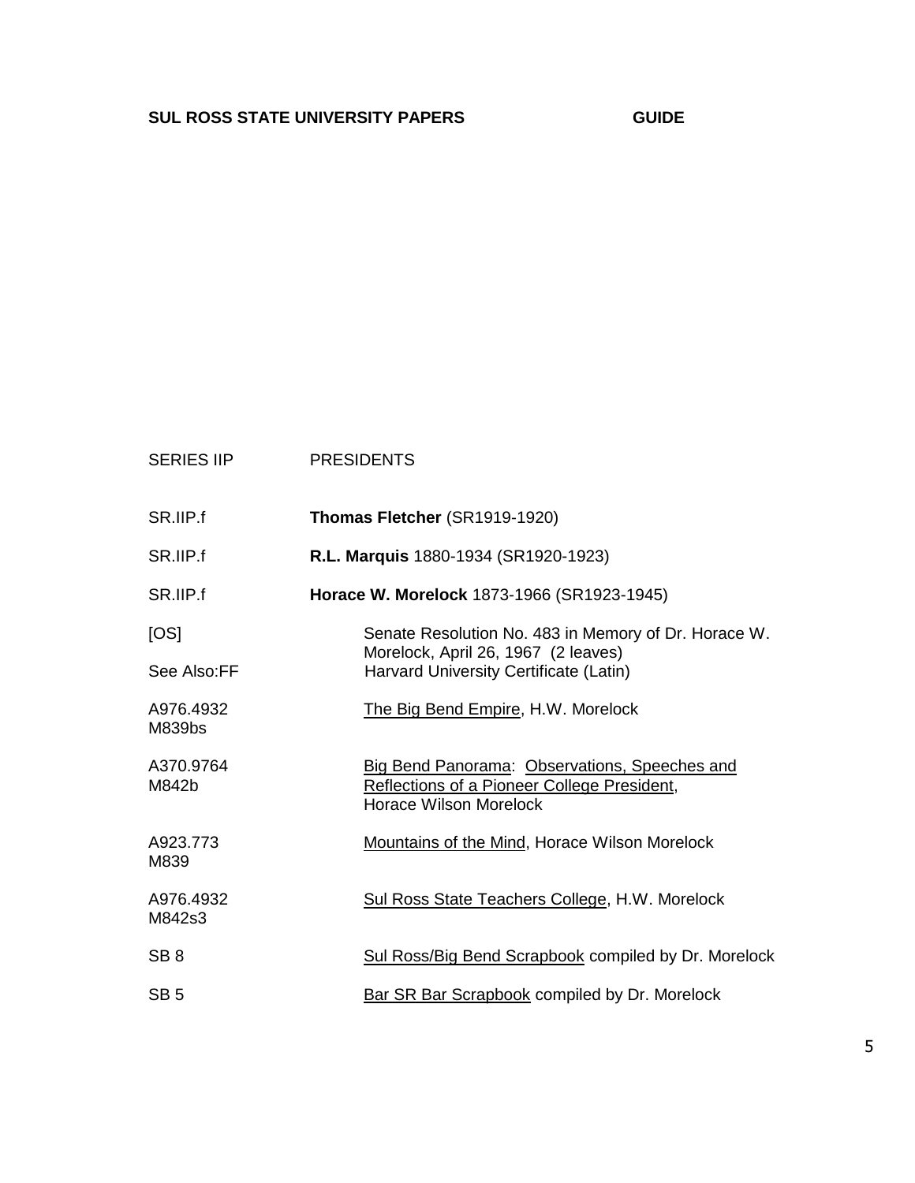| SERIES IIP | PRESIDENTS |
|---|---|
| SR.IIP.f | **Thomas Fletcher** (SR1919-1920) |
| SR.IIP.f | **R.L. Marquis** 1880-1934 (SR1920-1923) |
| SR.IIP.f | **Horace W. Morelock** 1873-1966 (SR1923-1945) |
| [OS] | Senate Resolution No. 483 in Memory of Dr. Horace W. Morelock, April 26, 1967 (2 leaves) |
| See Also:FF | Harvard University Certificate (Latin) |
| A976.4932 M839bs | The Big Bend Empire, H.W. Morelock |
| A370.9764 M842b | Big Bend Panorama: Observations, Speeches and Reflections of a Pioneer College President, Horace Wilson Morelock |
| A923.773 M839 | Mountains of the Mind, Horace Wilson Morelock |
| A976.4932 M842s3 | Sul Ross State Teachers College, H.W. Morelock |
| SB 8 | Sul Ross/Big Bend Scrapbook compiled by Dr. Morelock |
| SB 5 | Bar SR Bar Scrapbook compiled by Dr. Morelock |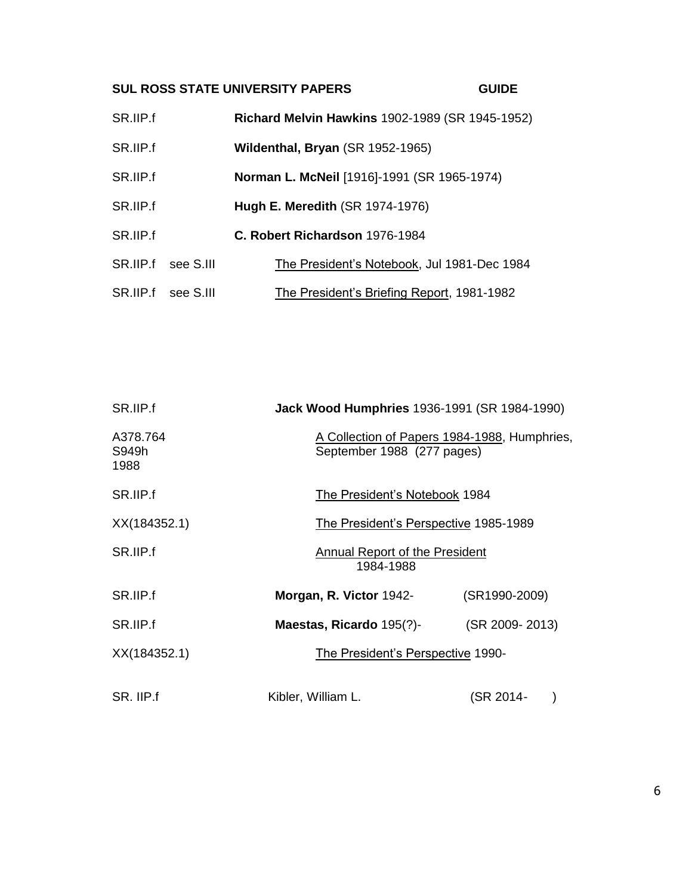**SUL ROSS STATE UNIVERSITY PAPERS GUIDE**

| | | |
|---|---|---|
| SR.IIP.f | **Richard Melvin Hawkins** 1902-1989 (SR 1945-1952) | |
| SR.IIP.f | **Wildenthal, Bryan** (SR 1952-1965) | |
| SR.IIP.f | **Norman L. McNeil** [1916]-1991 (SR 1965-1974) | |
| SR.IIP.f | **Hugh E. Meredith** (SR 1974-1976) | |
| SR.IIP.f | **C. Robert Richardson** 1976-1984 | |
| SR.IIP.f see S.III | The President's Notebook, Jul 1981-Dec 1984 | |
| SR.IIP.f see S.III | The President's Briefing Report, 1981-1982 | |

| | | |
|---|---|---|
| SR.IIP.f | **Jack Wood Humphries** 1936-1991 (SR 1984-1990) | |
| A378.764 S949h 1988 | A Collection of Papers 1984-1988, Humphries, September 1988 (277 pages) | |
| SR.IIP.f | The President's Notebook 1984 | |
| XX(184352.1) | The President's Perspective 1985-1989 | |
| SR.IIP.f | Annual Report of the President 1984-1988 | |
| SR.IIP.f | **Morgan, R. Victor** 1942- | (SR1990-2009) |
| SR.IIP.f | **Maestas, Ricardo** 195(?)- | (SR 2009- 2013) |
| XX(184352.1) | The President's Perspective 1990- | |
| SR. IIP.f | Kibler, William L. | (SR 2014- ) |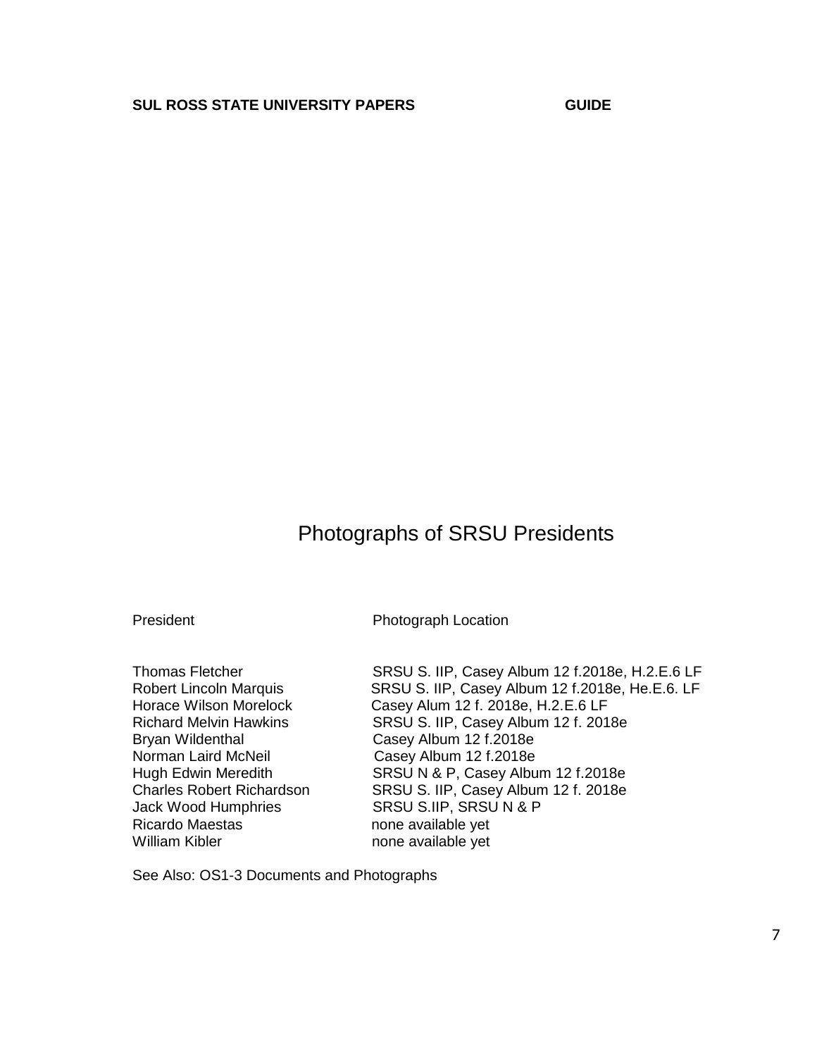# Photographs of SRSU Presidents

| President | Photograph Location |
|---|---|
| Thomas Fletcher | SRSU S. IIP, Casey Album 12 f.2018e, H.2.E.6 LF |
| Robert Lincoln Marquis | SRSU S. IIP, Casey Album 12 f.2018e, He.E.6. LF |
| Horace Wilson Morelock | Casey Alum 12 f. 2018e, H.2.E.6 LF |
| Richard Melvin Hawkins | SRSU S. IIP, Casey Album 12 f. 2018e |
| Bryan Wildenthal | Casey Album 12 f.2018e |
| Norman Laird McNeil | Casey Album 12 f.2018e |
| Hugh Edwin Meredith | SRSU N & P, Casey Album 12 f.2018e |
| Charles Robert Richardson | SRSU S. IIP, Casey Album 12 f. 2018e |
| Jack Wood Humphries | SRSU S.IIP, SRSU N & P |
| Ricardo Maestas | none available yet |
| William Kibler | none available yet |

See Also: OS1-3 Documents and Photographs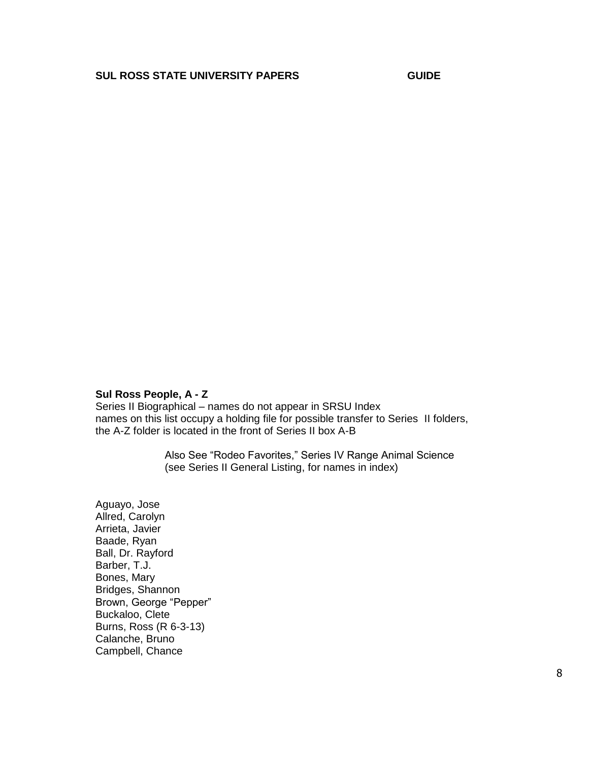**Sul Ross People, A - Z**

Series II Biographical – names do not appear in SRSU Index
names on this list occupy a holding file for possible transfer to Series II folders, the A-Z folder is located in the front of Series II box A-B

Also See "Rodeo Favorites," Series IV Range Animal Science
(see Series II General Listing, for names in index)

Aguayo, Jose
Allred, Carolyn
Arrieta, Javier
Baade, Ryan
Ball, Dr. Rayford
Barber, T.J.
Bones, Mary
Bridges, Shannon
Brown, George "Pepper"
Buckaloo, Clete
Burns, Ross (R 6-3-13)
Calanche, Bruno
Campbell, Chance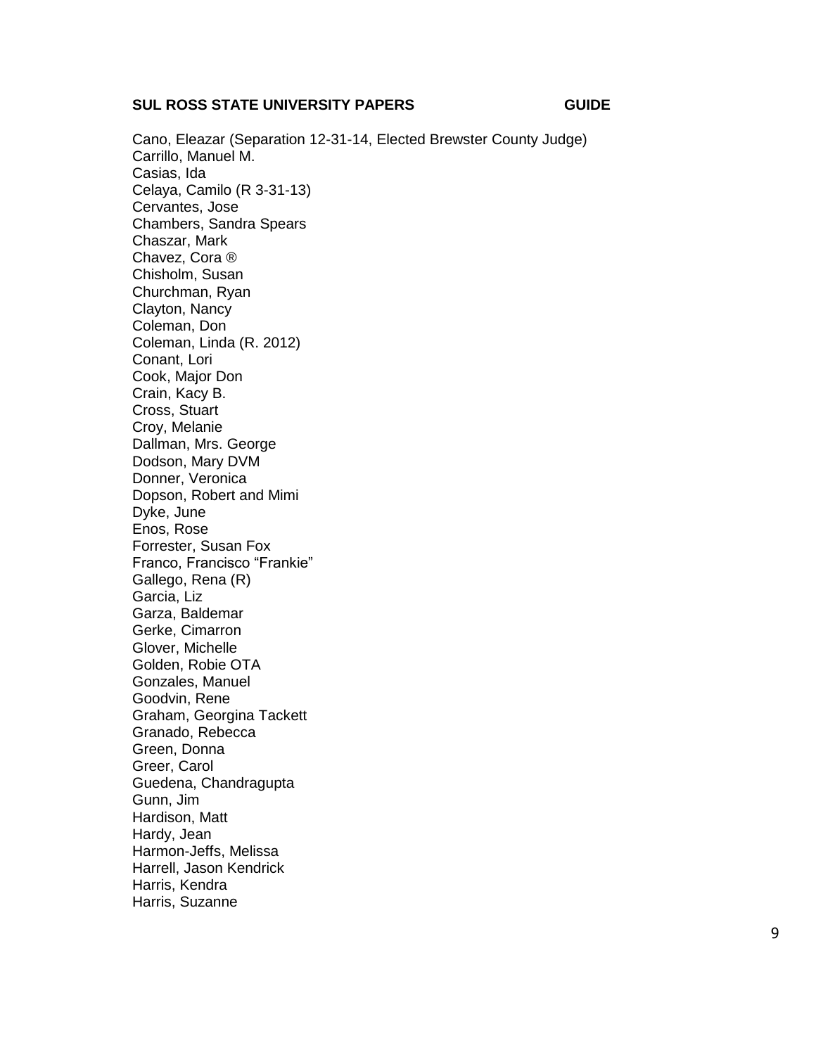Cano, Eleazar (Separation 12-31-14, Elected Brewster County Judge)
Carrillo, Manuel M.
Casias, Ida
Celaya, Camilo (R 3-31-13)
Cervantes, Jose
Chambers, Sandra Spears
Chaszar, Mark
Chavez, Cora ®
Chisholm, Susan
Churchman, Ryan
Clayton, Nancy
Coleman, Don
Coleman, Linda (R. 2012)
Conant, Lori
Cook, Major Don
Crain, Kacy B.
Cross, Stuart
Croy, Melanie
Dallman, Mrs. George
Dodson, Mary DVM
Donner, Veronica
Dopson, Robert and Mimi
Dyke, June
Enos, Rose
Forrester, Susan Fox
Franco, Francisco "Frankie"
Gallego, Rena (R)
Garcia, Liz
Garza, Baldemar
Gerke, Cimarron
Glover, Michelle
Golden, Robie OTA
Gonzales, Manuel
Goodvin, Rene
Graham, Georgina Tackett
Granado, Rebecca
Green, Donna
Greer, Carol
Guedena, Chandragupta
Gunn, Jim
Hardison, Matt
Hardy, Jean
Harmon-Jeffs, Melissa
Harrell, Jason Kendrick
Harris, Kendra
Harris, Suzanne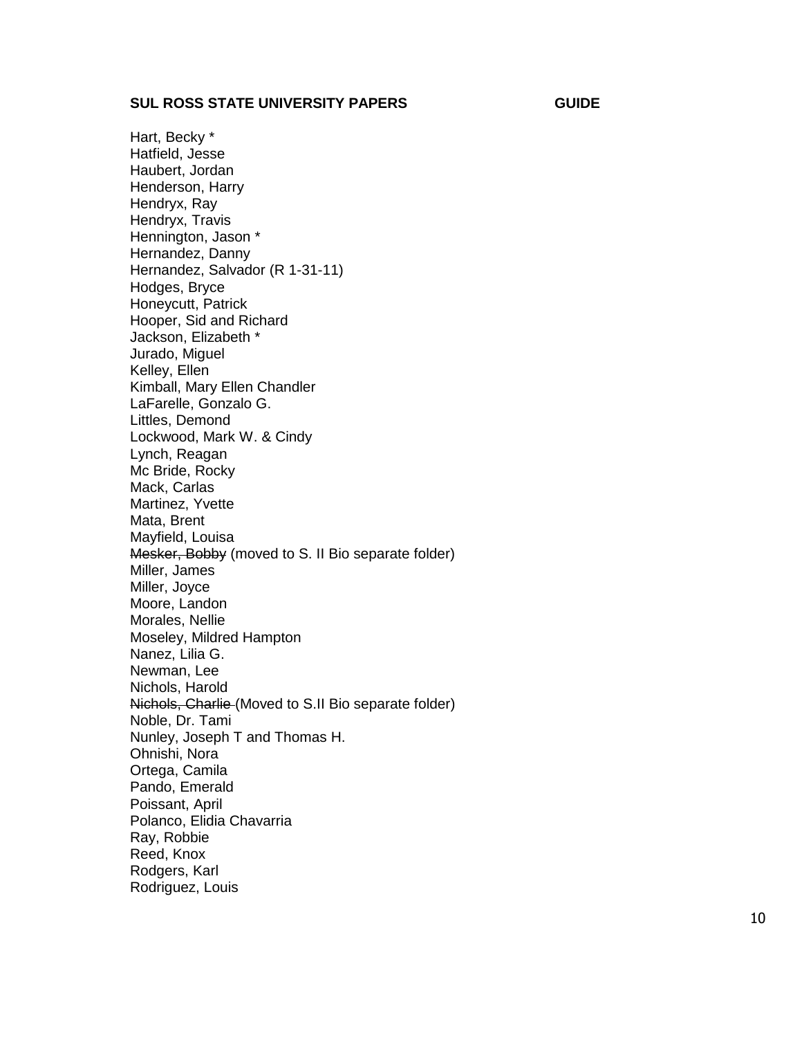Hart, Becky *
Hatfield, Jesse
Haubert, Jordan
Henderson, Harry
Hendryx, Ray
Hendryx, Travis
Hennington, Jason *
Hernandez, Danny
Hernandez, Salvador (R 1-31-11)
Hodges, Bryce
Honeycutt, Patrick
Hooper, Sid and Richard
Jackson, Elizabeth *
Jurado, Miguel
Kelley, Ellen
Kimball, Mary Ellen Chandler
LaFarelle, Gonzalo G.
Littles, Demond
Lockwood, Mark W. & Cindy
Lynch, Reagan
Mc Bride, Rocky
Mack, Carlas
Martinez, Yvette
Mata, Brent
Mayfield, Louisa
~~Mesker, Bobby~~ (moved to S. II Bio separate folder)
Miller, James
Miller, Joyce
Moore, Landon
Morales, Nellie
Moseley, Mildred Hampton
Nanez, Lilia G.
Newman, Lee
Nichols, Harold
~~Nichols, Charlie~~ (Moved to S.II Bio separate folder)
Noble, Dr. Tami
Nunley, Joseph T and Thomas H.
Ohnishi, Nora
Ortega, Camila
Pando, Emerald
Poissant, April
Polanco, Elidia Chavarria
Ray, Robbie
Reed, Knox
Rodgers, Karl
Rodriguez, Louis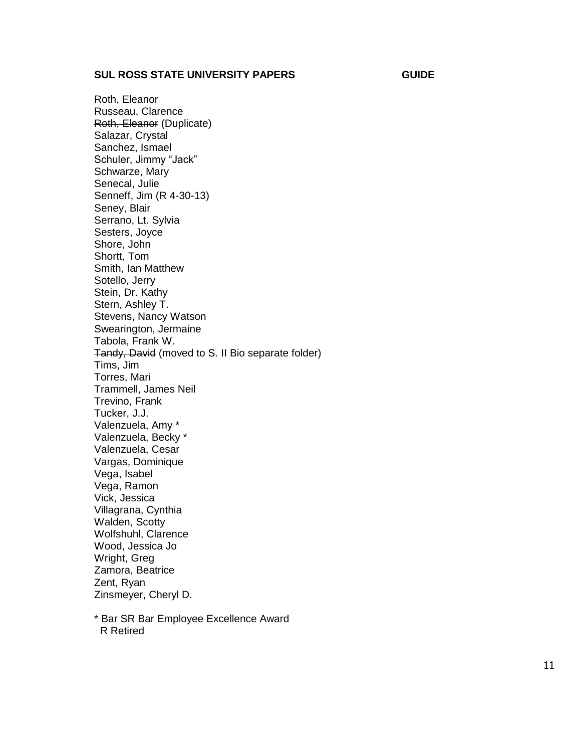Roth, Eleanor
Russeau, Clarence
~~Roth, Eleanor~~ (Duplicate)
Salazar, Crystal
Sanchez, Ismael
Schuler, Jimmy "Jack"
Schwarze, Mary
Senecal, Julie
Senneff, Jim (R 4-30-13)
Seney, Blair
Serrano, Lt. Sylvia
Sesters, Joyce
Shore, John
Shortt, Tom
Smith, Ian Matthew
Sotello, Jerry
Stein, Dr. Kathy
Stern, Ashley T.
Stevens, Nancy Watson
Swearington, Jermaine
Tabola, Frank W.
~~Tandy, David~~ (moved to S. II Bio separate folder)
Tims, Jim
Torres, Mari
Trammell, James Neil
Trevino, Frank
Tucker, J.J.
Valenzuela, Amy *
Valenzuela, Becky *
Valenzuela, Cesar
Vargas, Dominique
Vega, Isabel
Vega, Ramon
Vick, Jessica
Villagrana, Cynthia
Walden, Scotty
Wolfshuhl, Clarence
Wood, Jessica Jo
Wright, Greg
Zamora, Beatrice
Zent, Ryan
Zinsmeyer, Cheryl D.

* Bar SR Bar Employee Excellence Award
R Retired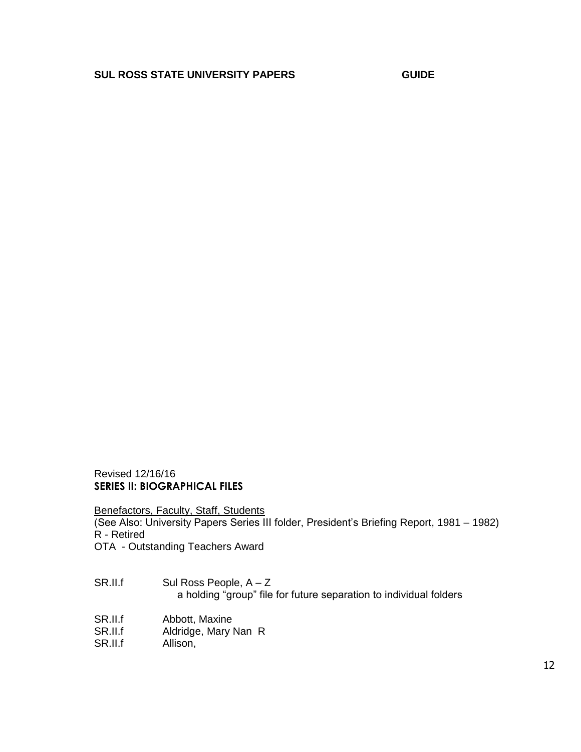Revised 12/16/16

## SERIES II: BIOGRAPHICAL FILES

Benefactors, Faculty, Staff, Students
(See Also: University Papers Series III folder, President's Briefing Report, 1981 – 1982)
R - Retired
OTA - Outstanding Teachers Award

SR.II.f Sul Ross People, A – Z
a holding "group" file for future separation to individual folders

SR.II.f Abbott, Maxine
SR.II.f Aldridge, Mary Nan R
SR.II.f Allison,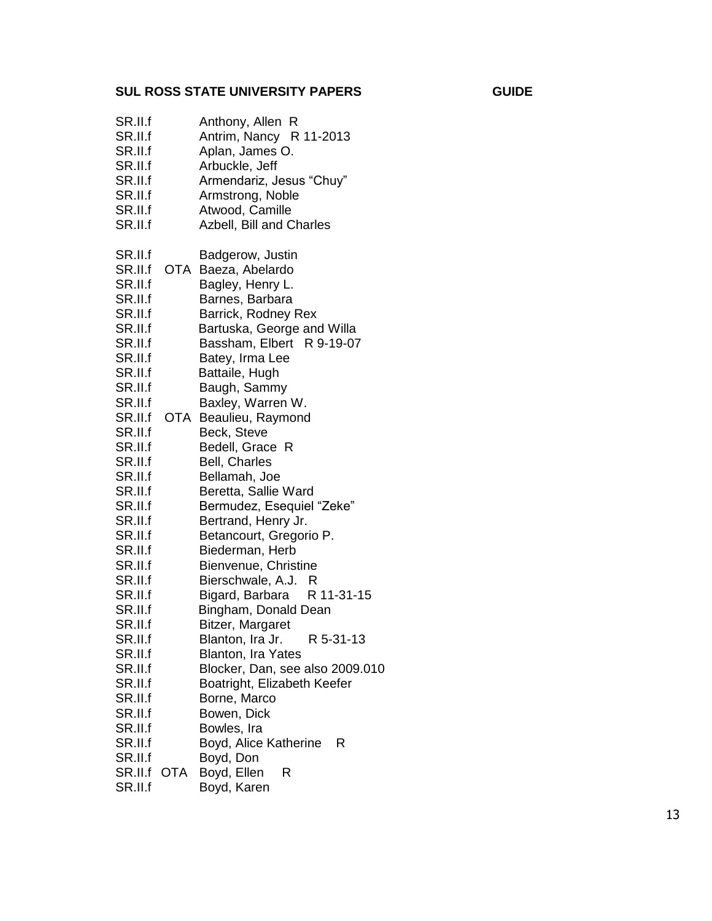**SUL ROSS STATE UNIVERSITY PAPERS GUIDE**

SR.II.f Anthony, Allen R
SR.II.f Antrim, Nancy R 11-2013
SR.II.f Aplan, James O.
SR.II.f Arbuckle, Jeff
SR.II.f Armendariz, Jesus "Chuy"
SR.II.f Armstrong, Noble
SR.II.f Atwood, Camille
SR.II.f Azbell, Bill and Charles

SR.II.f Badgerow, Justin
SR.II.f OTA Baeza, Abelardo
SR.II.f Bagley, Henry L.
SR.II.f Barnes, Barbara
SR.II.f Barrick, Rodney Rex
SR.II.f Bartuska, George and Willa
SR.II.f Bassham, Elbert R 9-19-07
SR.II.f Batey, Irma Lee
SR.II.f Battaile, Hugh
SR.II.f Baugh, Sammy
SR.II.f Baxley, Warren W.
SR.II.f OTA Beaulieu, Raymond
SR.II.f Beck, Steve
SR.II.f Bedell, Grace R
SR.II.f Bell, Charles
SR.II.f Bellamah, Joe
SR.II.f Beretta, Sallie Ward
SR.II.f Bermudez, Esequiel "Zeke"
SR.II.f Bertrand, Henry Jr.
SR.II.f Betancourt, Gregorio P.
SR.II.f Biederman, Herb
SR.II.f Bienvenue, Christine
SR.II.f Bierschwale, A.J. R
SR.II.f Bigard, Barbara R 11-31-15
SR.II.f Bingham, Donald Dean
SR.II.f Bitzer, Margaret
SR.II.f Blanton, Ira Jr. R 5-31-13
SR.II.f Blanton, Ira Yates
SR.II.f Blocker, Dan, see also 2009.010
SR.II.f Boatright, Elizabeth Keefer
SR.II.f Borne, Marco
SR.II.f Bowen, Dick
SR.II.f Bowles, Ira
SR.II.f Boyd, Alice Katherine R
SR.II.f Boyd, Don
SR.II.f OTA Boyd, Ellen R
SR.II.f Boyd, Karen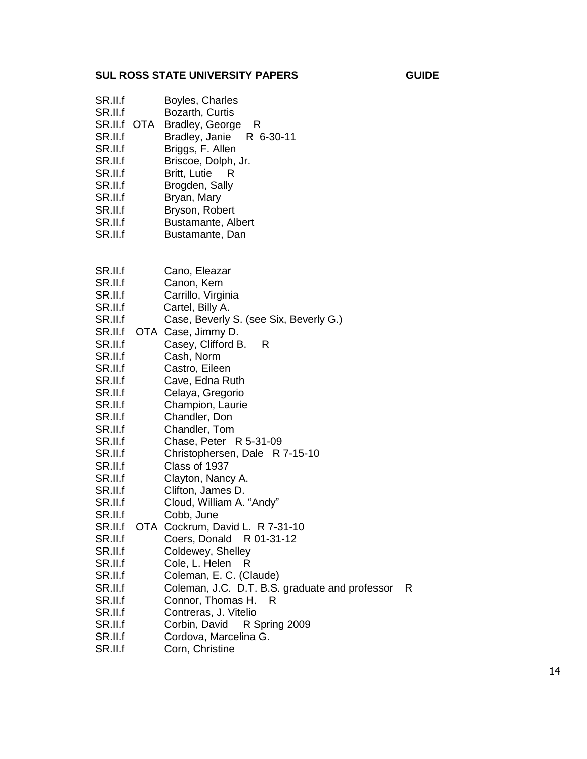SR.II.f Boyles, Charles
SR.II.f Bozarth, Curtis
SR.II.f OTA Bradley, George R
SR.II.f Bradley, Janie R 6-30-11
SR.II.f Briggs, F. Allen
SR.II.f Briscoe, Dolph, Jr.
SR.II.f Britt, Lutie R
SR.II.f Brogden, Sally
SR.II.f Bryan, Mary
SR.II.f Bryson, Robert
SR.II.f Bustamante, Albert
SR.II.f Bustamante, Dan

SR.II.f Cano, Eleazar
SR.II.f Canon, Kem
SR.II.f Carrillo, Virginia
SR.II.f Cartel, Billy A.
SR.II.f Case, Beverly S. (see Six, Beverly G.)
SR.II.f OTA Case, Jimmy D.
SR.II.f Casey, Clifford B. R
SR.II.f Cash, Norm
SR.II.f Castro, Eileen
SR.II.f Cave, Edna Ruth
SR.II.f Celaya, Gregorio
SR.II.f Champion, Laurie
SR.II.f Chandler, Don
SR.II.f Chandler, Tom
SR.II.f Chase, Peter R 5-31-09
SR.II.f Christophersen, Dale R 7-15-10
SR.II.f Class of 1937
SR.II.f Clayton, Nancy A.
SR.II.f Clifton, James D.
SR.II.f Cloud, William A. "Andy"
SR.II.f Cobb, June
SR.II.f OTA Cockrum, David L. R 7-31-10
SR.II.f Coers, Donald R 01-31-12
SR.II.f Coldewey, Shelley
SR.II.f Cole, L. Helen R
SR.II.f Coleman, E. C. (Claude)
SR.II.f Coleman, J.C. D.T. B.S. graduate and professor R
SR.II.f Connor, Thomas H. R
SR.II.f Contreras, J. Vitelio
SR.II.f Corbin, David R Spring 2009
SR.II.f Cordova, Marcelina G.
SR.II.f Corn, Christine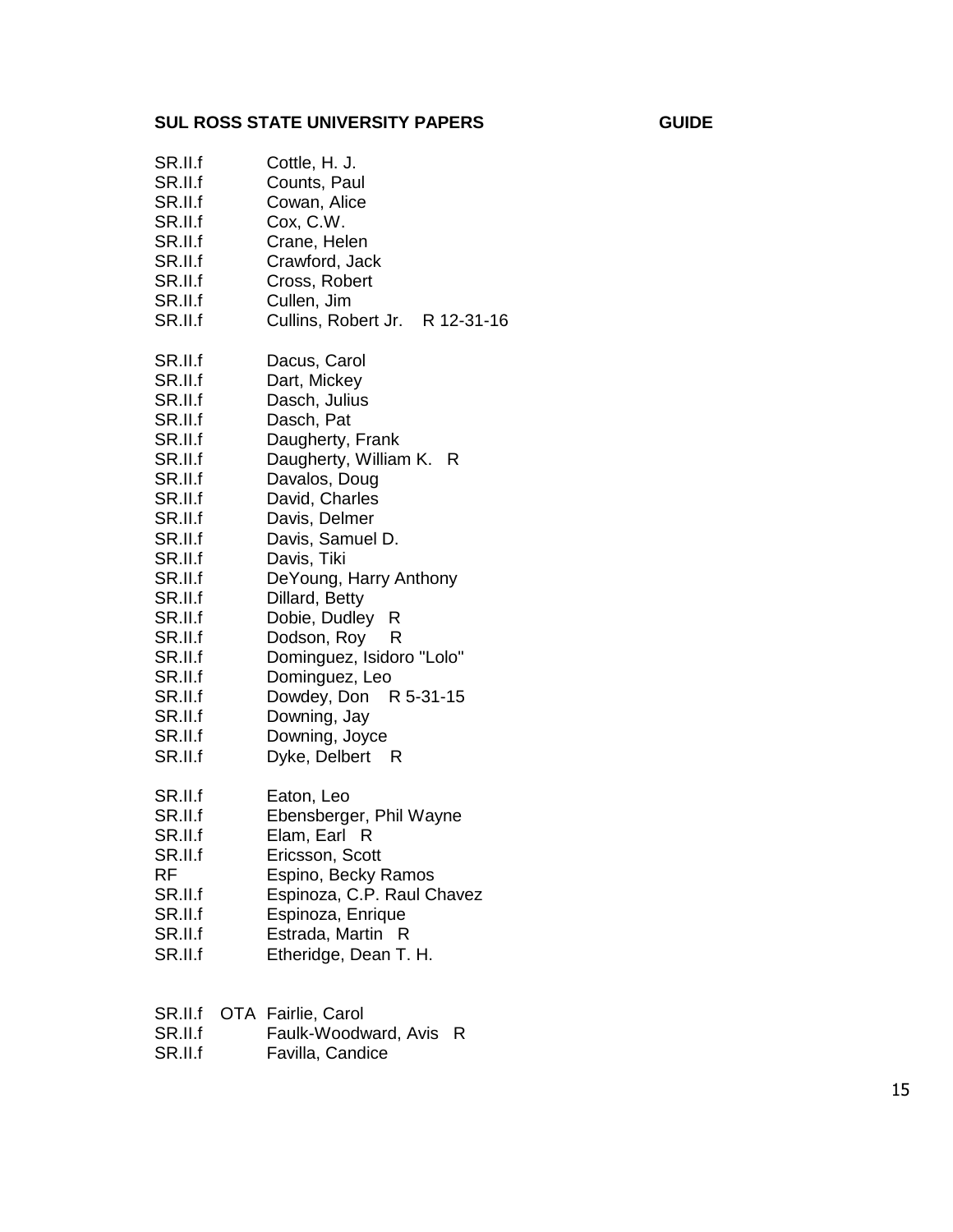SR.II.f Cottle, H. J.
SR.II.f Counts, Paul
SR.II.f Cowan, Alice
SR.II.f Cox, C.W.
SR.II.f Crane, Helen
SR.II.f Crawford, Jack
SR.II.f Cross, Robert
SR.II.f Cullen, Jim
SR.II.f Cullins, Robert Jr. R 12-31-16

SR.II.f Dacus, Carol
SR.II.f Dart, Mickey
SR.II.f Dasch, Julius
SR.II.f Dasch, Pat
SR.II.f Daugherty, Frank
SR.II.f Daugherty, William K. R
SR.II.f Davalos, Doug
SR.II.f David, Charles
SR.II.f Davis, Delmer
SR.II.f Davis, Samuel D.
SR.II.f Davis, Tiki
SR.II.f DeYoung, Harry Anthony
SR.II.f Dillard, Betty
SR.II.f Dobie, Dudley R
SR.II.f Dodson, Roy R
SR.II.f Dominguez, Isidoro "Lolo"
SR.II.f Dominguez, Leo
SR.II.f Dowdey, Don R 5-31-15
SR.II.f Downing, Jay
SR.II.f Downing, Joyce
SR.II.f Dyke, Delbert R

SR.II.f Eaton, Leo
SR.II.f Ebensberger, Phil Wayne
SR.II.f Elam, Earl R
SR.II.f Ericsson, Scott
RF Espino, Becky Ramos
SR.II.f Espinoza, C.P. Raul Chavez
SR.II.f Espinoza, Enrique
SR.II.f Estrada, Martin R
SR.II.f Etheridge, Dean T. H.

SR.II.f OTA Fairlie, Carol
SR.II.f Faulk-Woodward, Avis R
SR.II.f Favilla, Candice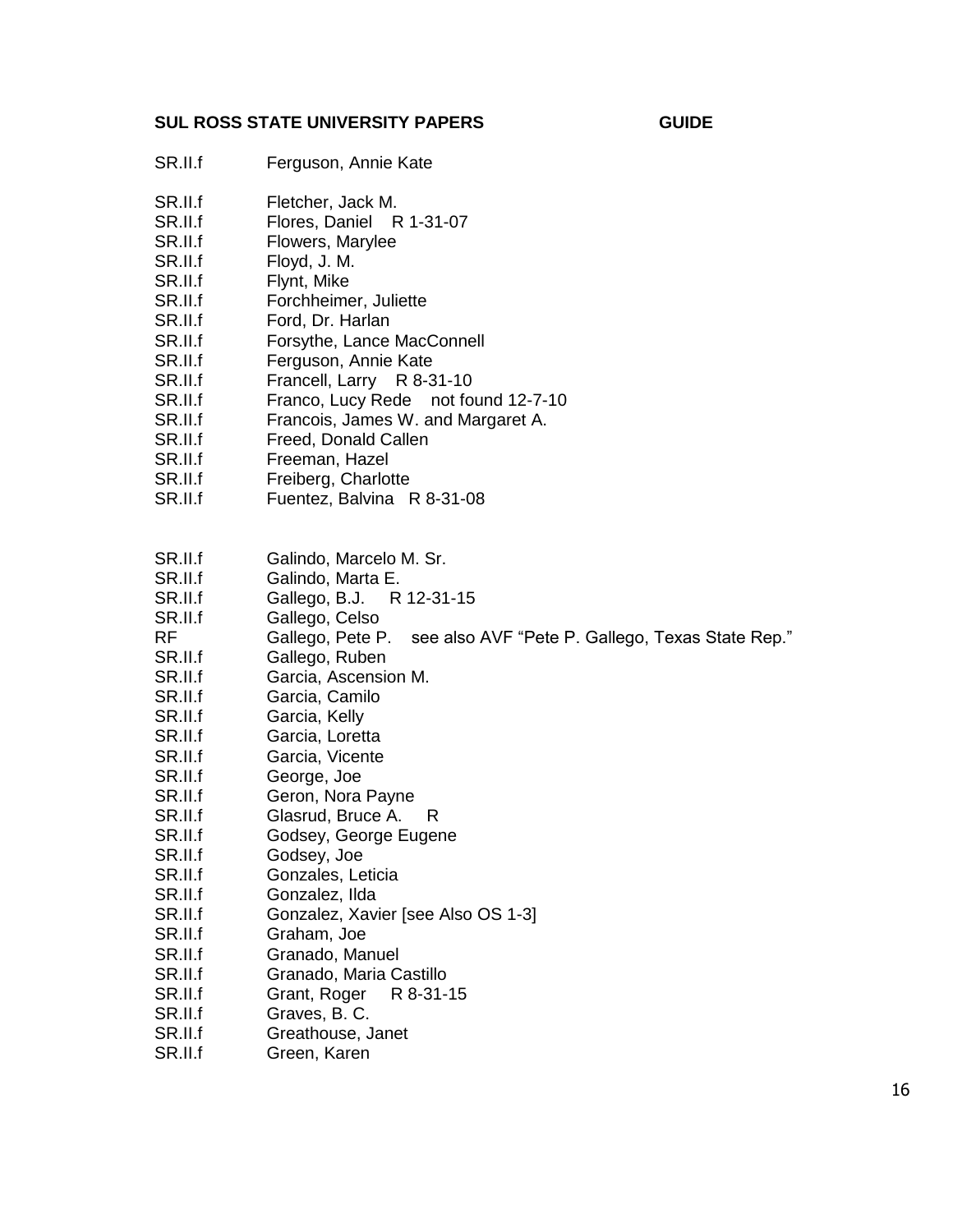**SUL ROSS STATE UNIVERSITY PAPERS GUIDE**

| | |
|---|---|
| SR.II.f | Ferguson, Annie Kate |
| SR.II.f | Fletcher, Jack M. |
| SR.II.f | Flores, Daniel R 1-31-07 |
| SR.II.f | Flowers, Marylee |
| SR.II.f | Floyd, J. M. |
| SR.II.f | Flynt, Mike |
| SR.II.f | Forchheimer, Juliette |
| SR.II.f | Ford, Dr. Harlan |
| SR.II.f | Forsythe, Lance MacConnell |
| SR.II.f | Ferguson, Annie Kate |
| SR.II.f | Francell, Larry R 8-31-10 |
| SR.II.f | Franco, Lucy Rede not found 12-7-10 |
| SR.II.f | Francois, James W. and Margaret A. |
| SR.II.f | Freed, Donald Callen |
| SR.II.f | Freeman, Hazel |
| SR.II.f | Freiberg, Charlotte |
| SR.II.f | Fuentez, Balvina R 8-31-08 |
| | |
| SR.II.f | Galindo, Marcelo M. Sr. |
| SR.II.f | Galindo, Marta E. |
| SR.II.f | Gallego, B.J. R 12-31-15 |
| SR.II.f | Gallego, Celso |
| RF | Gallego, Pete P. see also AVF "Pete P. Gallego, Texas State Rep." |
| SR.II.f | Gallego, Ruben |
| SR.II.f | Garcia, Ascension M. |
| SR.II.f | Garcia, Camilo |
| SR.II.f | Garcia, Kelly |
| SR.II.f | Garcia, Loretta |
| SR.II.f | Garcia, Vicente |
| SR.II.f | George, Joe |
| SR.II.f | Geron, Nora Payne |
| SR.II.f | Glasrud, Bruce A. R |
| SR.II.f | Godsey, George Eugene |
| SR.II.f | Godsey, Joe |
| SR.II.f | Gonzales, Leticia |
| SR.II.f | Gonzalez, Ilda |
| SR.II.f | Gonzalez, Xavier [see Also OS 1-3] |
| SR.II.f | Graham, Joe |
| SR.II.f | Granado, Manuel |
| SR.II.f | Granado, Maria Castillo |
| SR.II.f | Grant, Roger R 8-31-15 |
| SR.II.f | Graves, B. C. |
| SR.II.f | Greathouse, Janet |
| SR.II.f | Green, Karen |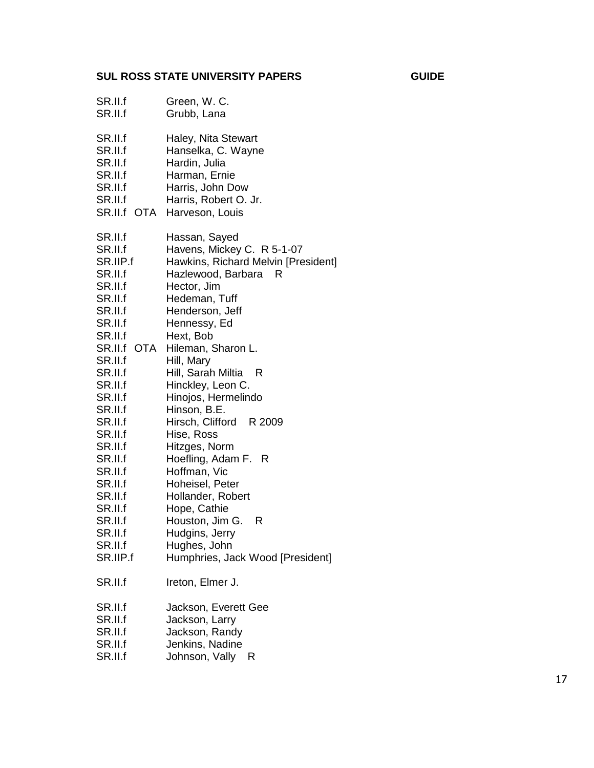SR.II.f Green, W. C.
SR.II.f Grubb, Lana

SR.II.f Haley, Nita Stewart
SR.II.f Hanselka, C. Wayne
SR.II.f Hardin, Julia
SR.II.f Harman, Ernie
SR.II.f Harris, John Dow
SR.II.f Harris, Robert O. Jr.
SR.II.f OTA Harveson, Louis

SR.II.f Hassan, Sayed
SR.II.f Havens, Mickey C. R 5-1-07
SR.IIP.f Hawkins, Richard Melvin [President]
SR.II.f Hazlewood, Barbara R
SR.II.f Hector, Jim
SR.II.f Hedeman, Tuff
SR.II.f Henderson, Jeff
SR.II.f Hennessy, Ed
SR.II.f Hext, Bob
SR.II.f OTA Hileman, Sharon L.
SR.II.f Hill, Mary
SR.II.f Hill, Sarah Miltia R
SR.II.f Hinckley, Leon C.
SR.II.f Hinojos, Hermelindo
SR.II.f Hinson, B.E.
SR.II.f Hirsch, Clifford R 2009
SR.II.f Hise, Ross
SR.II.f Hitzges, Norm
SR.II.f Hoefling, Adam F. R
SR.II.f Hoffman, Vic
SR.II.f Hoheisel, Peter
SR.II.f Hollander, Robert
SR.II.f Hope, Cathie
SR.II.f Houston, Jim G. R
SR.II.f Hudgins, Jerry
SR.II.f Hughes, John
SR.IIP.f Humphries, Jack Wood [President]

SR.II.f Ireton, Elmer J.

SR.II.f Jackson, Everett Gee
SR.II.f Jackson, Larry
SR.II.f Jackson, Randy
SR.II.f Jenkins, Nadine
SR.II.f Johnson, Vally R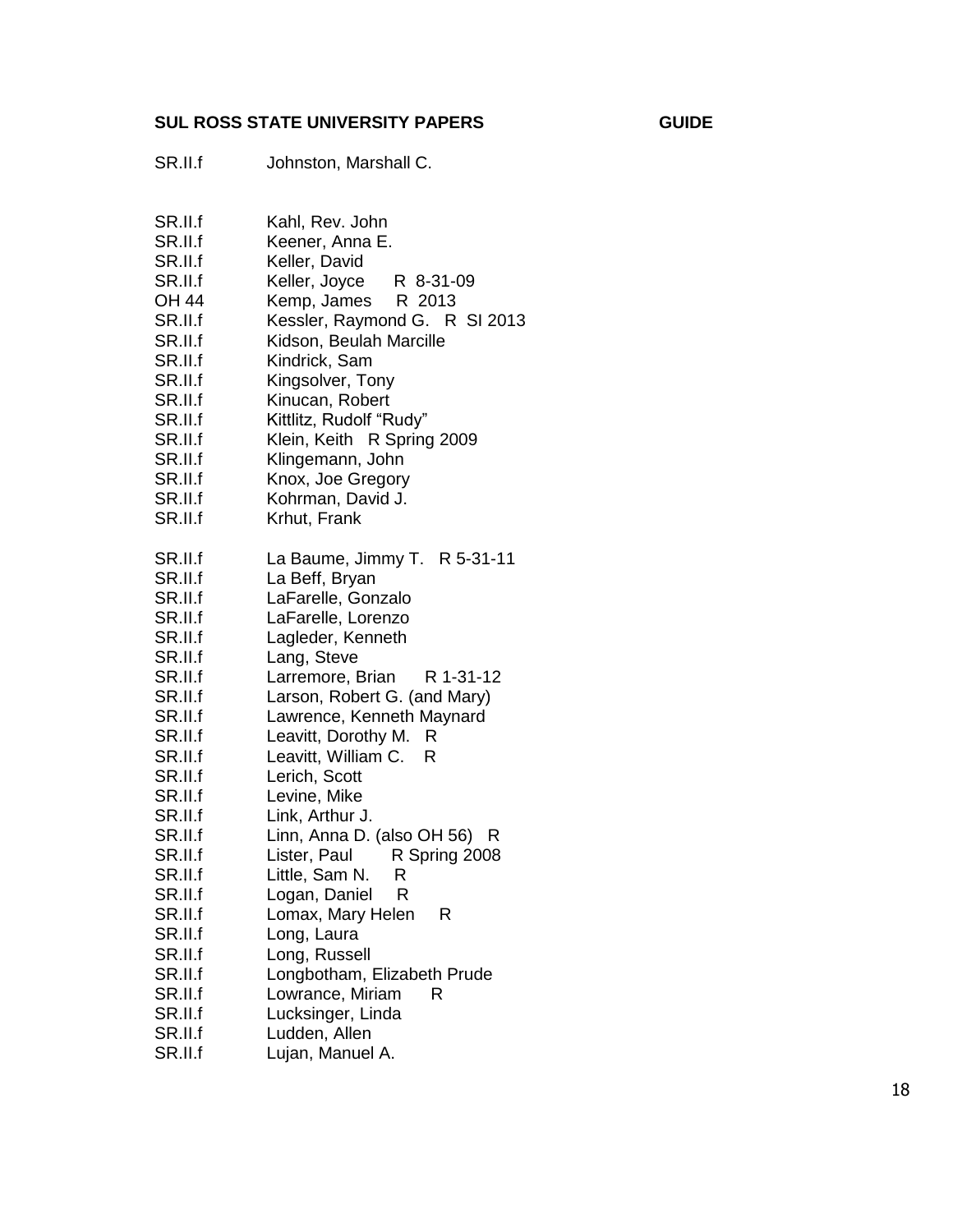| | |
|---|---|
| SR.II.f | Johnston, Marshall C. |
| | |
| SR.II.f | Kahl, Rev. John |
| SR.II.f | Keener, Anna E. |
| SR.II.f | Keller, David |
| SR.II.f | Keller, Joyce R 8-31-09 |
| OH 44 | Kemp, James R 2013 |
| SR.II.f | Kessler, Raymond G. R SI 2013 |
| SR.II.f | Kidson, Beulah Marcille |
| SR.II.f | Kindrick, Sam |
| SR.II.f | Kingsolver, Tony |
| SR.II.f | Kinucan, Robert |
| SR.II.f | Kittlitz, Rudolf "Rudy" |
| SR.II.f | Klein, Keith R Spring 2009 |
| SR.II.f | Klingemann, John |
| SR.II.f | Knox, Joe Gregory |
| SR.II.f | Kohrman, David J. |
| SR.II.f | Krhut, Frank |
| | |
| SR.II.f | La Baume, Jimmy T. R 5-31-11 |
| SR.II.f | La Beff, Bryan |
| SR.II.f | LaFarelle, Gonzalo |
| SR.II.f | LaFarelle, Lorenzo |
| SR.II.f | Lagleder, Kenneth |
| SR.II.f | Lang, Steve |
| SR.II.f | Larremore, Brian R 1-31-12 |
| SR.II.f | Larson, Robert G. (and Mary) |
| SR.II.f | Lawrence, Kenneth Maynard |
| SR.II.f | Leavitt, Dorothy M. R |
| SR.II.f | Leavitt, William C. R |
| SR.II.f | Lerich, Scott |
| SR.II.f | Levine, Mike |
| SR.II.f | Link, Arthur J. |
| SR.II.f | Linn, Anna D. (also OH 56) R |
| SR.II.f | Lister, Paul R Spring 2008 |
| SR.II.f | Little, Sam N. R |
| SR.II.f | Logan, Daniel R |
| SR.II.f | Lomax, Mary Helen R |
| SR.II.f | Long, Laura |
| SR.II.f | Long, Russell |
| SR.II.f | Longbotham, Elizabeth Prude |
| SR.II.f | Lowrance, Miriam R |
| SR.II.f | Lucksinger, Linda |
| SR.II.f | Ludden, Allen |
| SR.II.f | Lujan, Manuel A. |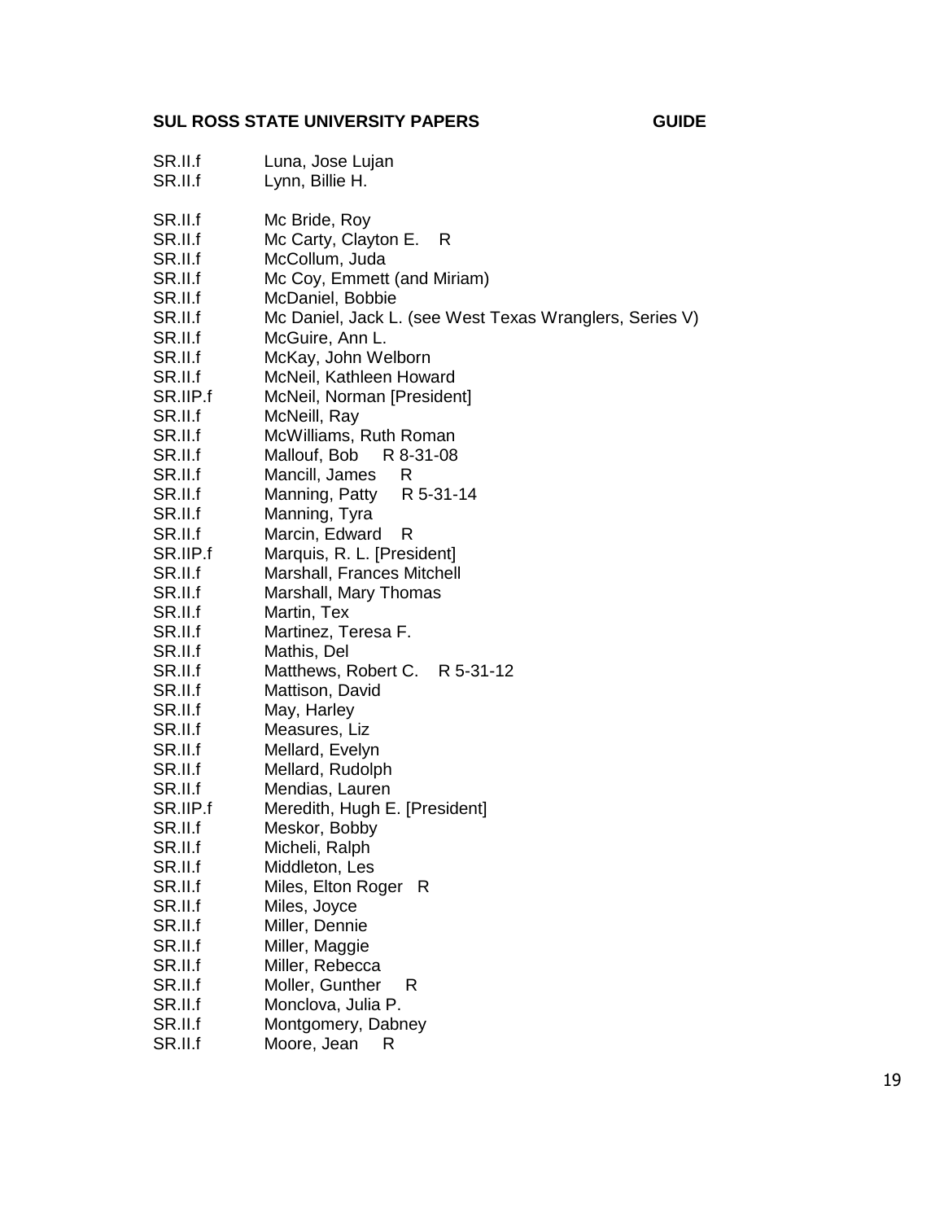SR.II.f Luna, Jose Lujan
SR.II.f Lynn, Billie H.

SR.II.f Mc Bride, Roy
SR.II.f Mc Carty, Clayton E. R
SR.II.f McCollum, Juda
SR.II.f Mc Coy, Emmett (and Miriam)
SR.II.f McDaniel, Bobbie
SR.II.f Mc Daniel, Jack L. (see West Texas Wranglers, Series V)
SR.II.f McGuire, Ann L.
SR.II.f McKay, John Welborn
SR.II.f McNeil, Kathleen Howard
SR.IIP.f McNeil, Norman [President]
SR.II.f McNeill, Ray
SR.II.f McWilliams, Ruth Roman
SR.II.f Mallouf, Bob R 8-31-08
SR.II.f Mancill, James R
SR.II.f Manning, Patty R 5-31-14
SR.II.f Manning, Tyra
SR.II.f Marcin, Edward R
SR.IIP.f Marquis, R. L. [President]
SR.II.f Marshall, Frances Mitchell
SR.II.f Marshall, Mary Thomas
SR.II.f Martin, Tex
SR.II.f Martinez, Teresa F.
SR.II.f Mathis, Del
SR.II.f Matthews, Robert C. R 5-31-12
SR.II.f Mattison, David
SR.II.f May, Harley
SR.II.f Measures, Liz
SR.II.f Mellard, Evelyn
SR.II.f Mellard, Rudolph
SR.II.f Mendias, Lauren
SR.IIP.f Meredith, Hugh E. [President]
SR.II.f Meskor, Bobby
SR.II.f Micheli, Ralph
SR.II.f Middleton, Les
SR.II.f Miles, Elton Roger R
SR.II.f Miles, Joyce
SR.II.f Miller, Dennie
SR.II.f Miller, Maggie
SR.II.f Miller, Rebecca
SR.II.f Moller, Gunther R
SR.II.f Monclova, Julia P.
SR.II.f Montgomery, Dabney
SR.II.f Moore, Jean R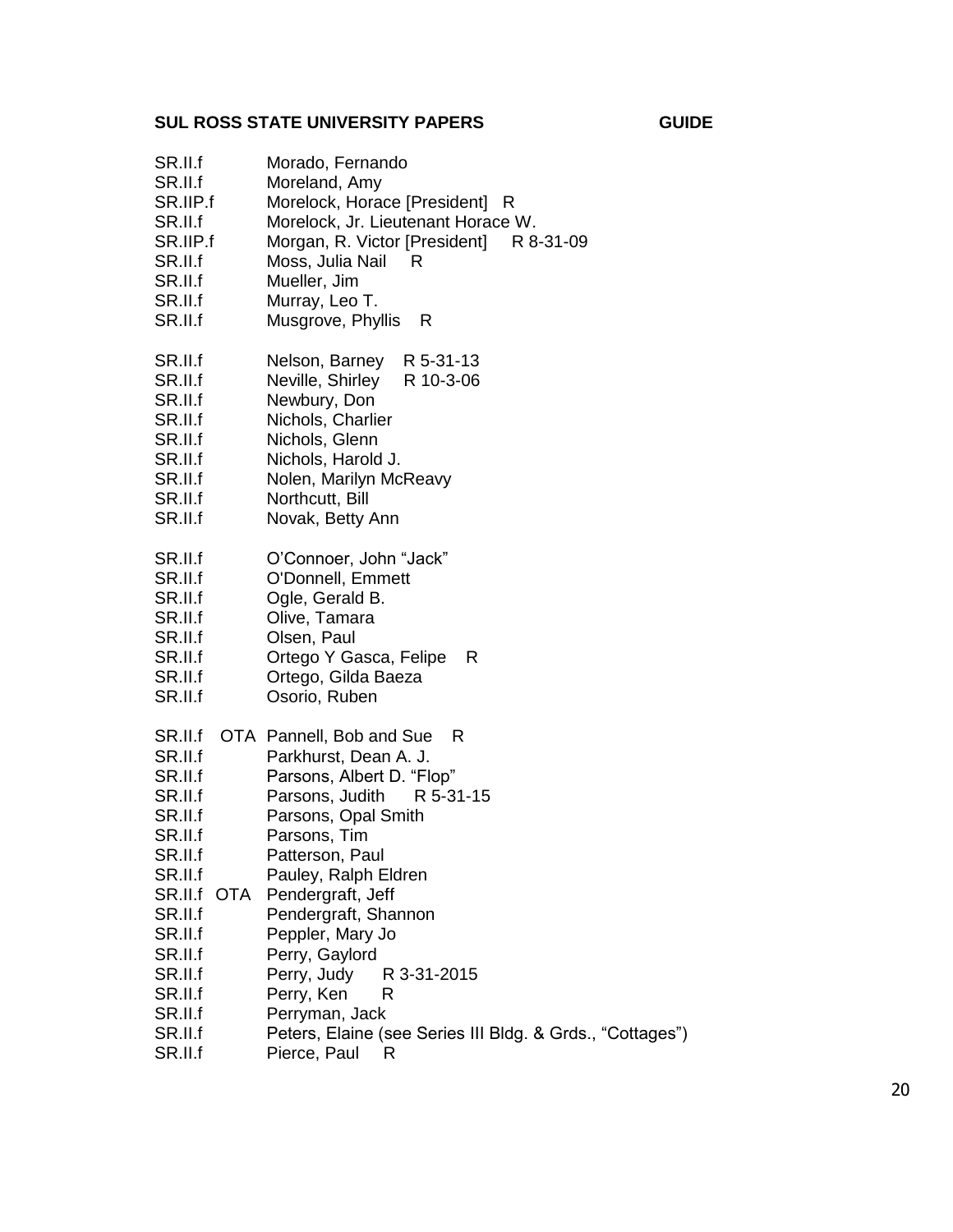SR.II.f Morado, Fernando
SR.II.f Moreland, Amy
SR.IIP.f Morelock, Horace [President] R
SR.II.f Morelock, Jr. Lieutenant Horace W.
SR.IIP.f Morgan, R. Victor [President] R 8-31-09
SR.II.f Moss, Julia Nail R
SR.II.f Mueller, Jim
SR.II.f Murray, Leo T.
SR.II.f Musgrove, Phyllis R

SR.II.f Nelson, Barney R 5-31-13
SR.II.f Neville, Shirley R 10-3-06
SR.II.f Newbury, Don
SR.II.f Nichols, Charlier
SR.II.f Nichols, Glenn
SR.II.f Nichols, Harold J.
SR.II.f Nolen, Marilyn McReavy
SR.II.f Northcutt, Bill
SR.II.f Novak, Betty Ann

SR.II.f O'Connoer, John "Jack"
SR.II.f O'Donnell, Emmett
SR.II.f Ogle, Gerald B.
SR.II.f Olive, Tamara
SR.II.f Olsen, Paul
SR.II.f Ortego Y Gasca, Felipe R
SR.II.f Ortego, Gilda Baeza
SR.II.f Osorio, Ruben

SR.II.f OTA Pannell, Bob and Sue R
SR.II.f Parkhurst, Dean A. J.
SR.II.f Parsons, Albert D. "Flop"
SR.II.f Parsons, Judith R 5-31-15
SR.II.f Parsons, Opal Smith
SR.II.f Parsons, Tim
SR.II.f Patterson, Paul
SR.II.f Pauley, Ralph Eldren
SR.II.f OTA Pendergraft, Jeff
SR.II.f Pendergraft, Shannon
SR.II.f Peppler, Mary Jo
SR.II.f Perry, Gaylord
SR.II.f Perry, Judy R 3-31-2015
SR.II.f Perry, Ken R
SR.II.f Perryman, Jack
SR.II.f Peters, Elaine (see Series III Bldg. & Grds., "Cottages")
SR.II.f Pierce, Paul R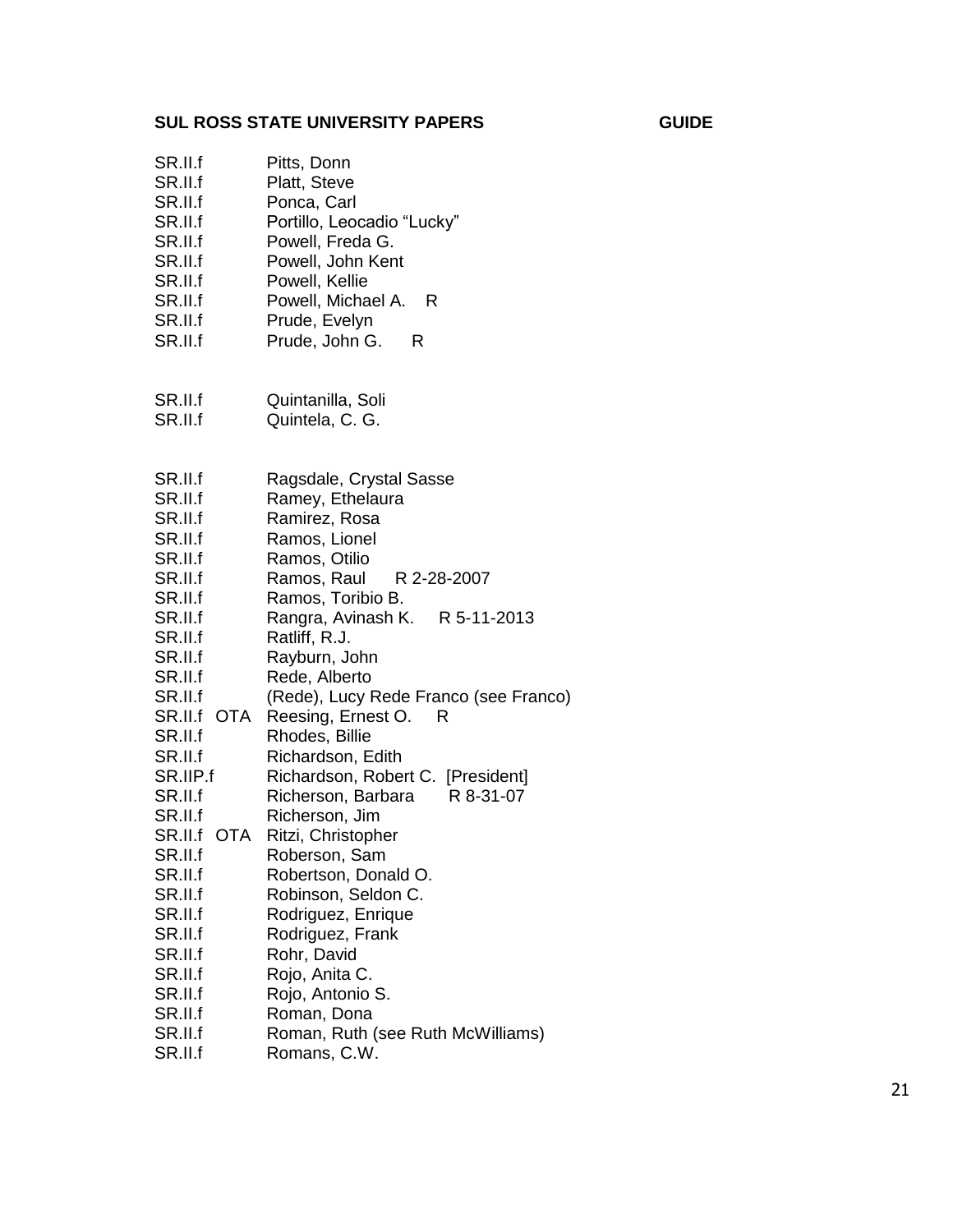| | |
|---|---|
| SR.II.f | Pitts, Donn |
| SR.II.f | Platt, Steve |
| SR.II.f | Ponca, Carl |
| SR.II.f | Portillo, Leocadio "Lucky" |
| SR.II.f | Powell, Freda G. |
| SR.II.f | Powell, John Kent |
| SR.II.f | Powell, Kellie |
| SR.II.f | Powell, Michael A. R |
| SR.II.f | Prude, Evelyn |
| SR.II.f | Prude, John G. R |

| | |
|---|---|
| SR.II.f | Quintanilla, Soli |
| SR.II.f | Quintela, C. G. |

| | |
|---|---|
| SR.II.f | Ragsdale, Crystal Sasse |
| SR.II.f | Ramey, Ethelaura |
| SR.II.f | Ramirez, Rosa |
| SR.II.f | Ramos, Lionel |
| SR.II.f | Ramos, Otilio |
| SR.II.f | Ramos, Raul R 2-28-2007 |
| SR.II.f | Ramos, Toribio B. |
| SR.II.f | Rangra, Avinash K. R 5-11-2013 |
| SR.II.f | Ratliff, R.J. |
| SR.II.f | Rayburn, John |
| SR.II.f | Rede, Alberto |
| SR.II.f | (Rede), Lucy Rede Franco (see Franco) |
| SR.II.f OTA | Reesing, Ernest O. R |
| SR.II.f | Rhodes, Billie |
| SR.II.f | Richardson, Edith |
| SR.IIP.f | Richardson, Robert C. [President] |
| SR.II.f | Richerson, Barbara R 8-31-07 |
| SR.II.f | Richerson, Jim |
| SR.II.f OTA | Ritzi, Christopher |
| SR.II.f | Roberson, Sam |
| SR.II.f | Robertson, Donald O. |
| SR.II.f | Robinson, Seldon C. |
| SR.II.f | Rodriguez, Enrique |
| SR.II.f | Rodriguez, Frank |
| SR.II.f | Rohr, David |
| SR.II.f | Rojo, Anita C. |
| SR.II.f | Rojo, Antonio S. |
| SR.II.f | Roman, Dona |
| SR.II.f | Roman, Ruth (see Ruth McWilliams) |
| SR.II.f | Romans, C.W. |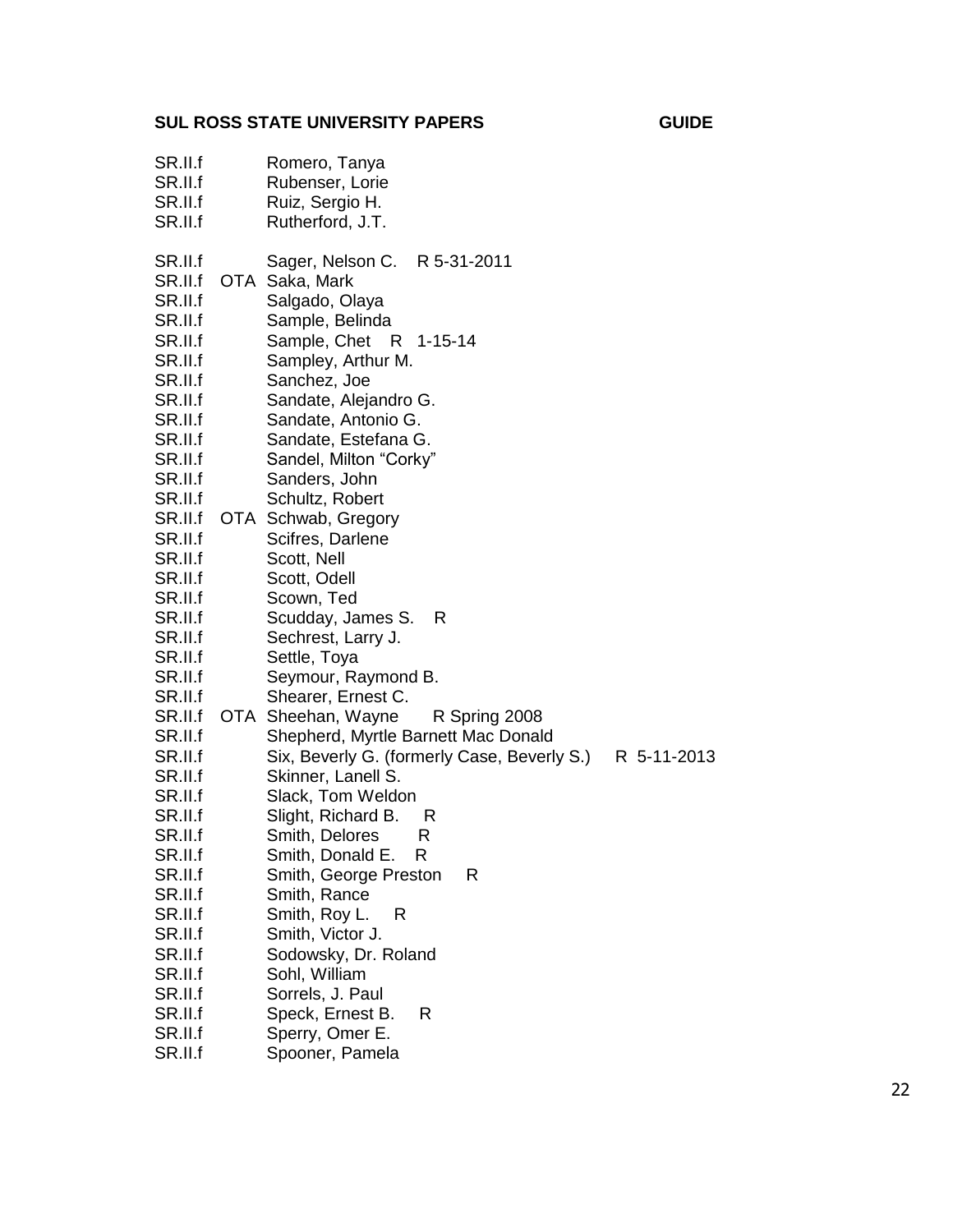SR.II.f Romero, Tanya
SR.II.f Rubenser, Lorie
SR.II.f Ruiz, Sergio H.
SR.II.f Rutherford, J.T.

SR.II.f Sager, Nelson C. R 5-31-2011
SR.II.f OTA Saka, Mark
SR.II.f Salgado, Olaya
SR.II.f Sample, Belinda
SR.II.f Sample, Chet R 1-15-14
SR.II.f Sampley, Arthur M.
SR.II.f Sanchez, Joe
SR.II.f Sandate, Alejandro G.
SR.II.f Sandate, Antonio G.
SR.II.f Sandate, Estefana G.
SR.II.f Sandel, Milton "Corky"
SR.II.f Sanders, John
SR.II.f Schultz, Robert
SR.II.f OTA Schwab, Gregory
SR.II.f Scifres, Darlene
SR.II.f Scott, Nell
SR.II.f Scott, Odell
SR.II.f Scown, Ted
SR.II.f Scudday, James S. R
SR.II.f Sechrest, Larry J.
SR.II.f Settle, Toya
SR.II.f Seymour, Raymond B.
SR.II.f Shearer, Ernest C.
SR.II.f OTA Sheehan, Wayne R Spring 2008
SR.II.f Shepherd, Myrtle Barnett Mac Donald
SR.II.f Six, Beverly G. (formerly Case, Beverly S.) R 5-11-2013
SR.II.f Skinner, Lanell S.
SR.II.f Slack, Tom Weldon
SR.II.f Slight, Richard B. R
SR.II.f Smith, Delores R
SR.II.f Smith, Donald E. R
SR.II.f Smith, George Preston R
SR.II.f Smith, Rance
SR.II.f Smith, Roy L. R
SR.II.f Smith, Victor J.
SR.II.f Sodowsky, Dr. Roland
SR.II.f Sohl, William
SR.II.f Sorrels, J. Paul
SR.II.f Speck, Ernest B. R
SR.II.f Sperry, Omer E.
SR.II.f Spooner, Pamela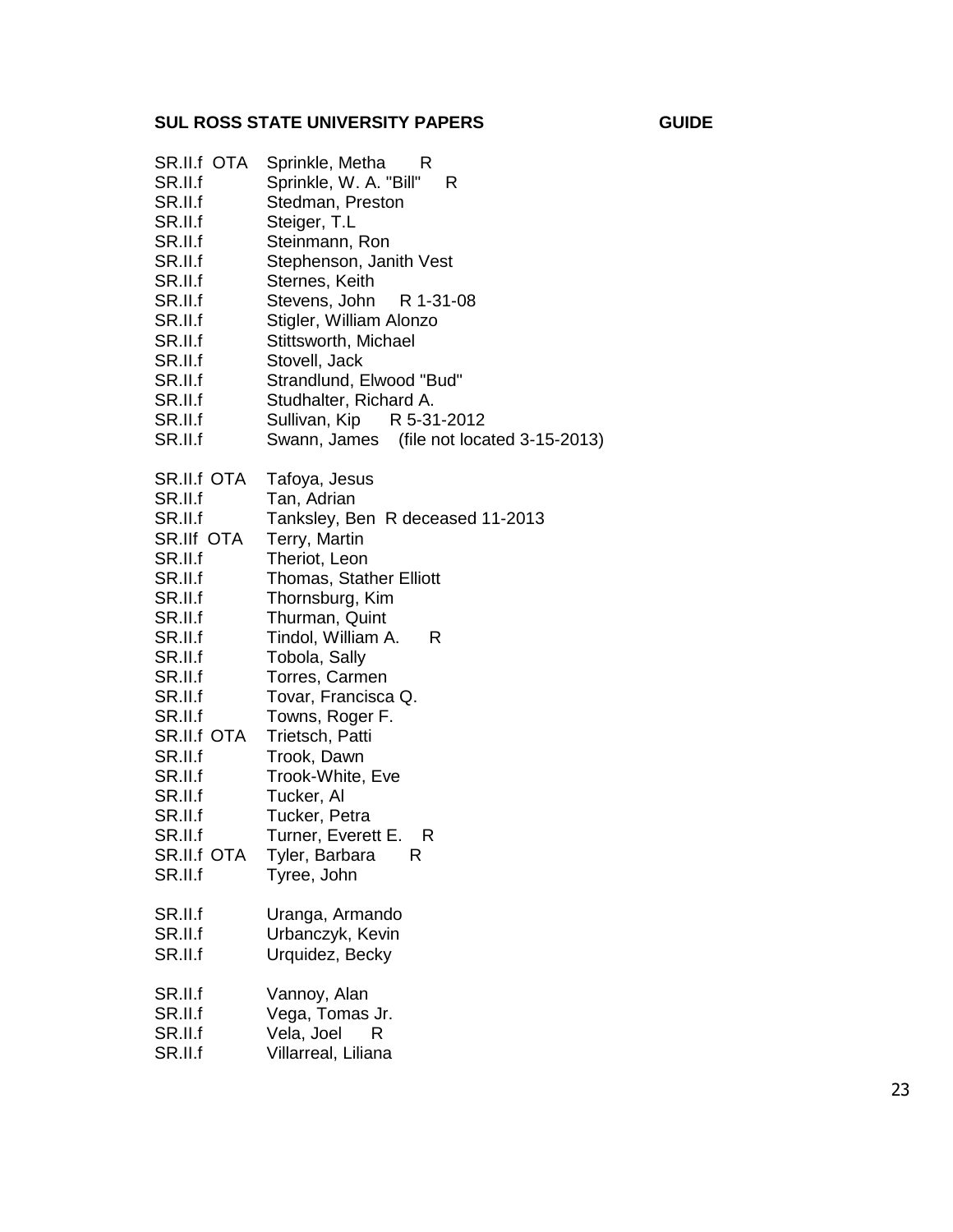| | |
|---|---|
| SR.II.f OTA | Sprinkle, Metha R |
| SR.II.f | Sprinkle, W. A. "Bill" R |
| SR.II.f | Stedman, Preston |
| SR.II.f | Steiger, T.L |
| SR.II.f | Steinmann, Ron |
| SR.II.f | Stephenson, Janith Vest |
| SR.II.f | Sternes, Keith |
| SR.II.f | Stevens, John R 1-31-08 |
| SR.II.f | Stigler, William Alonzo |
| SR.II.f | Stittsworth, Michael |
| SR.II.f | Stovell, Jack |
| SR.II.f | Strandlund, Elwood "Bud" |
| SR.II.f | Studhalter, Richard A. |
| SR.II.f | Sullivan, Kip R 5-31-2012 |
| SR.II.f | Swann, James (file not located 3-15-2013) |
| | |
| SR.II.f OTA | Tafoya, Jesus |
| SR.II.f | Tan, Adrian |
| SR.II.f | Tanksley, Ben R deceased 11-2013 |
| SR.IIf OTA | Terry, Martin |
| SR.II.f | Theriot, Leon |
| SR.II.f | Thomas, Stather Elliott |
| SR.II.f | Thornsburg, Kim |
| SR.II.f | Thurman, Quint |
| SR.II.f | Tindol, William A. R |
| SR.II.f | Tobola, Sally |
| SR.II.f | Torres, Carmen |
| SR.II.f | Tovar, Francisca Q. |
| SR.II.f | Towns, Roger F. |
| SR.II.f OTA | Trietsch, Patti |
| SR.II.f | Trook, Dawn |
| SR.II.f | Trook-White, Eve |
| SR.II.f | Tucker, Al |
| SR.II.f | Tucker, Petra |
| SR.II.f | Turner, Everett E. R |
| SR.II.f OTA | Tyler, Barbara R |
| SR.II.f | Tyree, John |
| | |
| SR.II.f | Uranga, Armando |
| SR.II.f | Urbanczyk, Kevin |
| SR.II.f | Urquidez, Becky |
| | |
| SR.II.f | Vannoy, Alan |
| SR.II.f | Vega, Tomas Jr. |
| SR.II.f | Vela, Joel R |
| SR.II.f | Villarreal, Liliana |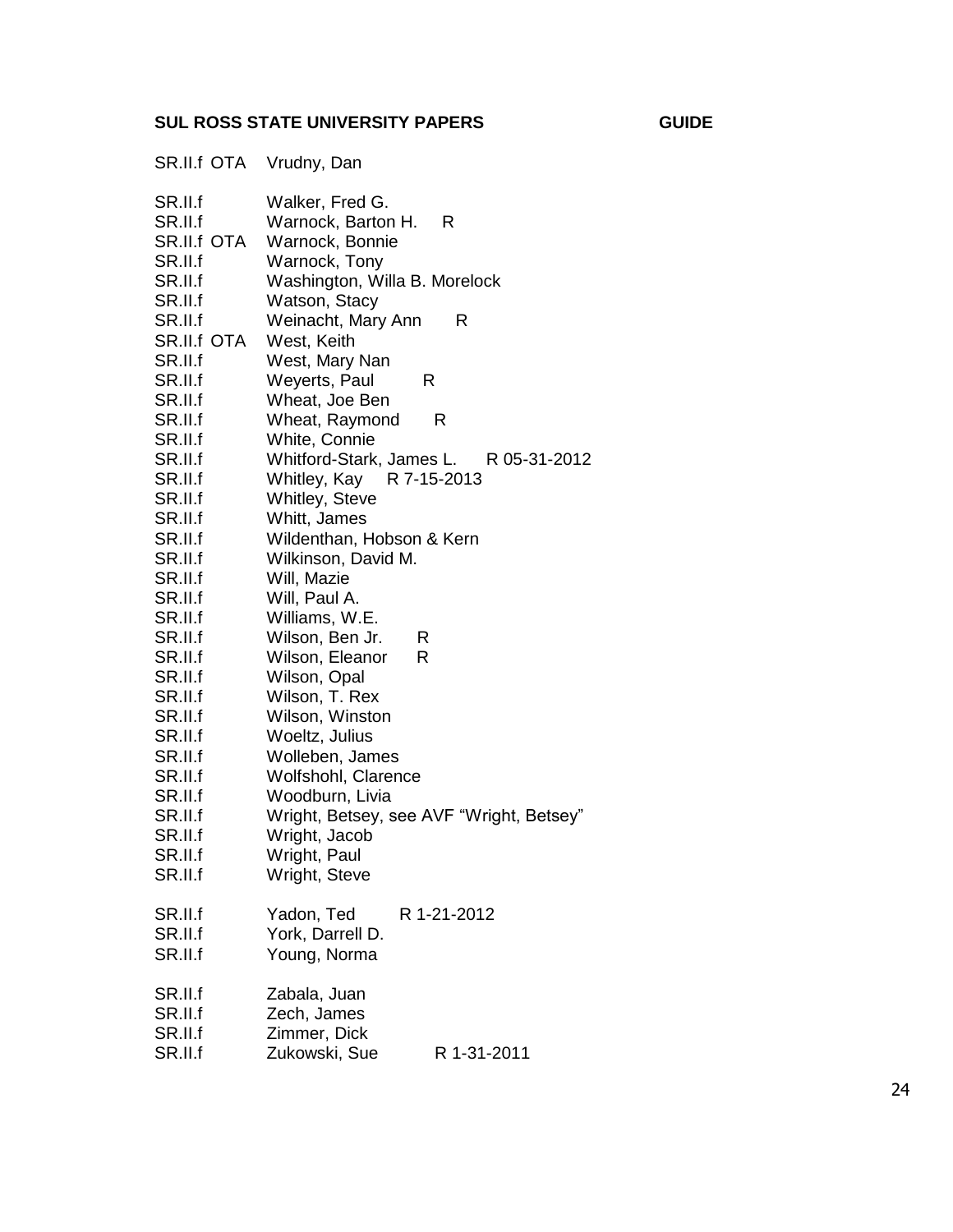| | |
|---|---|
| SR.II.f OTA | Vrudny, Dan |
| | |
| SR.II.f | Walker, Fred G. |
| SR.II.f | Warnock, Barton H. R |
| SR.II.f OTA | Warnock, Bonnie |
| SR.II.f | Warnock, Tony |
| SR.II.f | Washington, Willa B. Morelock |
| SR.II.f | Watson, Stacy |
| SR.II.f | Weinacht, Mary Ann R |
| SR.II.f OTA | West, Keith |
| SR.II.f | West, Mary Nan |
| SR.II.f | Weyerts, Paul R |
| SR.II.f | Wheat, Joe Ben |
| SR.II.f | Wheat, Raymond R |
| SR.II.f | White, Connie |
| SR.II.f | Whitford-Stark, James L. R 05-31-2012 |
| SR.II.f | Whitley, Kay R 7-15-2013 |
| SR.II.f | Whitley, Steve |
| SR.II.f | Whitt, James |
| SR.II.f | Wildenthan, Hobson & Kern |
| SR.II.f | Wilkinson, David M. |
| SR.II.f | Will, Mazie |
| SR.II.f | Will, Paul A. |
| SR.II.f | Williams, W.E. |
| SR.II.f | Wilson, Ben Jr. R |
| SR.II.f | Wilson, Eleanor R |
| SR.II.f | Wilson, Opal |
| SR.II.f | Wilson, T. Rex |
| SR.II.f | Wilson, Winston |
| SR.II.f | Woeltz, Julius |
| SR.II.f | Wolleben, James |
| SR.II.f | Wolfshohl, Clarence |
| SR.II.f | Woodburn, Livia |
| SR.II.f | Wright, Betsey, see AVF "Wright, Betsey" |
| SR.II.f | Wright, Jacob |
| SR.II.f | Wright, Paul |
| SR.II.f | Wright, Steve |
| | |
| SR.II.f | Yadon, Ted R 1-21-2012 |
| SR.II.f | York, Darrell D. |
| SR.II.f | Young, Norma |
| | |
| SR.II.f | Zabala, Juan |
| SR.II.f | Zech, James |
| SR.II.f | Zimmer, Dick |
| SR.II.f | Zukowski, Sue R 1-31-2011 |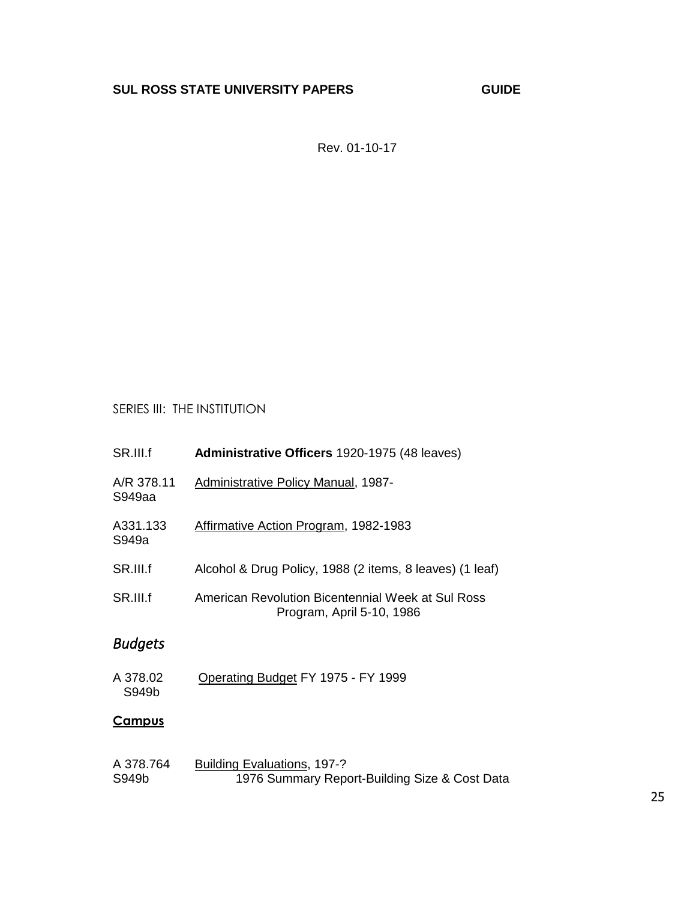**SUL ROSS STATE UNIVERSITY PAPERS GUIDE**

Rev. 01-10-17

SERIES III: THE INSTITUTION

| | |
|---|---|
| SR.III.f | **Administrative Officers** 1920-1975 (48 leaves) |
| A/R 378.11 S949aa | Administrative Policy Manual, 1987- |
| A331.133 S949a | Affirmative Action Program, 1982-1983 |
| SR.III.f | Alcohol & Drug Policy, 1988 (2 items, 8 leaves) (1 leaf) |
| SR.III.f | American Revolution Bicentennial Week at Sul Ross Program, April 5-10, 1986 |

## *Budgets*

| | |
|---|---|
| A 378.02 S949b | Operating Budget FY 1975 - FY 1999 |

## Campus

| | |
|---|---|
| A 378.764 S949b | Building Evaluations, 197-? <br> 1976 Summary Report-Building Size & Cost Data |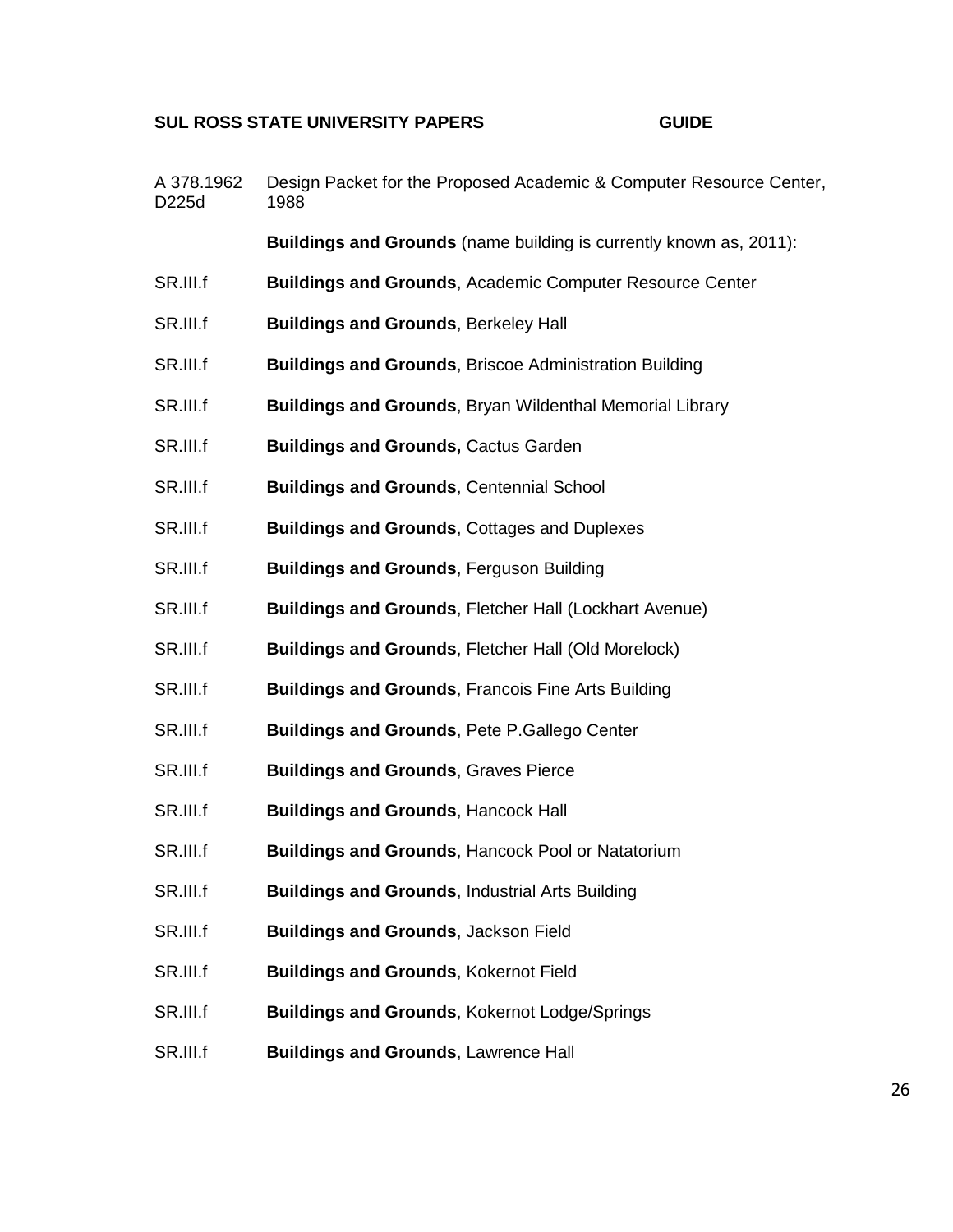**SUL ROSS STATE UNIVERSITY PAPERS GUIDE**

A 378.1962 D225d — Design Packet for the Proposed Academic & Computer Resource Center, 1988

**Buildings and Grounds** (name building is currently known as, 2011):

SR.III.f — **Buildings and Grounds**, Academic Computer Resource Center

SR.III.f — **Buildings and Grounds**, Berkeley Hall

SR.III.f — **Buildings and Grounds**, Briscoe Administration Building

SR.III.f — **Buildings and Grounds**, Bryan Wildenthal Memorial Library

SR.III.f — **Buildings and Grounds,** Cactus Garden

SR.III.f — **Buildings and Grounds**, Centennial School

SR.III.f — **Buildings and Grounds**, Cottages and Duplexes

SR.III.f — **Buildings and Grounds**, Ferguson Building

SR.III.f — **Buildings and Grounds**, Fletcher Hall (Lockhart Avenue)

SR.III.f — **Buildings and Grounds**, Fletcher Hall (Old Morelock)

SR.III.f — **Buildings and Grounds**, Francois Fine Arts Building

SR.III.f — **Buildings and Grounds**, Pete P.Gallego Center

SR.III.f — **Buildings and Grounds**, Graves Pierce

SR.III.f — **Buildings and Grounds**, Hancock Hall

SR.III.f — **Buildings and Grounds**, Hancock Pool or Natatorium

SR.III.f — **Buildings and Grounds**, Industrial Arts Building

SR.III.f — **Buildings and Grounds**, Jackson Field

SR.III.f — **Buildings and Grounds**, Kokernot Field

SR.III.f — **Buildings and Grounds**, Kokernot Lodge/Springs

SR.III.f — **Buildings and Grounds**, Lawrence Hall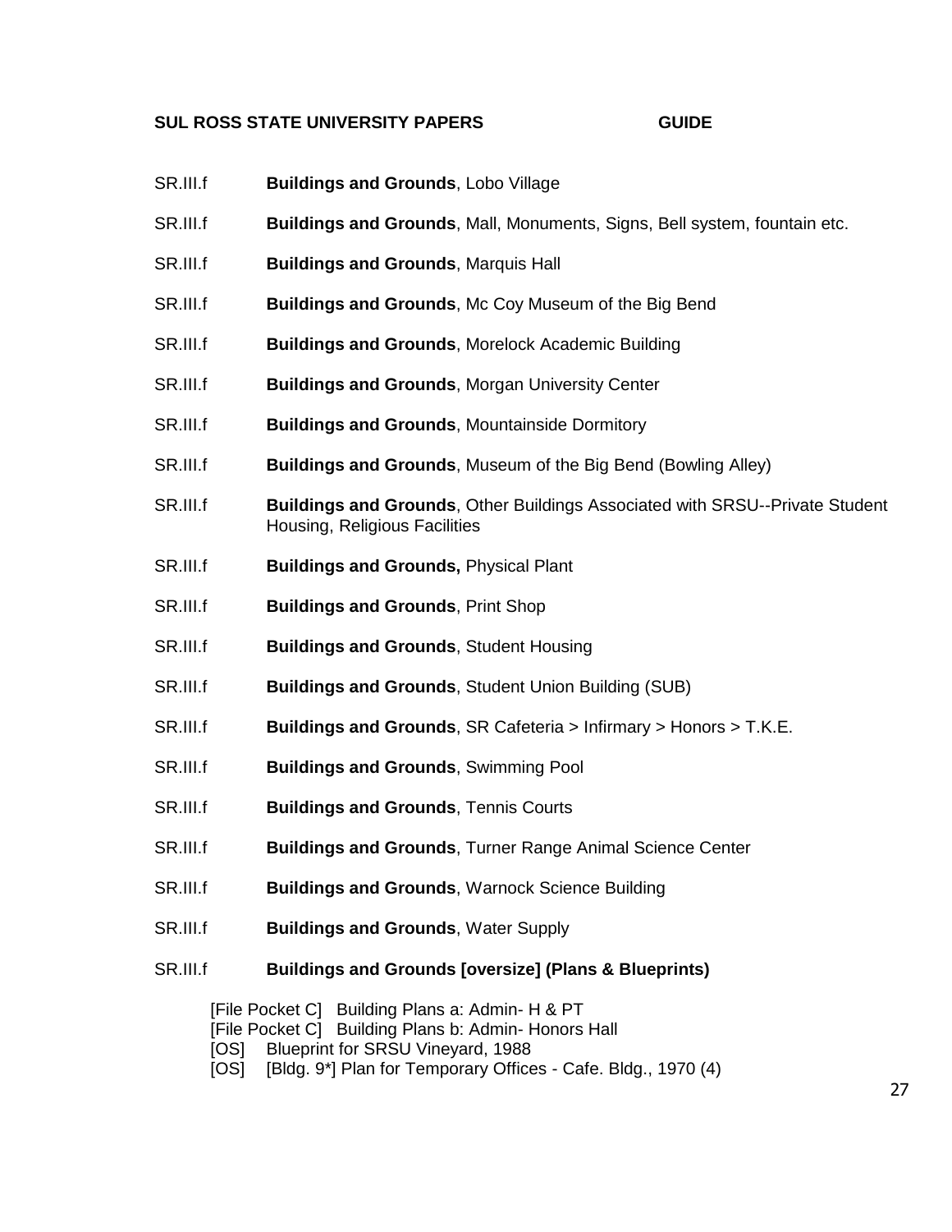SR.III.f **Buildings and Grounds**, Lobo Village

SR.III.f **Buildings and Grounds**, Mall, Monuments, Signs, Bell system, fountain etc.

SR.III.f **Buildings and Grounds**, Marquis Hall

SR.III.f **Buildings and Grounds**, Mc Coy Museum of the Big Bend

SR.III.f **Buildings and Grounds**, Morelock Academic Building

SR.III.f **Buildings and Grounds**, Morgan University Center

SR.III.f **Buildings and Grounds**, Mountainside Dormitory

SR.III.f **Buildings and Grounds**, Museum of the Big Bend (Bowling Alley)

SR.III.f **Buildings and Grounds**, Other Buildings Associated with SRSU--Private Student Housing, Religious Facilities

SR.III.f **Buildings and Grounds,** Physical Plant

SR.III.f **Buildings and Grounds**, Print Shop

SR.III.f **Buildings and Grounds**, Student Housing

SR.III.f **Buildings and Grounds**, Student Union Building (SUB)

SR.III.f **Buildings and Grounds**, SR Cafeteria > Infirmary > Honors > T.K.E.

SR.III.f **Buildings and Grounds**, Swimming Pool

SR.III.f **Buildings and Grounds**, Tennis Courts

SR.III.f **Buildings and Grounds**, Turner Range Animal Science Center

SR.III.f **Buildings and Grounds**, Warnock Science Building

SR.III.f **Buildings and Grounds**, Water Supply

SR.III.f **Buildings and Grounds [oversize] (Plans & Blueprints)**

[File Pocket C] Building Plans a: Admin- H & PT
[File Pocket C] Building Plans b: Admin- Honors Hall
[OS] Blueprint for SRSU Vineyard, 1988
[OS] [Bldg. 9*] Plan for Temporary Offices - Cafe. Bldg., 1970 (4)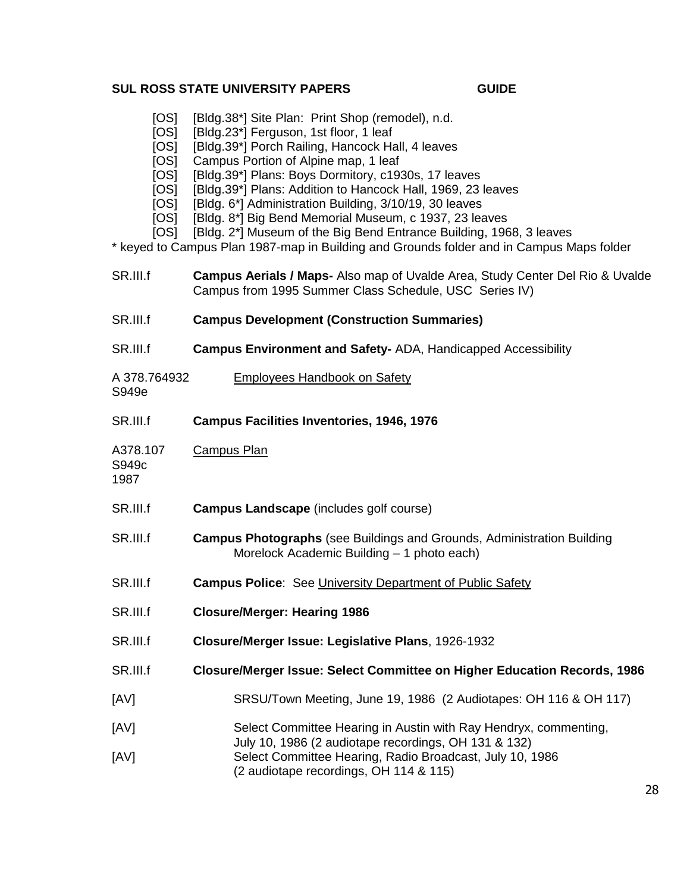[OS] [Bldg.38*] Site Plan: Print Shop (remodel), n.d.
[OS] [Bldg.23*] Ferguson, 1st floor, 1 leaf
[OS] [Bldg.39*] Porch Railing, Hancock Hall, 4 leaves
[OS] Campus Portion of Alpine map, 1 leaf
[OS] [Bldg.39*] Plans: Boys Dormitory, c1930s, 17 leaves
[OS] [Bldg.39*] Plans: Addition to Hancock Hall, 1969, 23 leaves
[OS] [Bldg. 6*] Administration Building, 3/10/19, 30 leaves
[OS] [Bldg. 8*] Big Bend Memorial Museum, c 1937, 23 leaves
[OS] [Bldg. 2*] Museum of the Big Bend Entrance Building, 1968, 3 leaves

* keyed to Campus Plan 1987-map in Building and Grounds folder and in Campus Maps folder

SR.III.f **Campus Aerials / Maps-** Also map of Uvalde Area, Study Center Del Rio & Uvalde Campus from 1995 Summer Class Schedule, USC Series IV)

SR.III.f **Campus Development (Construction Summaries)**

SR.III.f **Campus Environment and Safety-** ADA, Handicapped Accessibility

A 378.764932 S949e Employees Handbook on Safety

SR.III.f **Campus Facilities Inventories, 1946, 1976**

A378.107 S949c 1987 Campus Plan

SR.III.f **Campus Landscape** (includes golf course)

SR.III.f **Campus Photographs** (see Buildings and Grounds, Administration Building Morelock Academic Building – 1 photo each)

SR.III.f **Campus Police**: See University Department of Public Safety

SR.III.f **Closure/Merger: Hearing 1986**

SR.III.f **Closure/Merger Issue: Legislative Plans**, 1926-1932

SR.III.f **Closure/Merger Issue: Select Committee on Higher Education Records, 1986**

[AV] SRSU/Town Meeting, June 19, 1986 (2 Audiotapes: OH 116 & OH 117)

[AV] Select Committee Hearing in Austin with Ray Hendryx, commenting, July 10, 1986 (2 audiotape recordings, OH 131 & 132)

[AV] Select Committee Hearing, Radio Broadcast, July 10, 1986 (2 audiotape recordings, OH 114 & 115)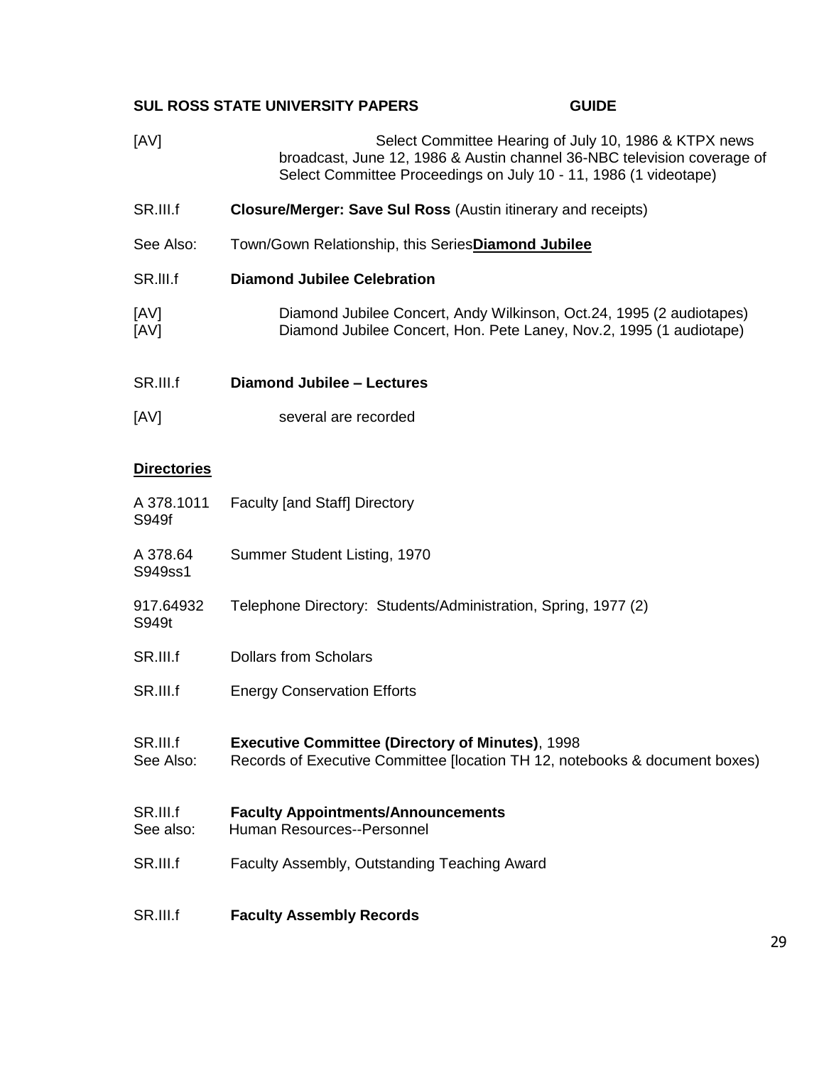[AV] Select Committee Hearing of July 10, 1986 & KTPX news broadcast, June 12, 1986 & Austin channel 36-NBC television coverage of Select Committee Proceedings on July 10 - 11, 1986 (1 videotape)

SR.III.f **Closure/Merger: Save Sul Ross** (Austin itinerary and receipts)

See Also: Town/Gown Relationship, this Series**Diamond Jubilee**

SR.III.f **Diamond Jubilee Celebration**

[AV] Diamond Jubilee Concert, Andy Wilkinson, Oct.24, 1995 (2 audiotapes)
[AV] Diamond Jubilee Concert, Hon. Pete Laney, Nov.2, 1995 (1 audiotape)

SR.III.f **Diamond Jubilee – Lectures**

[AV] several are recorded

**Directories**

A 378.1011 S949f Faculty [and Staff] Directory

A 378.64 S949ss1 Summer Student Listing, 1970

917.64932 S949t Telephone Directory: Students/Administration, Spring, 1977 (2)

SR.III.f Dollars from Scholars

SR.III.f Energy Conservation Efforts

SR.III.f **Executive Committee (Directory of Minutes)**, 1998
See Also: Records of Executive Committee [location TH 12, notebooks & document boxes)

SR.III.f **Faculty Appointments/Announcements**
See also: Human Resources--Personnel

SR.III.f Faculty Assembly, Outstanding Teaching Award

SR.III.f **Faculty Assembly Records**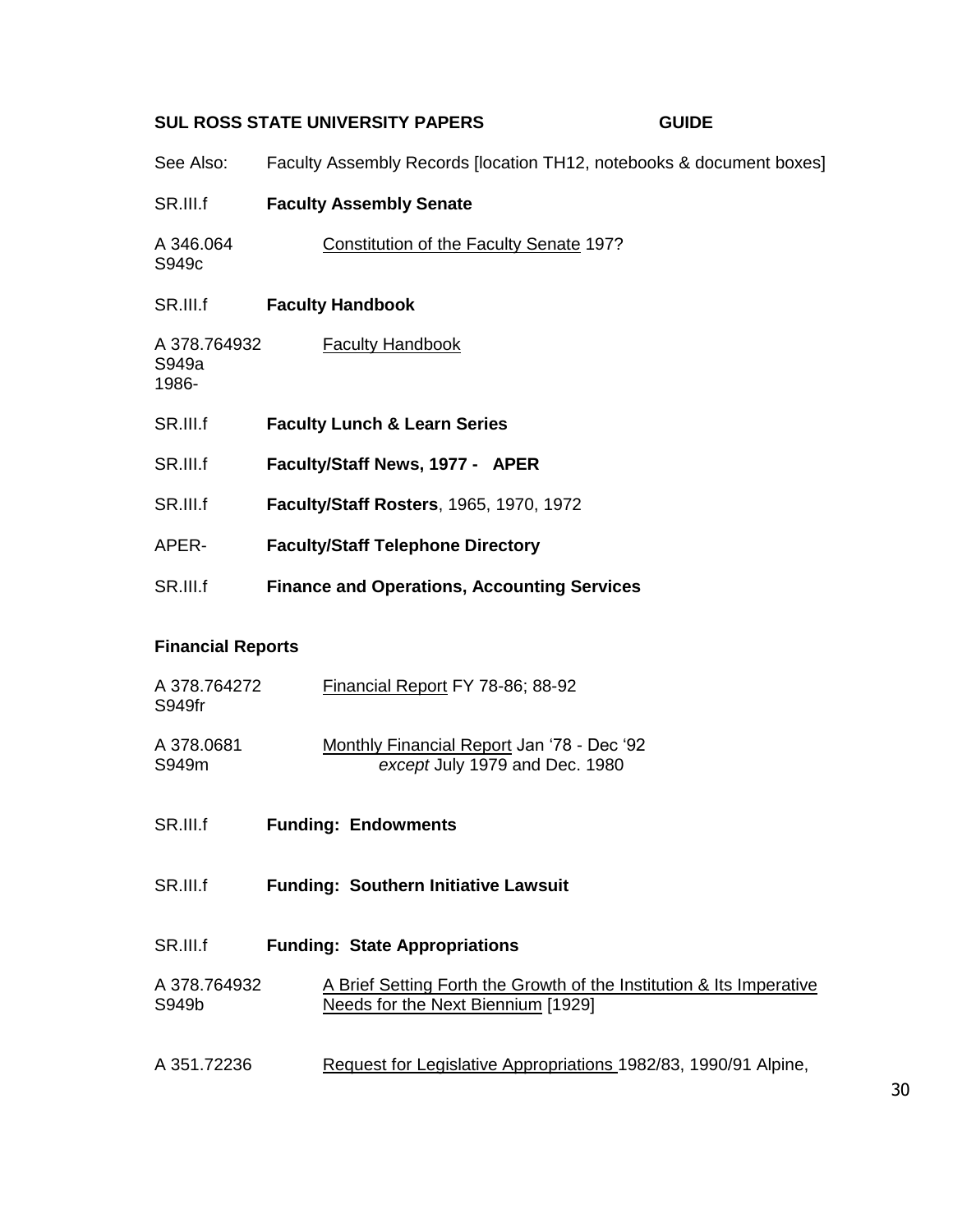**SUL ROSS STATE UNIVERSITY PAPERS GUIDE**

See Also: Faculty Assembly Records [location TH12, notebooks & document boxes]

SR.III.f **Faculty Assembly Senate**

A 346.064
S949c
Constitution of the Faculty Senate 197?

SR.III.f **Faculty Handbook**

A 378.764932
S949a
1986-
Faculty Handbook

SR.III.f **Faculty Lunch & Learn Series**

SR.III.f **Faculty/Staff News, 1977 - APER**

SR.III.f **Faculty/Staff Rosters**, 1965, 1970, 1972

APER- **Faculty/Staff Telephone Directory**

SR.III.f **Finance and Operations, Accounting Services**

**Financial Reports**

A 378.764272
S949fr
Financial Report FY 78-86; 88-92

A 378.0681
S949m
Monthly Financial Report Jan '78 - Dec '92
*except* July 1979 and Dec. 1980

SR.III.f **Funding: Endowments**

SR.III.f **Funding: Southern Initiative Lawsuit**

SR.III.f **Funding: State Appropriations**

A 378.764932
S949b
A Brief Setting Forth the Growth of the Institution & Its Imperative Needs for the Next Biennium [1929]

A 351.72236 Request for Legislative Appropriations 1982/83, 1990/91 Alpine,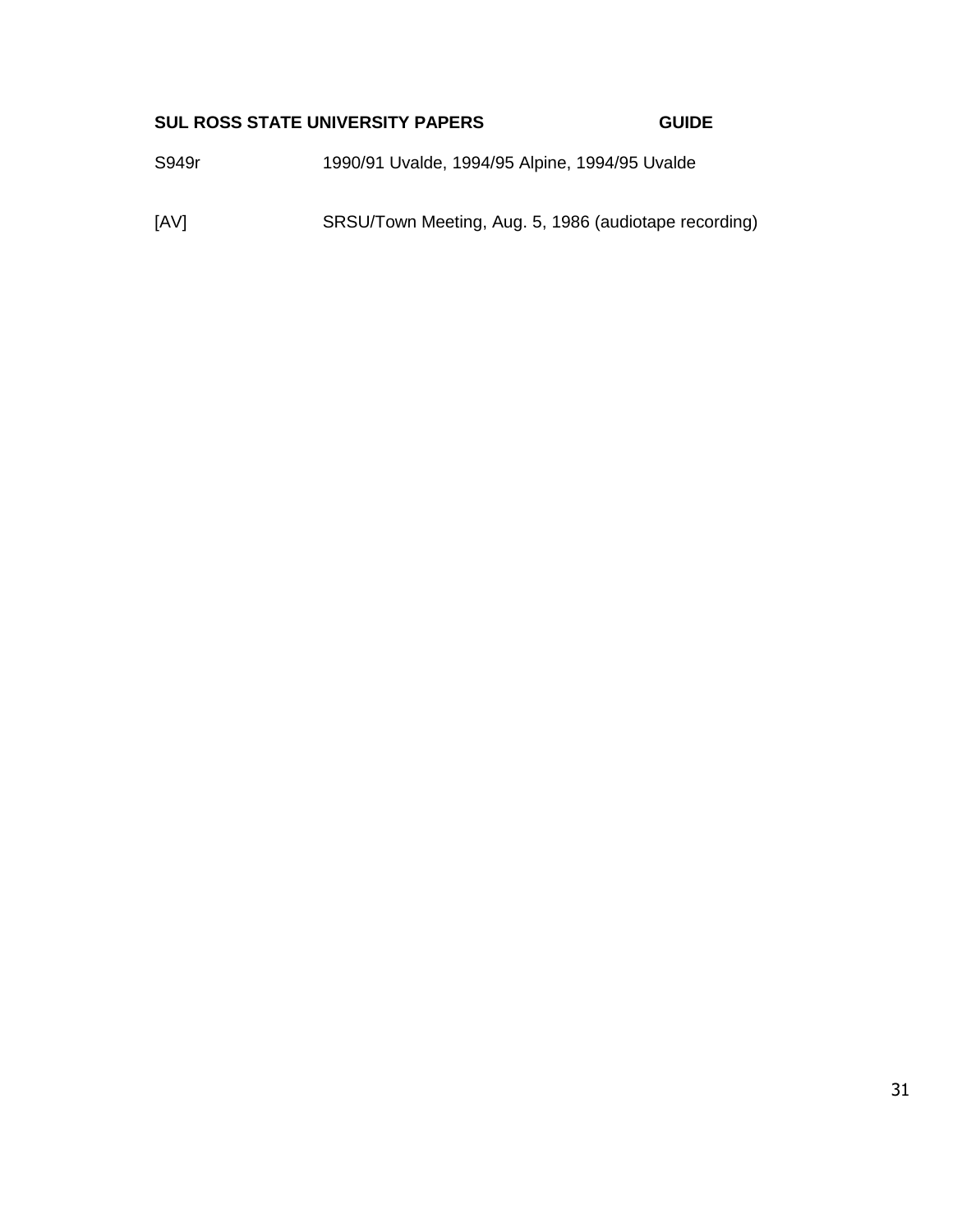S949r 1990/91 Uvalde, 1994/95 Alpine, 1994/95 Uvalde

[AV] SRSU/Town Meeting, Aug. 5, 1986 (audiotape recording)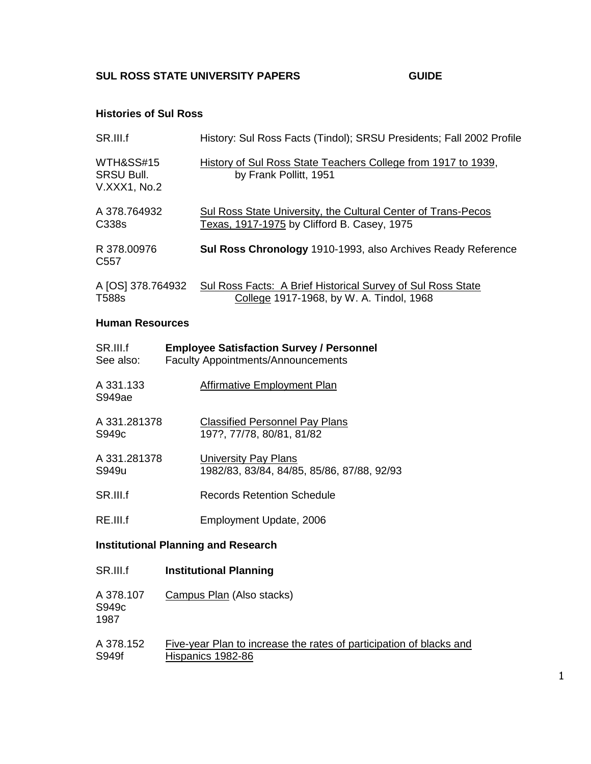**SUL ROSS STATE UNIVERSITY PAPERS GUIDE**

### Histories of Sul Ross

| | |
|---|---|
| SR.III.f | History: Sul Ross Facts (Tindol); SRSU Presidents; Fall 2002 Profile |
| WTH&SS#15 SRSU Bull. V.XXX1, No.2 | History of Sul Ross State Teachers College from 1917 to 1939, by Frank Pollitt, 1951 |
| A 378.764932 C338s | Sul Ross State University, the Cultural Center of Trans-Pecos Texas, 1917-1975 by Clifford B. Casey, 1975 |
| R 378.00976 C557 | **Sul Ross Chronology** 1910-1993, also Archives Ready Reference |
| A [OS] 378.764932 T588s | Sul Ross Facts: A Brief Historical Survey of Sul Ross State College 1917-1968, by W. A. Tindol, 1968 |

### Human Resources

| | |
|---|---|
| SR.III.f See also: | **Employee Satisfaction Survey / Personnel** Faculty Appointments/Announcements |
| A 331.133 S949ae | Affirmative Employment Plan |
| A 331.281378 S949c | Classified Personnel Pay Plans 197?, 77/78, 80/81, 81/82 |
| A 331.281378 S949u | University Pay Plans 1982/83, 83/84, 84/85, 85/86, 87/88, 92/93 |
| SR.III.f | Records Retention Schedule |
| RE.III.f | Employment Update, 2006 |

### Institutional Planning and Research

| | |
|---|---|
| SR.III.f | **Institutional Planning** |
| A 378.107 S949c 1987 | Campus Plan (Also stacks) |
| A 378.152 S949f | Five-year Plan to increase the rates of participation of blacks and Hispanics 1982-86 |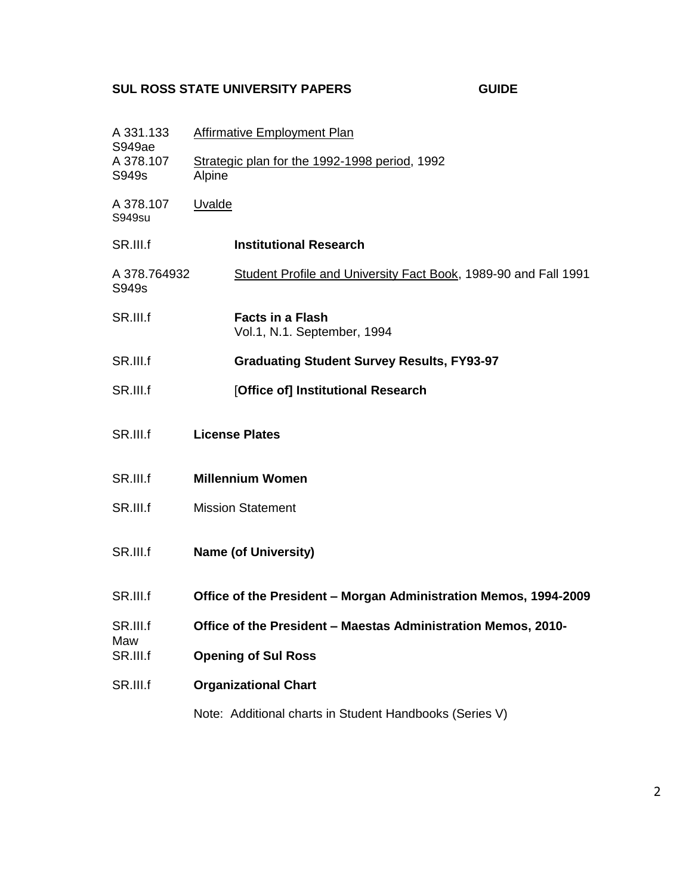**SUL ROSS STATE UNIVERSITY PAPERS GUIDE**

| | |
|---|---|
| A 331.133 S949ae | Affirmative Employment Plan |
| A 378.107 S949s | Strategic plan for the 1992-1998 period, 1992 Alpine |
| A 378.107 S949su | Uvalde |
| SR.III.f | **Institutional Research** |
| A 378.764932 S949s | Student Profile and University Fact Book, 1989-90 and Fall 1991 |
| SR.III.f | **Facts in a Flash** Vol.1, N.1. September, 1994 |
| SR.III.f | **Graduating Student Survey Results, FY93-97** |
| SR.III.f | [**Office of] Institutional Research** |
| SR.III.f | **License Plates** |
| SR.III.f | **Millennium Women** |
| SR.III.f | Mission Statement |
| SR.III.f | **Name (of University)** |
| SR.III.f | **Office of the President – Morgan Administration Memos, 1994-2009** |
| SR.III.f Maw | **Office of the President – Maestas Administration Memos, 2010-** |
| SR.III.f | **Opening of Sul Ross** |
| SR.III.f | **Organizational Chart** |
| | Note: Additional charts in Student Handbooks (Series V) |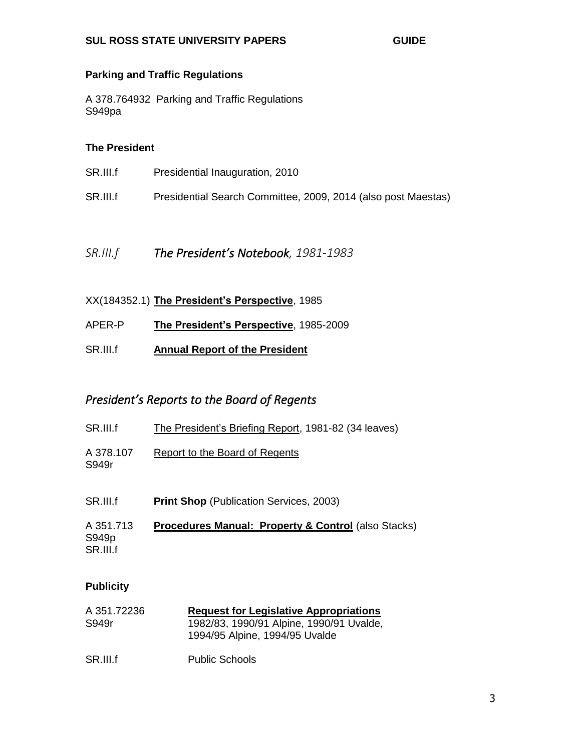**Parking and Traffic Regulations**

A 378.764932 Parking and Traffic Regulations
S949pa

**The President**

SR.III.f Presidential Inauguration, 2010

SR.III.f Presidential Search Committee, 2009, 2014 (also post Maestas)

*SR.III.f* ***The President's Notebook****, 1981-1983*

XX(184352.1) **The President's Perspective**, 1985

APER-P **The President's Perspective**, 1985-2009

SR.III.f **Annual Report of the President**

## *President's Reports to the Board of Regents*

SR.III.f The President's Briefing Report, 1981-82 (34 leaves)

A 378.107 Report to the Board of Regents
S949r

SR.III.f **Print Shop** (Publication Services, 2003)

A 351.713 **Procedures Manual: Property & Control** (also Stacks)
S949p
SR.III.f

**Publicity**

A 351.72236 **Request for Legislative Appropriations**
S949r 1982/83, 1990/91 Alpine, 1990/91 Uvalde,
1994/95 Alpine, 1994/95 Uvalde

SR.III.f Public Schools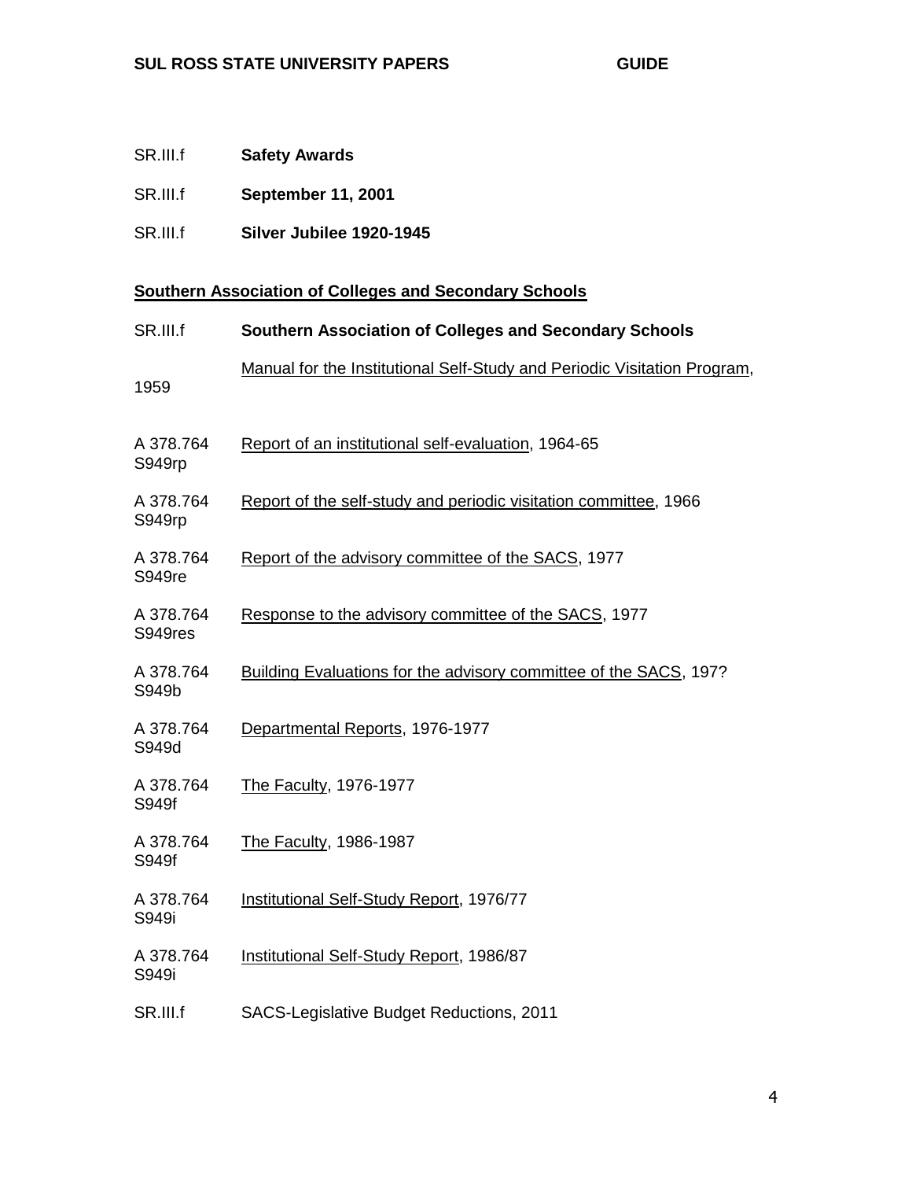SR.III.f **Safety Awards**

SR.III.f **September 11, 2001**

SR.III.f **Silver Jubilee 1920-1945**

**Southern Association of Colleges and Secondary Schools**

SR.III.f **Southern Association of Colleges and Secondary Schools**

Manual for the Institutional Self-Study and Periodic Visitation Program, 1959

A 378.764 S949rp — Report of an institutional self-evaluation, 1964-65

A 378.764 S949rp — Report of the self-study and periodic visitation committee, 1966

A 378.764 S949re — Report of the advisory committee of the SACS, 1977

A 378.764 S949res — Response to the advisory committee of the SACS, 1977

A 378.764 S949b — Building Evaluations for the advisory committee of the SACS, 197?

A 378.764 S949d — Departmental Reports, 1976-1977

A 378.764 S949f — The Faculty, 1976-1977

A 378.764 S949f — The Faculty, 1986-1987

A 378.764 S949i — Institutional Self-Study Report, 1976/77

A 378.764 S949i — Institutional Self-Study Report, 1986/87

SR.III.f SACS-Legislative Budget Reductions, 2011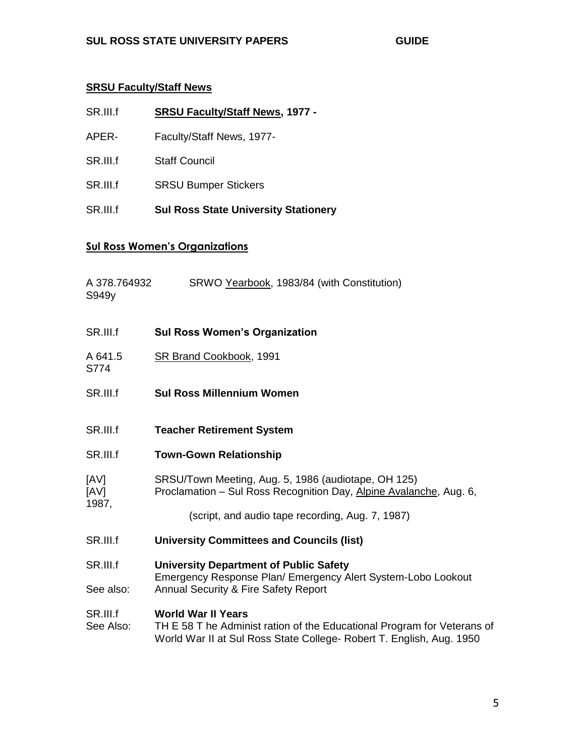## SRSU Faculty/Staff News

SR.III.f **SRSU Faculty/Staff News, 1977 -**

APER- Faculty/Staff News, 1977-

SR.III.f Staff Council

SR.III.f SRSU Bumper Stickers

SR.III.f **Sul Ross State University Stationery**

## Sul Ross Women's Organizations

A 378.764932 S949y SRWO Yearbook, 1983/84 (with Constitution)

SR.III.f **Sul Ross Women's Organization**

A 641.5 S774 SR Brand Cookbook, 1991

SR.III.f **Sul Ross Millennium Women**

SR.III.f **Teacher Retirement System**

SR.III.f **Town-Gown Relationship**

[AV] SRSU/Town Meeting, Aug. 5, 1986 (audiotape, OH 125)
[AV] Proclamation – Sul Ross Recognition Day, Alpine Avalanche, Aug. 6, 1987,
(script, and audio tape recording, Aug. 7, 1987)

SR.III.f **University Committees and Councils (list)**

SR.III.f **University Department of Public Safety**
Emergency Response Plan/ Emergency Alert System-Lobo Lookout
See also: Annual Security & Fire Safety Report

SR.III.f **World War II Years**
See Also: TH E 58 T he Administ ration of the Educational Program for Veterans of World War II at Sul Ross State College- Robert T. English, Aug. 1950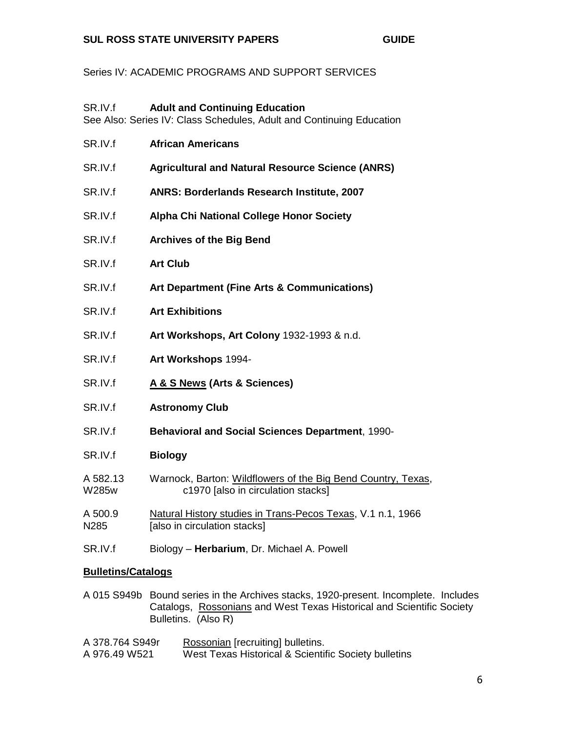Series IV: ACADEMIC PROGRAMS AND SUPPORT SERVICES

SR.IV.f **Adult and Continuing Education**
See Also: Series IV: Class Schedules, Adult and Continuing Education

SR.IV.f **African Americans**

SR.IV.f **Agricultural and Natural Resource Science (ANRS)**

SR.IV.f **ANRS: Borderlands Research Institute, 2007**

SR.IV.f **Alpha Chi National College Honor Society**

SR.IV.f **Archives of the Big Bend**

SR.IV.f **Art Club**

SR.IV.f **Art Department (Fine Arts & Communications)**

SR.IV.f **Art Exhibitions**

SR.IV.f **Art Workshops, Art Colony** 1932-1993 & n.d.

SR.IV.f **Art Workshops** 1994-

SR.IV.f **A & S News (Arts & Sciences)**

SR.IV.f **Astronomy Club**

SR.IV.f **Behavioral and Social Sciences Department**, 1990-

SR.IV.f **Biology**

A 582.13 W285w Warnock, Barton: Wildflowers of the Big Bend Country, Texas, c1970 [also in circulation stacks]

A 500.9 N285 Natural History studies in Trans-Pecos Texas, V.1 n.1, 1966 [also in circulation stacks]

SR.IV.f Biology – **Herbarium**, Dr. Michael A. Powell

**Bulletins/Catalogs**

A 015 S949b Bound series in the Archives stacks, 1920-present. Incomplete. Includes Catalogs, Rossonians and West Texas Historical and Scientific Society Bulletins. (Also R)

A 378.764 S949r Rossonian [recruiting] bulletins.
A 976.49 W521 West Texas Historical & Scientific Society bulletins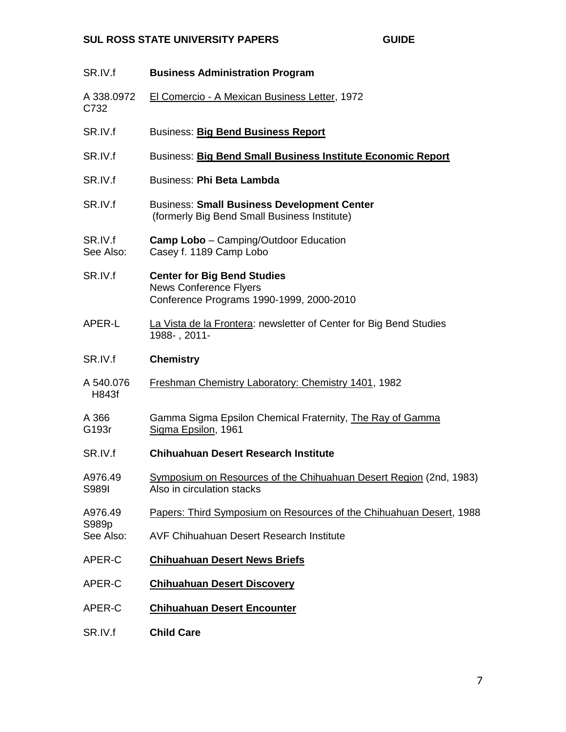| | |
|---|---|
| SR.IV.f | **Business Administration Program** |
| A 338.0972 C732 | El Comercio - A Mexican Business Letter, 1972 |
| SR.IV.f | Business: **Big Bend Business Report** |
| SR.IV.f | Business: **Big Bend Small Business Institute Economic Report** |
| SR.IV.f | Business: **Phi Beta Lambda** |
| SR.IV.f | Business: **Small Business Development Center** (formerly Big Bend Small Business Institute) |
| SR.IV.f<br>See Also: | **Camp Lobo** – Camping/Outdoor Education<br>Casey f. 1189 Camp Lobo |
| SR.IV.f | **Center for Big Bend Studies**<br>News Conference Flyers<br>Conference Programs 1990-1999, 2000-2010 |
| APER-L | La Vista de la Frontera: newsletter of Center for Big Bend Studies 1988- , 2011- |
| SR.IV.f | **Chemistry** |
| A 540.076 H843f | Freshman Chemistry Laboratory: Chemistry 1401, 1982 |
| A 366 G193r | Gamma Sigma Epsilon Chemical Fraternity, The Ray of Gamma Sigma Epsilon, 1961 |
| SR.IV.f | **Chihuahuan Desert Research Institute** |
| A976.49 S989l | Symposium on Resources of the Chihuahuan Desert Region (2nd, 1983)<br>Also in circulation stacks |
| A976.49 S989p | Papers: Third Symposium on Resources of the Chihuahuan Desert, 1988 |
| See Also: | AVF Chihuahuan Desert Research Institute |
| APER-C | **Chihuahuan Desert News Briefs** |
| APER-C | **Chihuahuan Desert Discovery** |
| APER-C | **Chihuahuan Desert Encounter** |
| SR.IV.f | **Child Care** |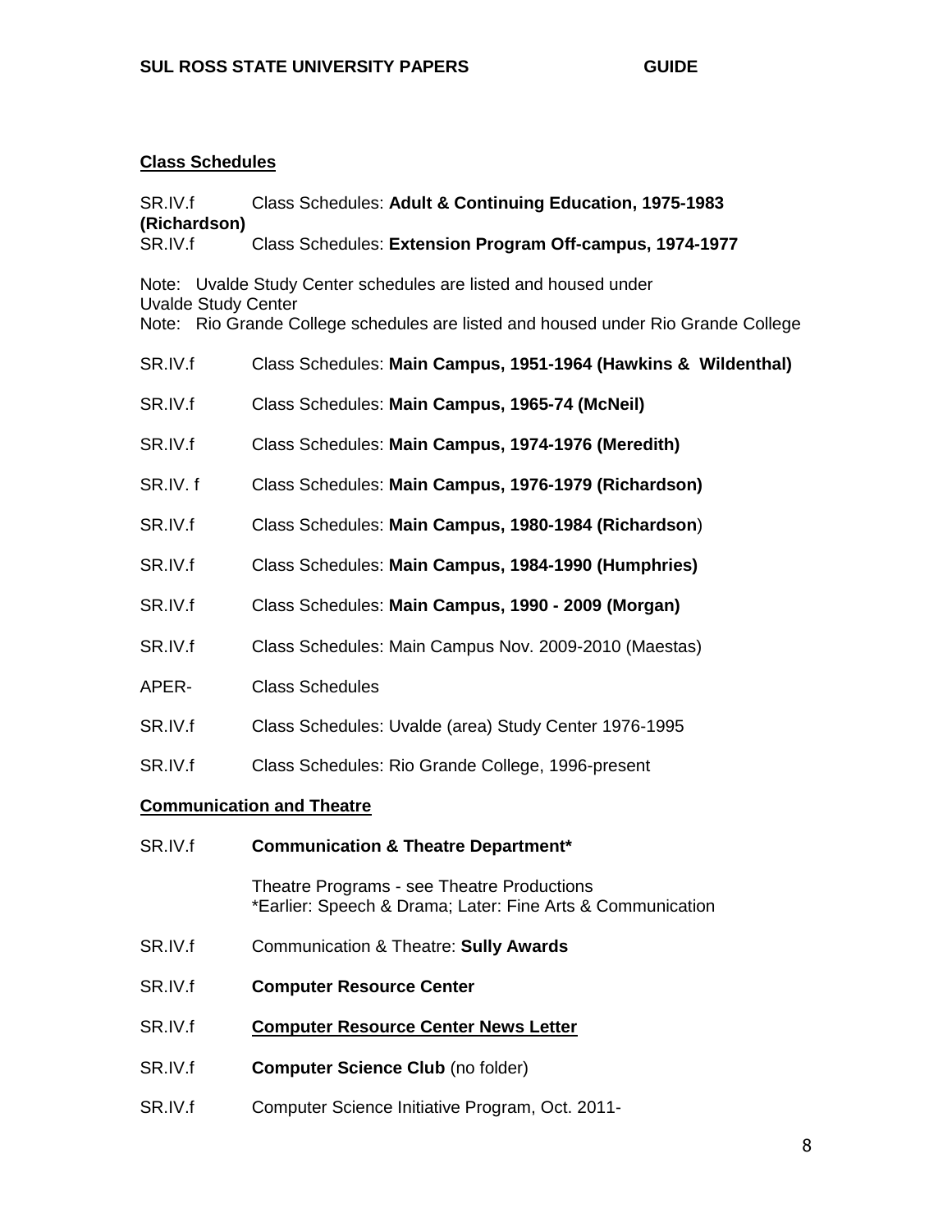**Class Schedules**

SR.IV.f Class Schedules: **Adult & Continuing Education, 1975-1983 (Richardson)**

SR.IV.f Class Schedules: **Extension Program Off-campus, 1974-1977**

Note: Uvalde Study Center schedules are listed and housed under Uvalde Study Center

Note: Rio Grande College schedules are listed and housed under Rio Grande College

SR.IV.f Class Schedules: **Main Campus, 1951-1964 (Hawkins & Wildenthal)**

SR.IV.f Class Schedules: **Main Campus, 1965-74 (McNeil)**

SR.IV.f Class Schedules: **Main Campus, 1974-1976 (Meredith)**

SR.IV. f Class Schedules: **Main Campus, 1976-1979 (Richardson)**

SR.IV.f Class Schedules: **Main Campus, 1980-1984 (Richardson**)

SR.IV.f Class Schedules: **Main Campus, 1984-1990 (Humphries)**

SR.IV.f Class Schedules: **Main Campus, 1990 - 2009 (Morgan)**

SR.IV.f Class Schedules: Main Campus Nov. 2009-2010 (Maestas)

APER- Class Schedules

SR.IV.f Class Schedules: Uvalde (area) Study Center 1976-1995

SR.IV.f Class Schedules: Rio Grande College, 1996-present

**Communication and Theatre**

SR.IV.f **Communication & Theatre Department***

Theatre Programs - see Theatre Productions
*Earlier: Speech & Drama; Later: Fine Arts & Communication

SR.IV.f Communication & Theatre: **Sully Awards**

SR.IV.f **Computer Resource Center**

SR.IV.f **Computer Resource Center News Letter**

SR.IV.f **Computer Science Club** (no folder)

SR.IV.f Computer Science Initiative Program, Oct. 2011-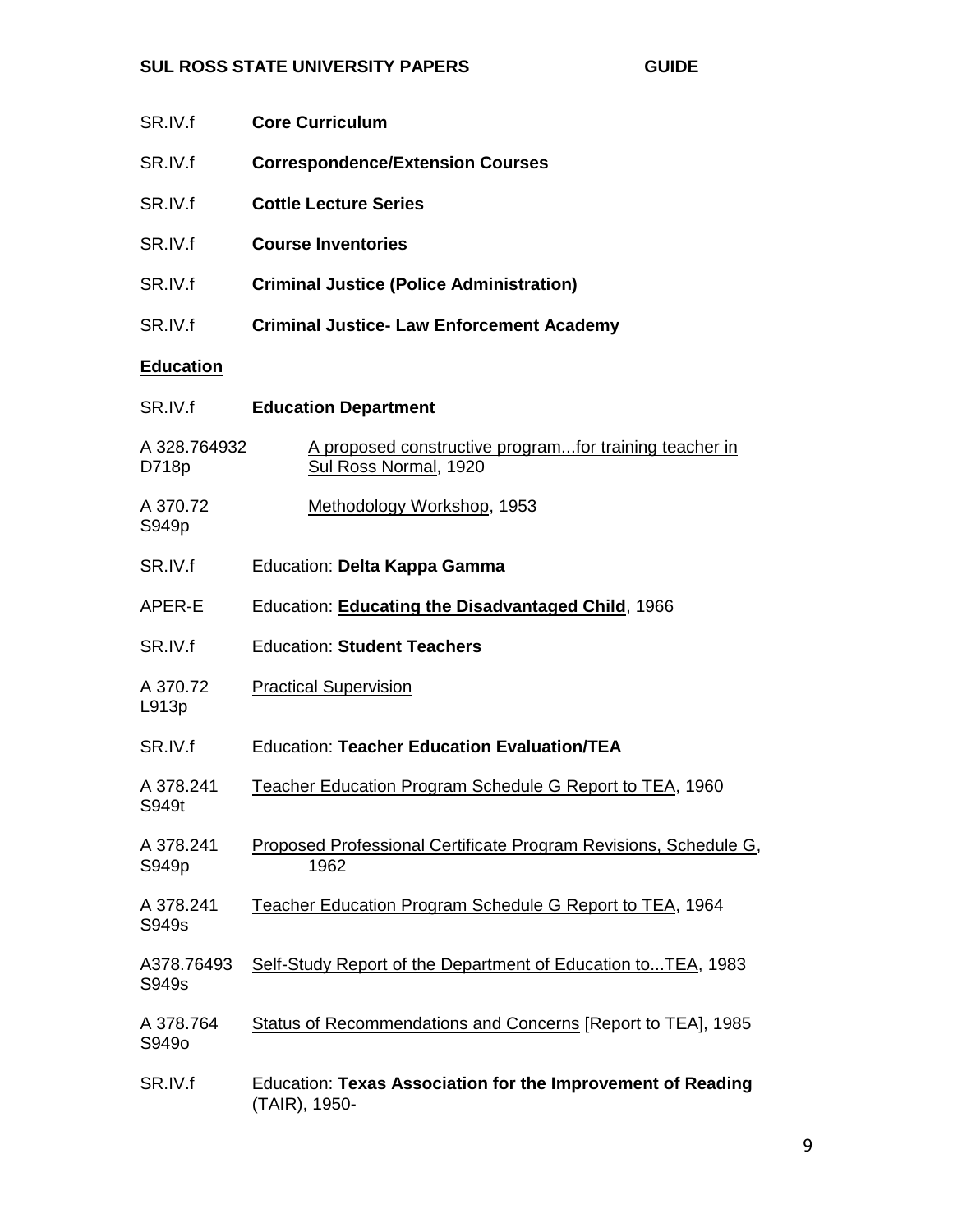SR.IV.f **Core Curriculum**

SR.IV.f **Correspondence/Extension Courses**

SR.IV.f **Cottle Lecture Series**

SR.IV.f **Course Inventories**

SR.IV.f **Criminal Justice (Police Administration)**

SR.IV.f **Criminal Justice- Law Enforcement Academy**

**<u>Education</u>**

SR.IV.f **Education Department**

A 328.764932 D718p <u>A proposed constructive program...for training teacher in Sul Ross Normal</u>, 1920

A 370.72 S949p <u>Methodology Workshop</u>, 1953

SR.IV.f Education: **Delta Kappa Gamma**

APER-E Education: **<u>Educating the Disadvantaged Child</u>**, 1966

SR.IV.f Education: **Student Teachers**

A 370.72 L913p <u>Practical Supervision</u>

SR.IV.f Education: **Teacher Education Evaluation/TEA**

A 378.241 S949t <u>Teacher Education Program Schedule G Report to TEA</u>, 1960

A 378.241 S949p <u>Proposed Professional Certificate Program Revisions, Schedule G</u>, 1962

A 378.241 S949s <u>Teacher Education Program Schedule G Report to TEA</u>, 1964

A378.76493 S949s <u>Self-Study Report of the Department of Education to...TEA</u>, 1983

A 378.764 S949o <u>Status of Recommendations and Concerns</u> [Report to TEA], 1985

SR.IV.f Education: **Texas Association for the Improvement of Reading** (TAIR), 1950-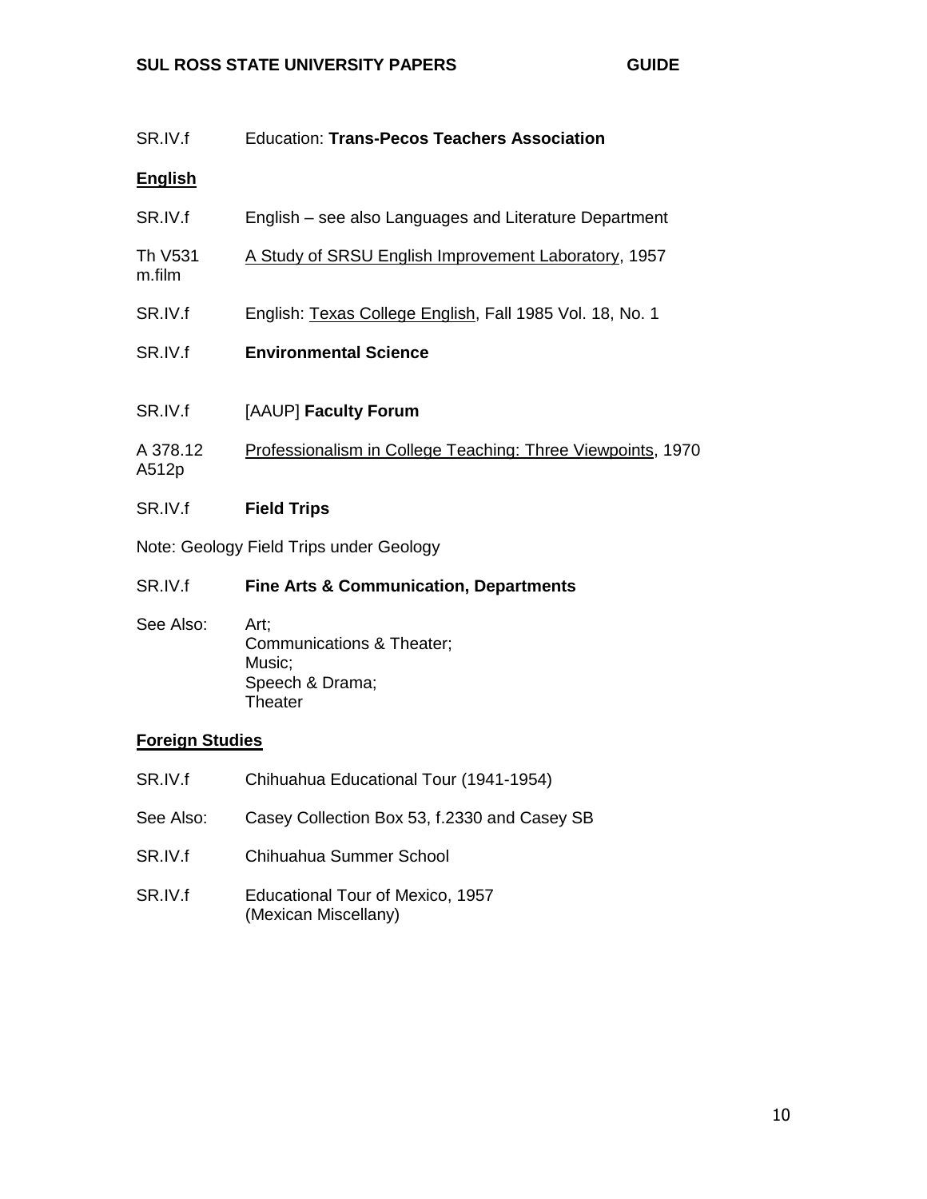SR.IV.f Education: **Trans-Pecos Teachers Association**

**English**

SR.IV.f English – see also Languages and Literature Department

Th V531 m.film A Study of SRSU English Improvement Laboratory, 1957

SR.IV.f English: Texas College English, Fall 1985 Vol. 18, No. 1

SR.IV.f **Environmental Science**

SR.IV.f [AAUP] **Faculty Forum**

A 378.12 A512p Professionalism in College Teaching: Three Viewpoints, 1970

SR.IV.f **Field Trips**

Note: Geology Field Trips under Geology

SR.IV.f **Fine Arts & Communication, Departments**

See Also: Art;
Communications & Theater;
Music;
Speech & Drama;
Theater

**Foreign Studies**

SR.IV.f Chihuahua Educational Tour (1941-1954)

See Also: Casey Collection Box 53, f.2330 and Casey SB

SR.IV.f Chihuahua Summer School

SR.IV.f Educational Tour of Mexico, 1957
(Mexican Miscellany)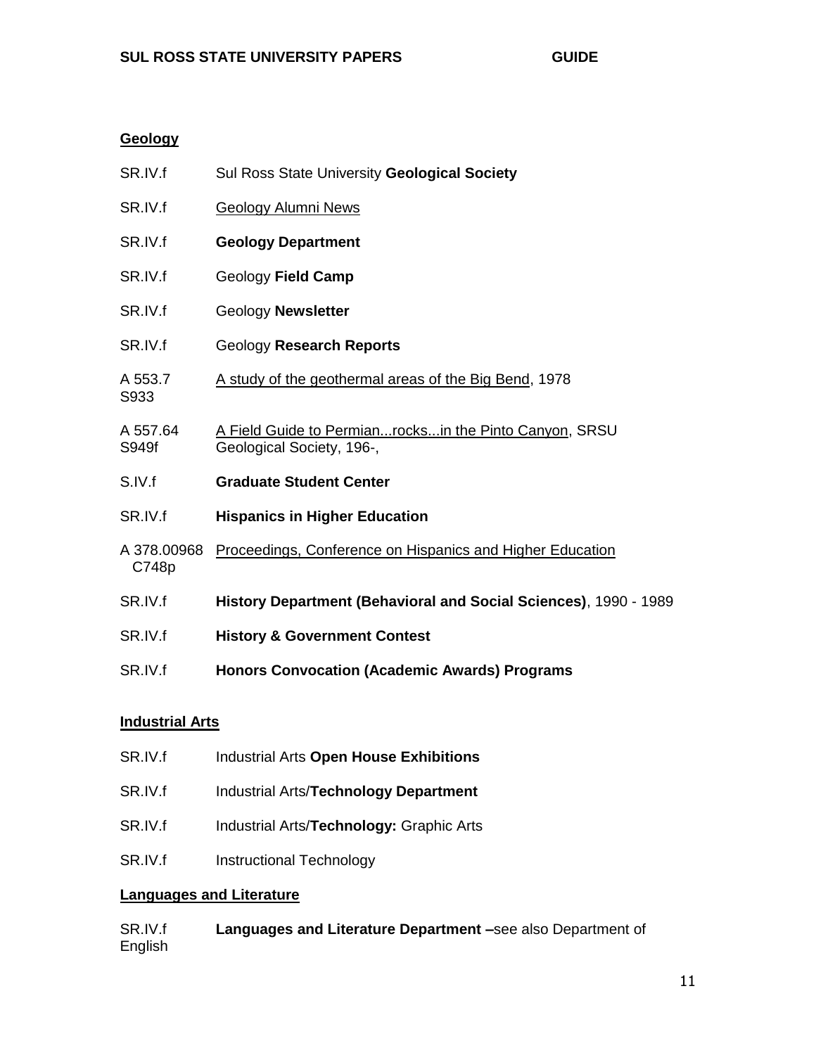## Geology

| | |
|---|---|
| SR.IV.f | Sul Ross State University **Geological Society** |
| SR.IV.f | Geology Alumni News |
| SR.IV.f | **Geology Department** |
| SR.IV.f | Geology **Field Camp** |
| SR.IV.f | Geology **Newsletter** |
| SR.IV.f | Geology **Research Reports** |
| A 553.7 S933 | A study of the geothermal areas of the Big Bend, 1978 |
| A 557.64 S949f | A Field Guide to Permian...rocks...in the Pinto Canyon, SRSU Geological Society, 196-, |
| S.IV.f | **Graduate Student Center** |
| SR.IV.f | **Hispanics in Higher Education** |
| A 378.00968 C748p | Proceedings, Conference on Hispanics and Higher Education |
| SR.IV.f | **History Department (Behavioral and Social Sciences)**, 1990 - 1989 |
| SR.IV.f | **History & Government Contest** |
| SR.IV.f | **Honors Convocation (Academic Awards) Programs** |

## Industrial Arts

| | |
|---|---|
| SR.IV.f | Industrial Arts **Open House Exhibitions** |
| SR.IV.f | Industrial Arts/**Technology Department** |
| SR.IV.f | Industrial Arts/**Technology:** Graphic Arts |
| SR.IV.f | Instructional Technology |

## Languages and Literature

| | |
|---|---|
| SR.IV.f | **Languages and Literature Department –**see also Department of English |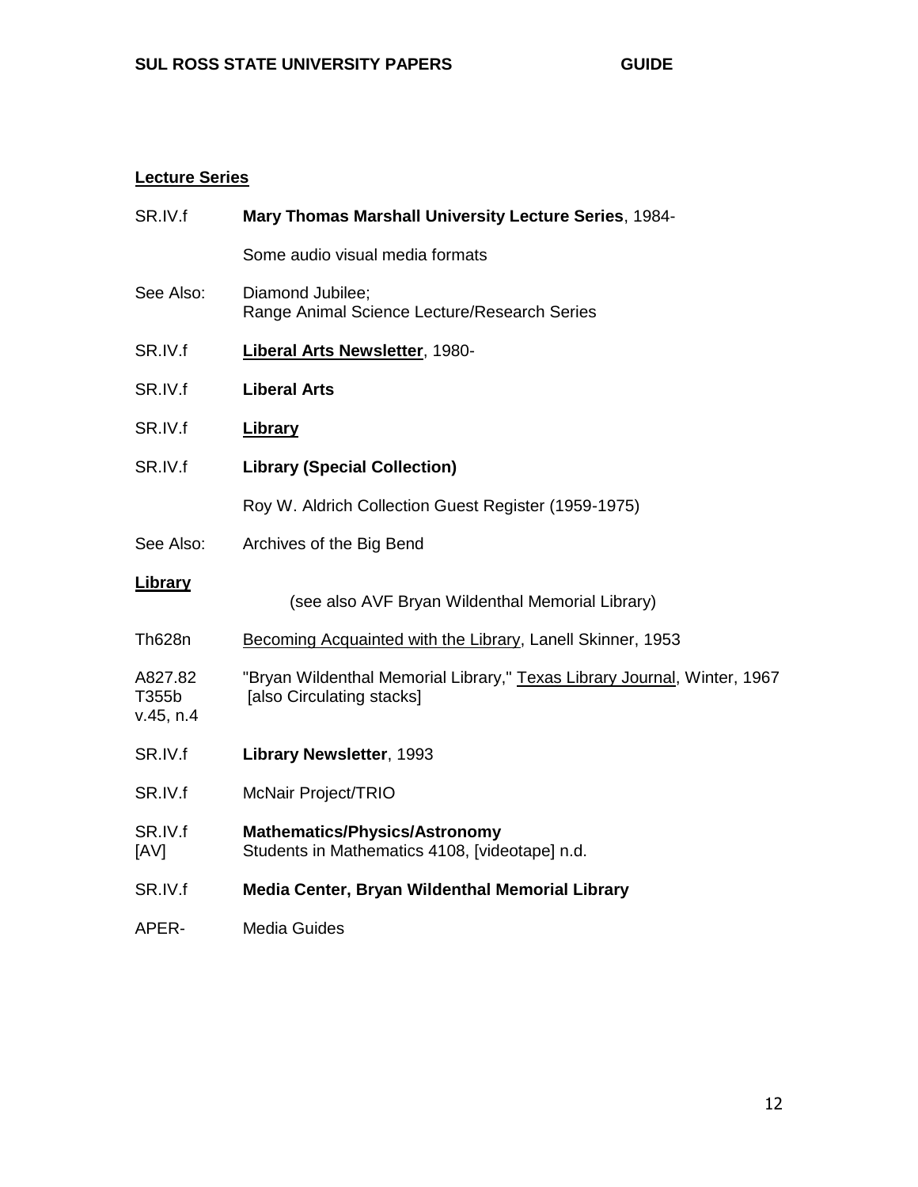**Lecture Series**

| | |
|---|---|
| SR.IV.f | **Mary Thomas Marshall University Lecture Series**, 1984- |
| | Some audio visual media formats |
| See Also: | Diamond Jubilee; Range Animal Science Lecture/Research Series |
| SR.IV.f | **Liberal Arts Newsletter**, 1980- |
| SR.IV.f | **Liberal Arts** |
| SR.IV.f | **Library** |
| SR.IV.f | **Library (Special Collection)** |
| | Roy W. Aldrich Collection Guest Register (1959-1975) |
| See Also: | Archives of the Big Bend |

**Library**

(see also AVF Bryan Wildenthal Memorial Library)

| | |
|---|---|
| Th628n | Becoming Acquainted with the Library, Lanell Skinner, 1953 |
| A827.82 T355b v.45, n.4 | "Bryan Wildenthal Memorial Library," Texas Library Journal, Winter, 1967 [also Circulating stacks] |
| SR.IV.f | **Library Newsletter**, 1993 |
| SR.IV.f | McNair Project/TRIO |
| SR.IV.f [AV] | **Mathematics/Physics/Astronomy** Students in Mathematics 4108, [videotape] n.d. |
| SR.IV.f | **Media Center, Bryan Wildenthal Memorial Library** |
| APER- | Media Guides |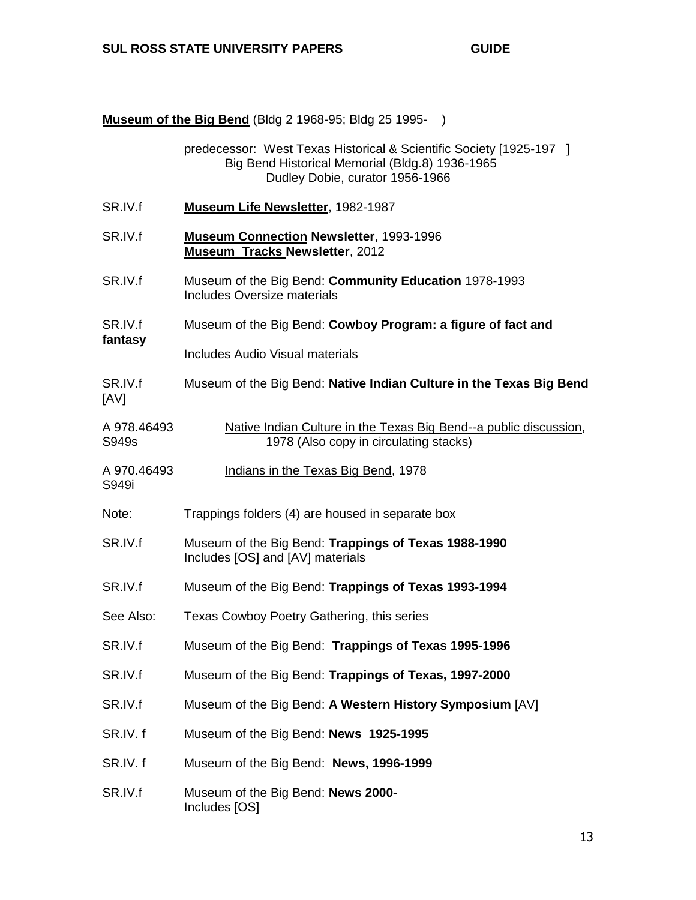**<u>Museum of the Big Bend</u>** (Bldg 2 1968-95; Bldg 25 1995- )

predecessor: West Texas Historical & Scientific Society [1925-197 ]
Big Bend Historical Memorial (Bldg.8) 1936-1965
Dudley Dobie, curator 1956-1966

SR.IV.f **<u>Museum Life Newsletter</u>**, 1982-1987

SR.IV.f **<u>Museum Connection</u> Newsletter**, 1993-1996
**<u>Museum Tracks</u> Newsletter**, 2012

SR.IV.f Museum of the Big Bend: **Community Education** 1978-1993
Includes Oversize materials

SR.IV.f Museum of the Big Bend: **Cowboy Program: a figure of fact and fantasy**
Includes Audio Visual materials

SR.IV.f [AV] Museum of the Big Bend: **Native Indian Culture in the Texas Big Bend**

A 978.46493 S949s <u>Native Indian Culture in the Texas Big Bend--a public discussion</u>, 1978 (Also copy in circulating stacks)

A 970.46493 S949i <u>Indians in the Texas Big Bend</u>, 1978

Note: Trappings folders (4) are housed in separate box

SR.IV.f Museum of the Big Bend: **Trappings of Texas 1988-1990**
Includes [OS] and [AV] materials

SR.IV.f Museum of the Big Bend: **Trappings of Texas 1993-1994**

See Also: Texas Cowboy Poetry Gathering, this series

SR.IV.f Museum of the Big Bend: **Trappings of Texas 1995-1996**

SR.IV.f Museum of the Big Bend: **Trappings of Texas, 1997-2000**

SR.IV.f Museum of the Big Bend: **A Western History Symposium** [AV]

SR.IV. f Museum of the Big Bend: **News 1925-1995**

SR.IV. f Museum of the Big Bend: **News, 1996-1999**

SR.IV.f Museum of the Big Bend: **News 2000-**
Includes [OS]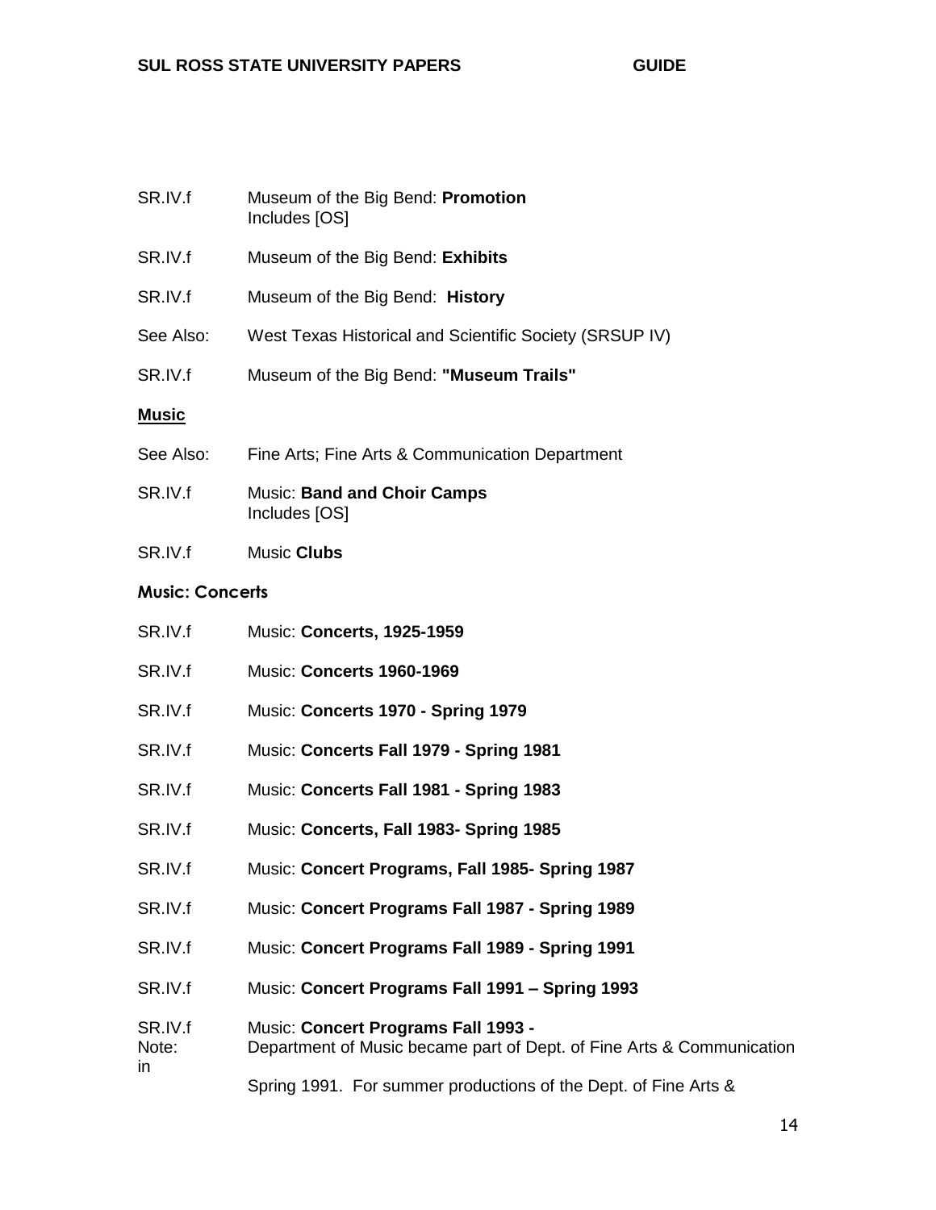SR.IV.f Museum of the Big Bend: **Promotion**
Includes [OS]

SR.IV.f Museum of the Big Bend: **Exhibits**

SR.IV.f Museum of the Big Bend: **History**

See Also: West Texas Historical and Scientific Society (SRSUP IV)

SR.IV.f Museum of the Big Bend: **"Museum Trails"**

**Music**

See Also: Fine Arts; Fine Arts & Communication Department

SR.IV.f Music: **Band and Choir Camps**
Includes [OS]

SR.IV.f Music **Clubs**

**Music: Concerts**

SR.IV.f Music: **Concerts, 1925-1959**

SR.IV.f Music: **Concerts 1960-1969**

SR.IV.f Music: **Concerts 1970 - Spring 1979**

SR.IV.f Music: **Concerts Fall 1979 - Spring 1981**

SR.IV.f Music: **Concerts Fall 1981 - Spring 1983**

SR.IV.f Music: **Concerts, Fall 1983- Spring 1985**

SR.IV.f Music: **Concert Programs, Fall 1985- Spring 1987**

SR.IV.f Music: **Concert Programs Fall 1987 - Spring 1989**

SR.IV.f Music: **Concert Programs Fall 1989 - Spring 1991**

SR.IV.f Music: **Concert Programs Fall 1991 – Spring 1993**

SR.IV.f Music: **Concert Programs Fall 1993 -**

Note: Department of Music became part of Dept. of Fine Arts & Communication in Spring 1991. For summer productions of the Dept. of Fine Arts &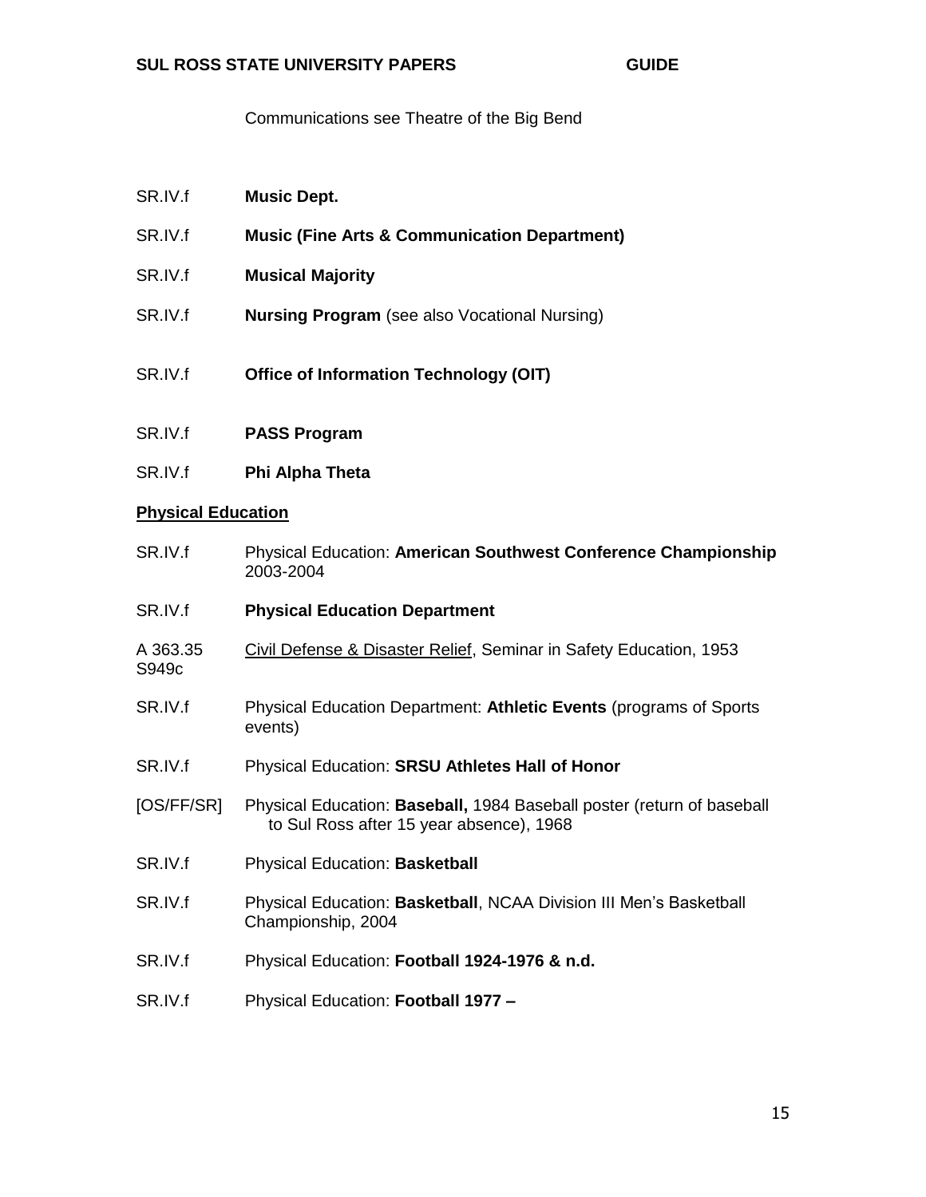Communications see Theatre of the Big Bend

SR.IV.f **Music Dept.**

SR.IV.f **Music (Fine Arts & Communication Department)**

SR.IV.f **Musical Majority**

SR.IV.f **Nursing Program** (see also Vocational Nursing)

SR.IV.f **Office of Information Technology (OIT)**

SR.IV.f **PASS Program**

SR.IV.f **Phi Alpha Theta**

**Physical Education**

SR.IV.f Physical Education: **American Southwest Conference Championship** 2003-2004

SR.IV.f **Physical Education Department**

A 363.35 S949c Civil Defense & Disaster Relief, Seminar in Safety Education, 1953

SR.IV.f Physical Education Department: **Athletic Events** (programs of Sports events)

SR.IV.f Physical Education: **SRSU Athletes Hall of Honor**

[OS/FF/SR] Physical Education: **Baseball,** 1984 Baseball poster (return of baseball to Sul Ross after 15 year absence), 1968

SR.IV.f Physical Education: **Basketball**

SR.IV.f Physical Education: **Basketball**, NCAA Division III Men's Basketball Championship, 2004

SR.IV.f Physical Education: **Football 1924-1976 & n.d.**

SR.IV.f Physical Education: **Football 1977 –**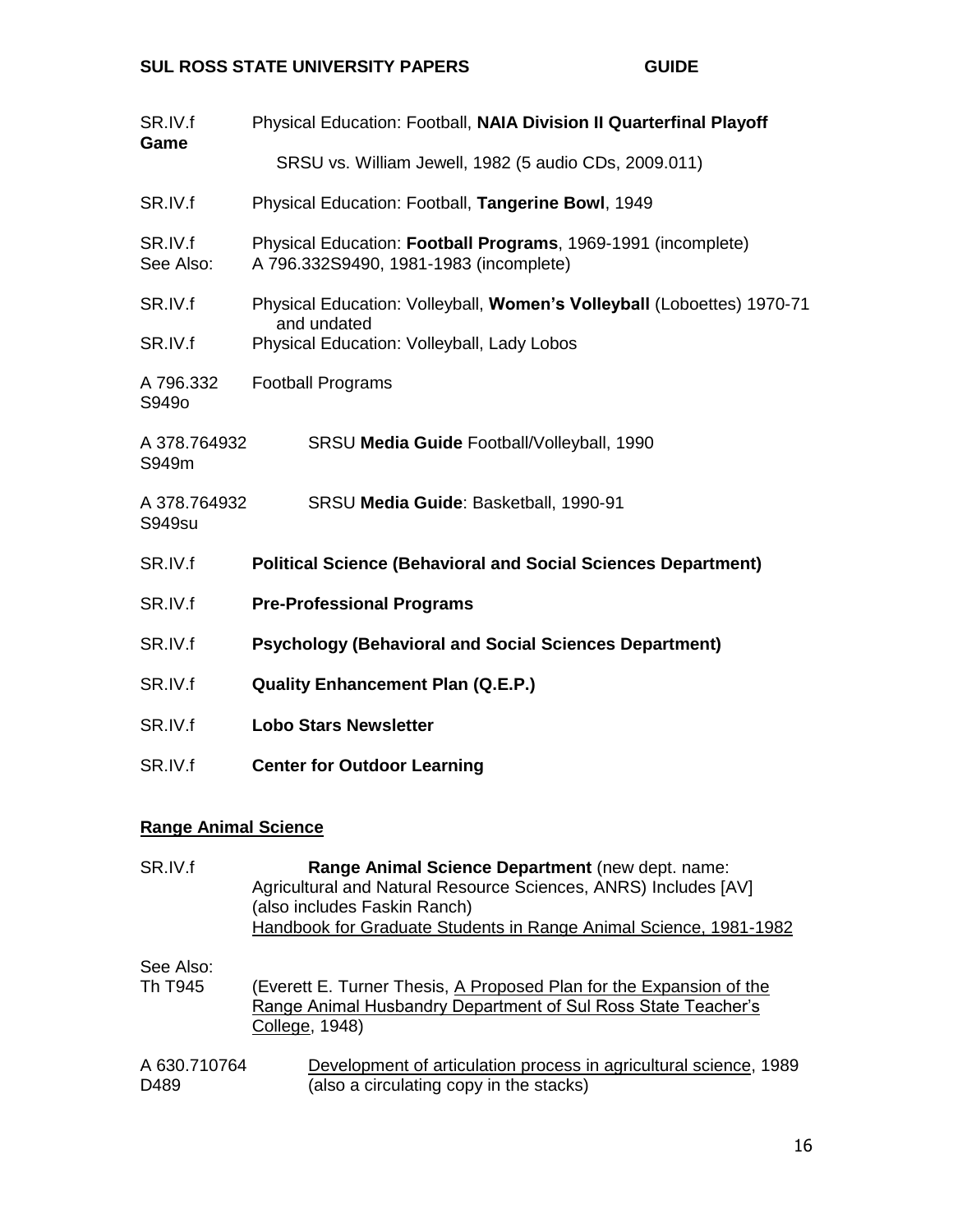SR.IV.f Physical Education: Football, **NAIA Division II Quarterfinal Playoff Game**

SRSU vs. William Jewell, 1982 (5 audio CDs, 2009.011)

SR.IV.f Physical Education: Football, **Tangerine Bowl**, 1949

SR.IV.f Physical Education: **Football Programs**, 1969-1991 (incomplete)
See Also: A 796.332S9490, 1981-1983 (incomplete)

SR.IV.f Physical Education: Volleyball, **Women's Volleyball** (Loboettes) 1970-71 and undated

SR.IV.f Physical Education: Volleyball, Lady Lobos

A 796.332 S949o Football Programs

A 378.764932 S949m SRSU **Media Guide** Football/Volleyball, 1990

A 378.764932 S949su SRSU **Media Guide**: Basketball, 1990-91

SR.IV.f **Political Science (Behavioral and Social Sciences Department)**

SR.IV.f **Pre-Professional Programs**

SR.IV.f **Psychology (Behavioral and Social Sciences Department)**

SR.IV.f **Quality Enhancement Plan (Q.E.P.)**

SR.IV.f **Lobo Stars Newsletter**

SR.IV.f **Center for Outdoor Learning**

## Range Animal Science

SR.IV.f **Range Animal Science Department** (new dept. name: Agricultural and Natural Resource Sciences, ANRS) Includes [AV] (also includes Faskin Ranch)
Handbook for Graduate Students in Range Animal Science, 1981-1982

See Also:
Th T945 (Everett E. Turner Thesis, A Proposed Plan for the Expansion of the Range Animal Husbandry Department of Sul Ross State Teacher's College, 1948)

A 630.710764 D489 Development of articulation process in agricultural science, 1989 (also a circulating copy in the stacks)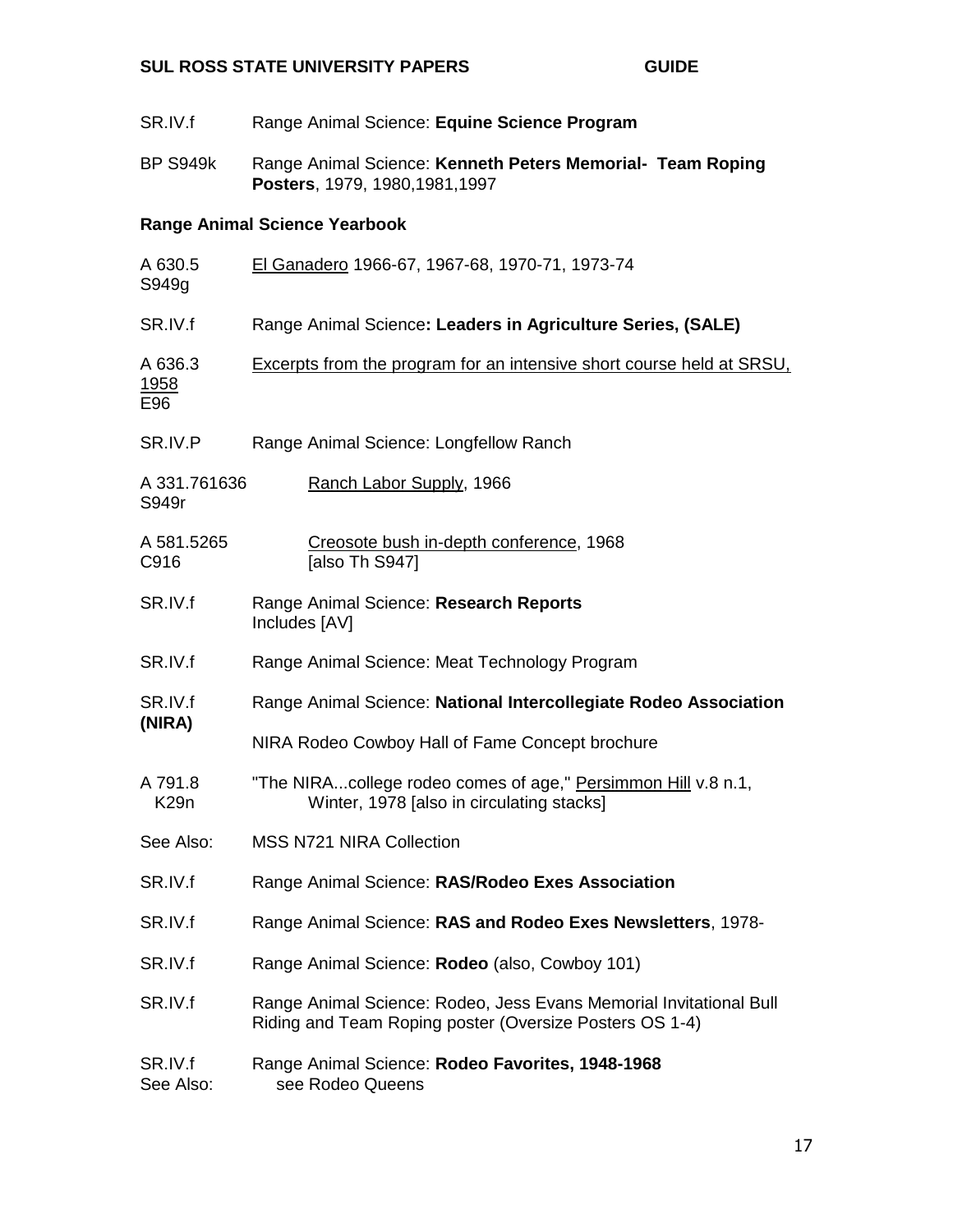SR.IV.f Range Animal Science: **Equine Science Program**

BP S949k Range Animal Science: **Kenneth Peters Memorial- Team Roping Posters**, 1979, 1980,1981,1997

**Range Animal Science Yearbook**

A 630.5 S949g El Ganadero 1966-67, 1967-68, 1970-71, 1973-74

SR.IV.f Range Animal Science**: Leaders in Agriculture Series, (SALE)**

A 636.3 1958 E96 Excerpts from the program for an intensive short course held at SRSU,

SR.IV.P Range Animal Science: Longfellow Ranch

A 331.761636 S949r Ranch Labor Supply, 1966

A 581.5265 C916 Creosote bush in-depth conference, 1968 [also Th S947]

SR.IV.f Range Animal Science: **Research Reports**
Includes [AV]

SR.IV.f Range Animal Science: Meat Technology Program

SR.IV.f **(NIRA)** Range Animal Science: **National Intercollegiate Rodeo Association**

NIRA Rodeo Cowboy Hall of Fame Concept brochure

A 791.8 K29n "The NIRA...college rodeo comes of age," Persimmon Hill v.8 n.1, Winter, 1978 [also in circulating stacks]

See Also: MSS N721 NIRA Collection

SR.IV.f Range Animal Science: **RAS/Rodeo Exes Association**

SR.IV.f Range Animal Science: **RAS and Rodeo Exes Newsletters**, 1978-

SR.IV.f Range Animal Science: **Rodeo** (also, Cowboy 101)

SR.IV.f Range Animal Science: Rodeo, Jess Evans Memorial Invitational Bull Riding and Team Roping poster (Oversize Posters OS 1-4)

SR.IV.f Range Animal Science: **Rodeo Favorites, 1948-1968**
See Also: see Rodeo Queens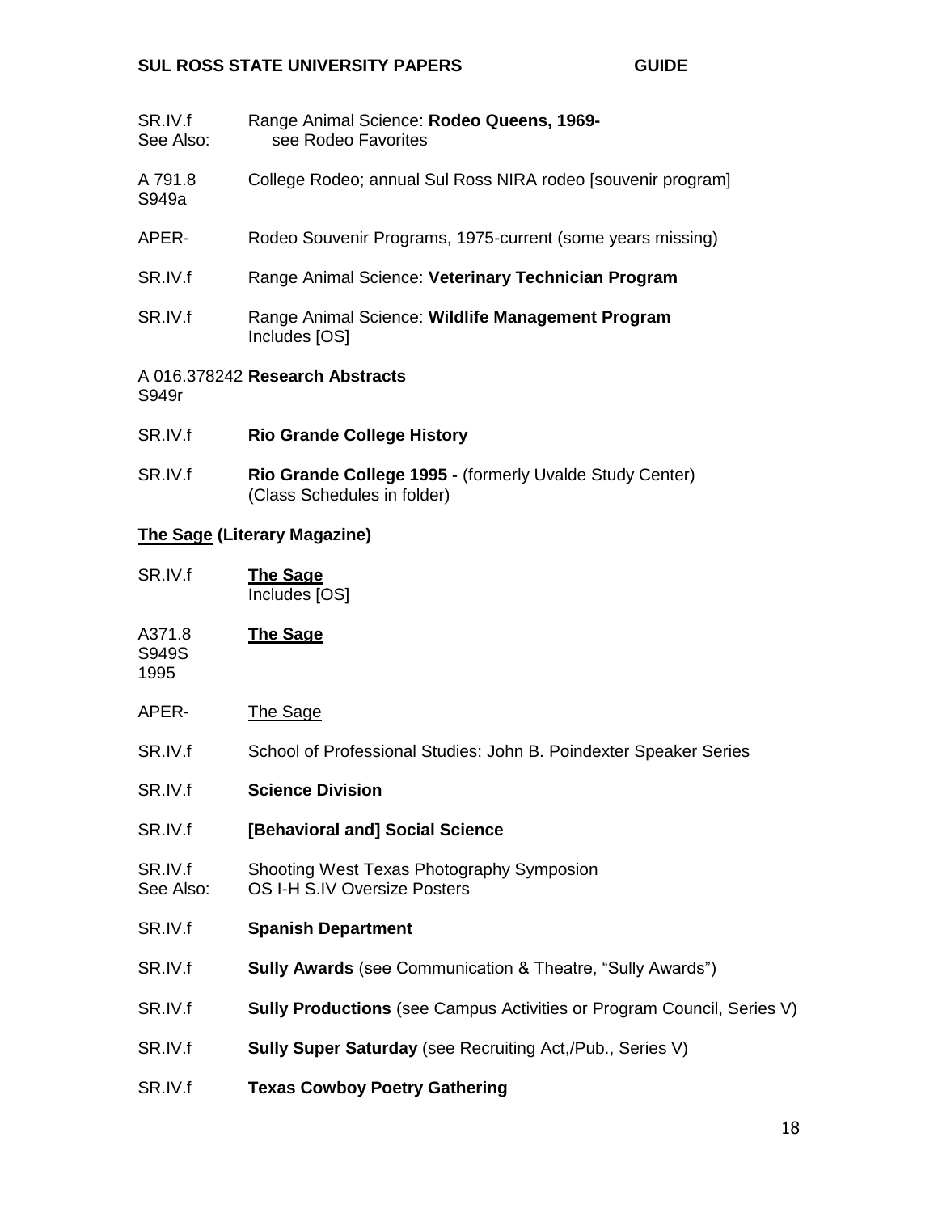SR.IV.f Range Animal Science: **Rodeo Queens, 1969-**
See Also: see Rodeo Favorites

A 791.8
S949a College Rodeo; annual Sul Ross NIRA rodeo [souvenir program]

APER- Rodeo Souvenir Programs, 1975-current (some years missing)

SR.IV.f Range Animal Science: **Veterinary Technician Program**

SR.IV.f Range Animal Science: **Wildlife Management Program**
Includes [OS]

A 016.378242 **Research Abstracts**
S949r

SR.IV.f **Rio Grande College History**

SR.IV.f **Rio Grande College 1995 -** (formerly Uvalde Study Center)
(Class Schedules in folder)

**<u>The Sage</u> (Literary Magazine)**

SR.IV.f **<u>The Sage</u>**
Includes [OS]

A371.8
S949S
1995 **<u>The Sage</u>**

APER- <u>The Sage</u>

SR.IV.f School of Professional Studies: John B. Poindexter Speaker Series

SR.IV.f **Science Division**

SR.IV.f **[Behavioral and] Social Science**

SR.IV.f Shooting West Texas Photography Symposion
See Also: OS I-H S.IV Oversize Posters

SR.IV.f **Spanish Department**

SR.IV.f **Sully Awards** (see Communication & Theatre, "Sully Awards")

SR.IV.f **Sully Productions** (see Campus Activities or Program Council, Series V)

SR.IV.f **Sully Super Saturday** (see Recruiting Act,/Pub., Series V)

SR.IV.f **Texas Cowboy Poetry Gathering**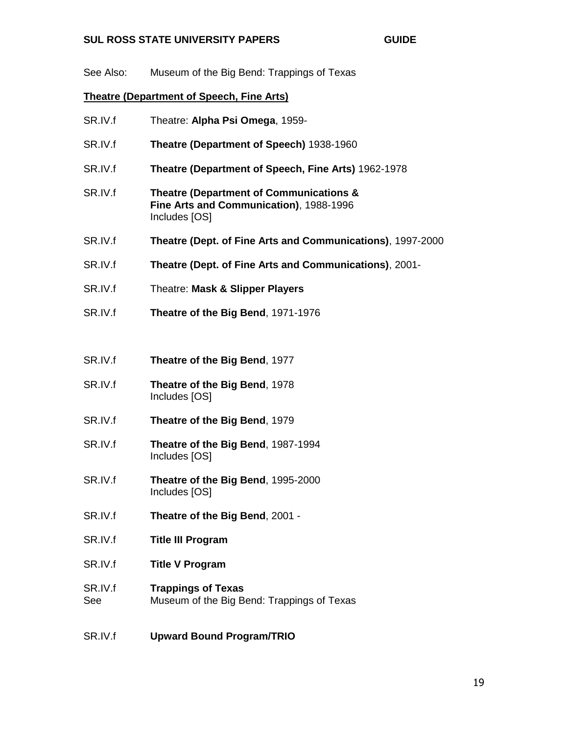See Also: Museum of the Big Bend: Trappings of Texas

**Theatre (Department of Speech, Fine Arts)**

SR.IV.f Theatre: **Alpha Psi Omega**, 1959-

SR.IV.f **Theatre (Department of Speech)** 1938-1960

SR.IV.f **Theatre (Department of Speech, Fine Arts)** 1962-1978

SR.IV.f **Theatre (Department of Communications & Fine Arts and Communication)**, 1988-1996
Includes [OS]

SR.IV.f **Theatre (Dept. of Fine Arts and Communications)**, 1997-2000

SR.IV.f **Theatre (Dept. of Fine Arts and Communications)**, 2001-

SR.IV.f Theatre: **Mask & Slipper Players**

SR.IV.f **Theatre of the Big Bend**, 1971-1976

SR.IV.f **Theatre of the Big Bend**, 1977

SR.IV.f **Theatre of the Big Bend**, 1978
Includes [OS]

SR.IV.f **Theatre of the Big Bend**, 1979

SR.IV.f **Theatre of the Big Bend**, 1987-1994
Includes [OS]

SR.IV.f **Theatre of the Big Bend**, 1995-2000
Includes [OS]

SR.IV.f **Theatre of the Big Bend**, 2001 -

SR.IV.f **Title III Program**

SR.IV.f **Title V Program**

SR.IV.f **Trappings of Texas**
See Museum of the Big Bend: Trappings of Texas

SR.IV.f **Upward Bound Program/TRIO**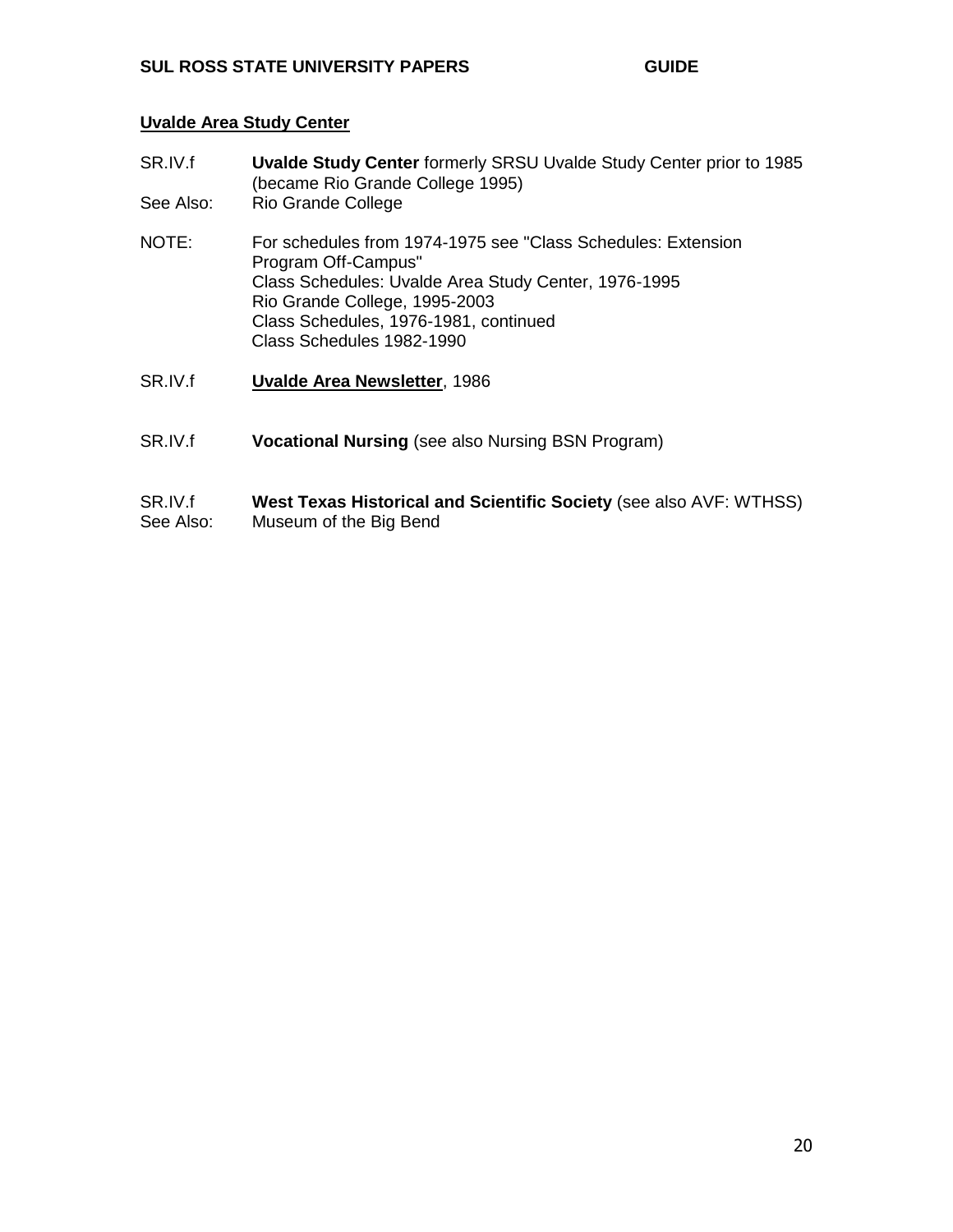## Uvalde Area Study Center

SR.IV.f **Uvalde Study Center** formerly SRSU Uvalde Study Center prior to 1985 (became Rio Grande College 1995)

See Also: Rio Grande College

NOTE: For schedules from 1974-1975 see "Class Schedules: Extension Program Off-Campus"
Class Schedules: Uvalde Area Study Center, 1976-1995
Rio Grande College, 1995-2003
Class Schedules, 1976-1981, continued
Class Schedules 1982-1990

SR.IV.f **Uvalde Area Newsletter**, 1986

SR.IV.f **Vocational Nursing** (see also Nursing BSN Program)

SR.IV.f **West Texas Historical and Scientific Society** (see also AVF: WTHSS)

See Also: Museum of the Big Bend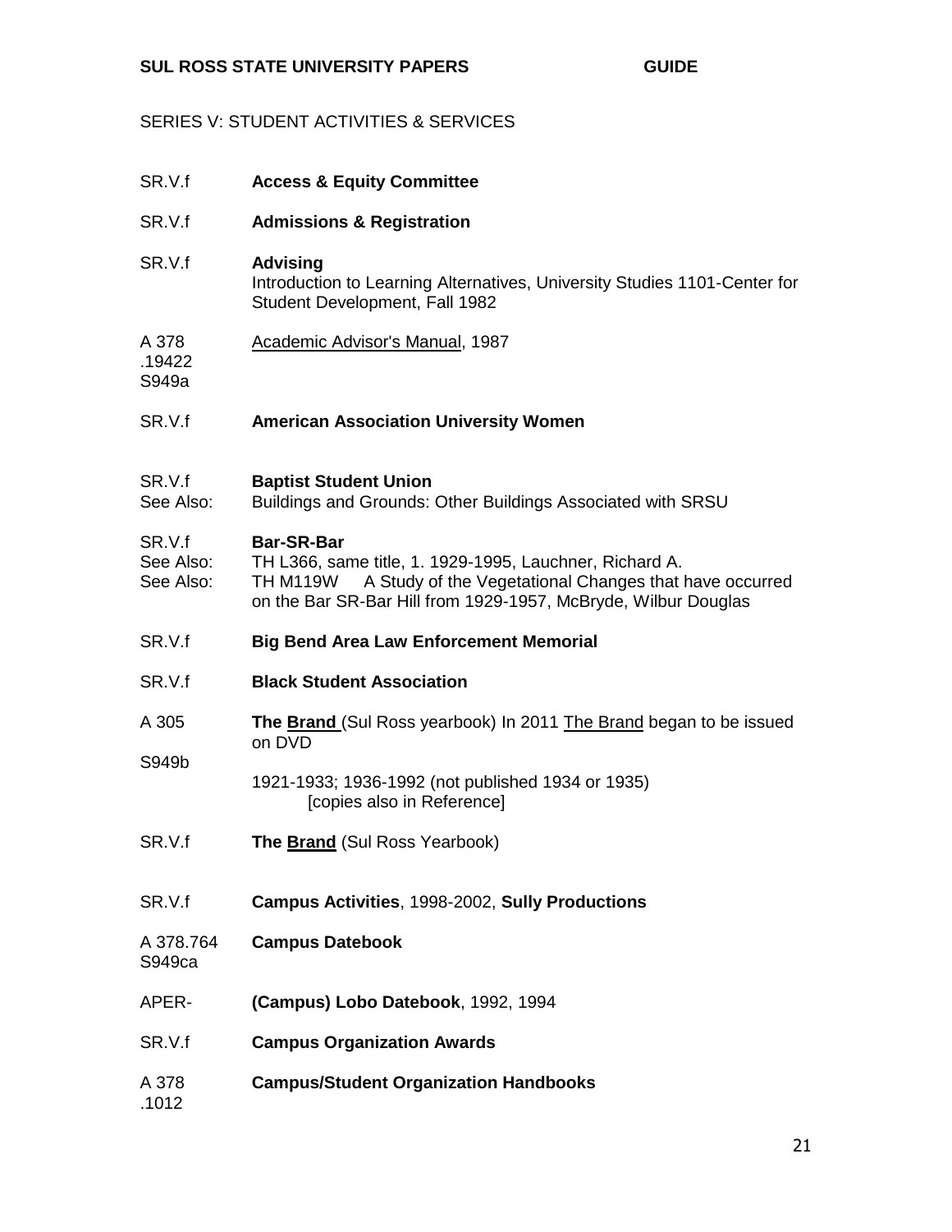SERIES V: STUDENT ACTIVITIES & SERVICES

| | |
|---|---|
| SR.V.f | **Access & Equity Committee** |
| SR.V.f | **Admissions & Registration** |
| SR.V.f | **Advising**<br>Introduction to Learning Alternatives, University Studies 1101-Center for Student Development, Fall 1982 |
| A 378<br>.19422<br>S949a | Academic Advisor's Manual, 1987 |
| SR.V.f | **American Association University Women** |
| SR.V.f<br>See Also: | **Baptist Student Union**<br>Buildings and Grounds: Other Buildings Associated with SRSU |
| SR.V.f<br>See Also:<br>See Also: | **Bar-SR-Bar**<br>TH L366, same title, 1. 1929-1995, Lauchner, Richard A.<br>TH M119W A Study of the Vegetational Changes that have occurred on the Bar SR-Bar Hill from 1929-1957, McBryde, Wilbur Douglas |
| SR.V.f | **Big Bend Area Law Enforcement Memorial** |
| SR.V.f | **Black Student Association** |
| A 305<br>S949b | **The Brand** (Sul Ross yearbook) In 2011 The Brand began to be issued on DVD<br>1921-1933; 1936-1992 (not published 1934 or 1935)<br>[copies also in Reference] |
| SR.V.f | **The Brand** (Sul Ross Yearbook) |
| SR.V.f | **Campus Activities**, 1998-2002, **Sully Productions** |
| A 378.764<br>S949ca | **Campus Datebook** |
| APER- | **(Campus) Lobo Datebook**, 1992, 1994 |
| SR.V.f | **Campus Organization Awards** |
| A 378<br>.1012 | **Campus/Student Organization Handbooks** |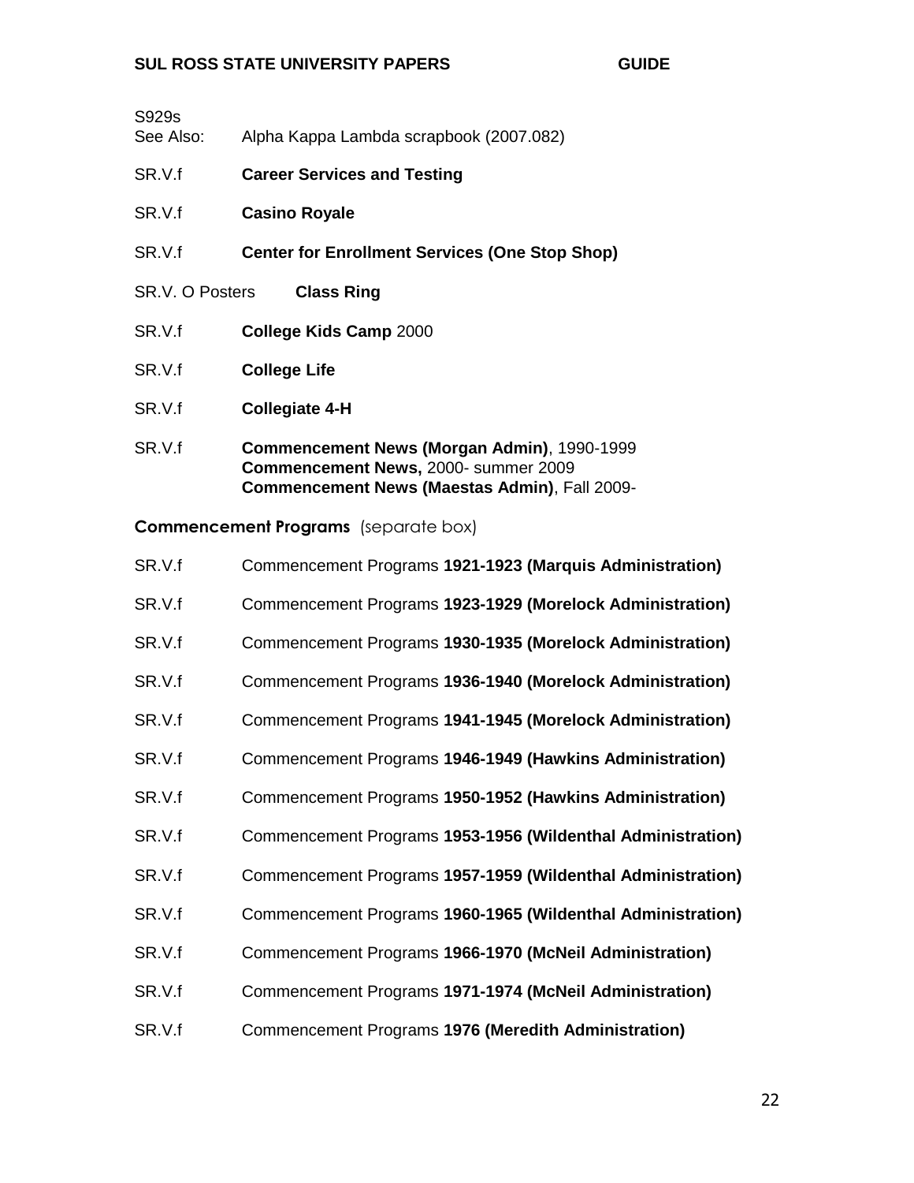S929s
See Also: Alpha Kappa Lambda scrapbook (2007.082)

SR.V.f **Career Services and Testing**

SR.V.f **Casino Royale**

SR.V.f **Center for Enrollment Services (One Stop Shop)**

SR.V. O Posters **Class Ring**

SR.V.f **College Kids Camp** 2000

SR.V.f **College Life**

SR.V.f **Collegiate 4-H**

SR.V.f **Commencement News (Morgan Admin)**, 1990-1999
**Commencement News,** 2000- summer 2009
**Commencement News (Maestas Admin)**, Fall 2009-

**Commencement Programs** (separate box)

SR.V.f Commencement Programs **1921-1923 (Marquis Administration)**

SR.V.f Commencement Programs **1923-1929 (Morelock Administration)**

SR.V.f Commencement Programs **1930-1935 (Morelock Administration)**

SR.V.f Commencement Programs **1936-1940 (Morelock Administration)**

SR.V.f Commencement Programs **1941-1945 (Morelock Administration)**

SR.V.f Commencement Programs **1946-1949 (Hawkins Administration)**

SR.V.f Commencement Programs **1950-1952 (Hawkins Administration)**

SR.V.f Commencement Programs **1953-1956 (Wildenthal Administration)**

SR.V.f Commencement Programs **1957-1959 (Wildenthal Administration)**

SR.V.f Commencement Programs **1960-1965 (Wildenthal Administration)**

SR.V.f Commencement Programs **1966-1970 (McNeil Administration)**

SR.V.f Commencement Programs **1971-1974 (McNeil Administration)**

SR.V.f Commencement Programs **1976 (Meredith Administration)**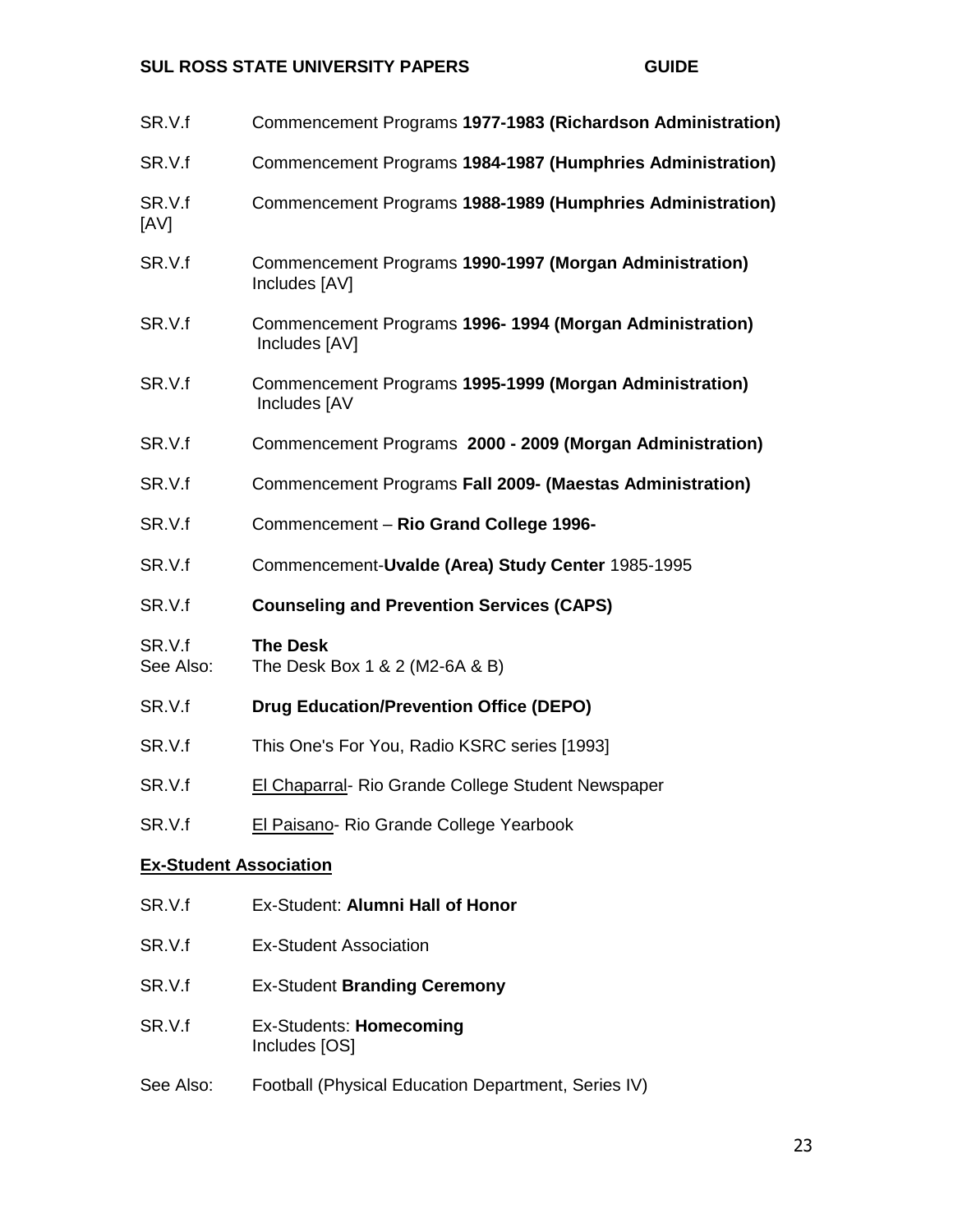| | |
|---|---|
| SR.V.f | Commencement Programs **1977-1983 (Richardson Administration)** |
| SR.V.f | Commencement Programs **1984-1987 (Humphries Administration)** |
| SR.V.f [AV] | Commencement Programs **1988-1989 (Humphries Administration)** |
| SR.V.f | Commencement Programs **1990-1997 (Morgan Administration)** Includes [AV] |
| SR.V.f | Commencement Programs **1996- 1994 (Morgan Administration)** Includes [AV] |
| SR.V.f | Commencement Programs **1995-1999 (Morgan Administration)** Includes [AV |
| SR.V.f | Commencement Programs **2000 - 2009 (Morgan Administration)** |
| SR.V.f | Commencement Programs **Fall 2009- (Maestas Administration)** |
| SR.V.f | Commencement – **Rio Grand College 1996-** |
| SR.V.f | Commencement-**Uvalde (Area) Study Center** 1985-1995 |
| SR.V.f | **Counseling and Prevention Services (CAPS)** |
| SR.V.f<br>See Also: | **The Desk**<br>The Desk Box 1 & 2 (M2-6A & B) |
| SR.V.f | **Drug Education/Prevention Office (DEPO)** |
| SR.V.f | This One's For You, Radio KSRC series [1993] |
| SR.V.f | El Chaparral- Rio Grande College Student Newspaper |
| SR.V.f | El Paisano- Rio Grande College Yearbook |

**Ex-Student Association**

| | |
|---|---|
| SR.V.f | Ex-Student: **Alumni Hall of Honor** |
| SR.V.f | Ex-Student Association |
| SR.V.f | Ex-Student **Branding Ceremony** |
| SR.V.f | Ex-Students: **Homecoming** Includes [OS] |
| See Also: | Football (Physical Education Department, Series IV) |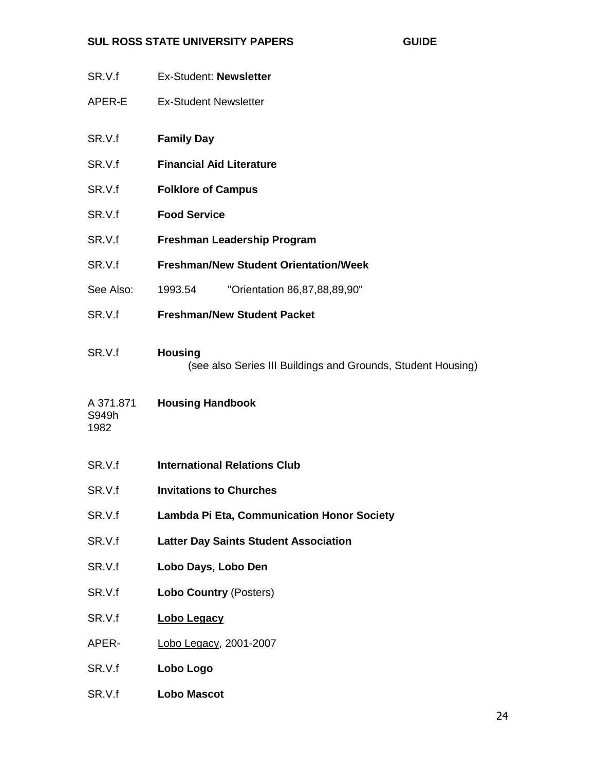SR.V.f Ex-Student: **Newsletter**

APER-E Ex-Student Newsletter

SR.V.f **Family Day**

SR.V.f **Financial Aid Literature**

SR.V.f **Folklore of Campus**

SR.V.f **Food Service**

SR.V.f **Freshman Leadership Program**

SR.V.f **Freshman/New Student Orientation/Week**

See Also: 1993.54 "Orientation 86,87,88,89,90"

SR.V.f **Freshman/New Student Packet**

SR.V.f **Housing**
(see also Series III Buildings and Grounds, Student Housing)

A 371.871
S949h
1982 **Housing Handbook**

SR.V.f **International Relations Club**

SR.V.f **Invitations to Churches**

SR.V.f **Lambda Pi Eta, Communication Honor Society**

SR.V.f **Latter Day Saints Student Association**

SR.V.f **Lobo Days, Lobo Den**

SR.V.f **Lobo Country** (Posters)

SR.V.f **Lobo Legacy**

APER- Lobo Legacy, 2001-2007

SR.V.f **Lobo Logo**

SR.V.f **Lobo Mascot**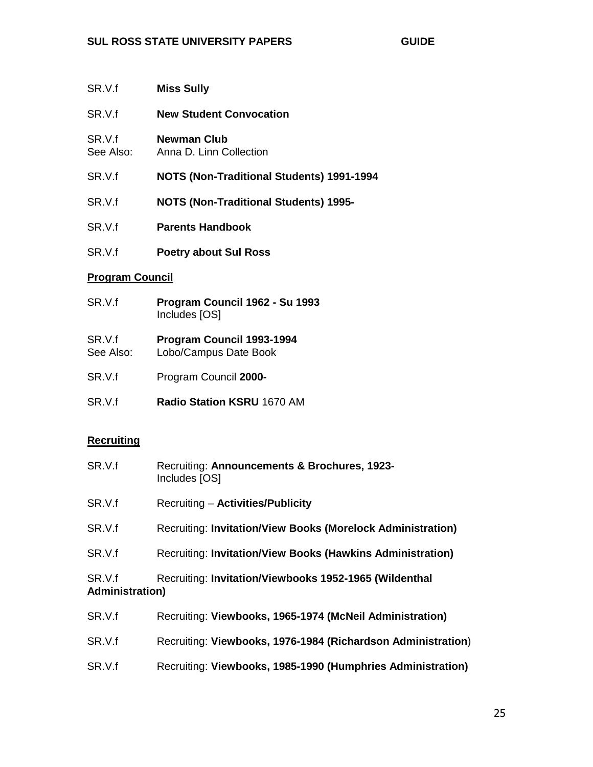SR.V.f **Miss Sully**

SR.V.f **New Student Convocation**

SR.V.f **Newman Club**
See Also: Anna D. Linn Collection

SR.V.f **NOTS (Non-Traditional Students) 1991-1994**

SR.V.f **NOTS (Non-Traditional Students) 1995-**

SR.V.f **Parents Handbook**

SR.V.f **Poetry about Sul Ross**

**<u>Program Council</u>**

SR.V.f **Program Council 1962 - Su 1993**
Includes [OS]

SR.V.f **Program Council 1993-1994**
See Also: Lobo/Campus Date Book

SR.V.f Program Council **2000-**

SR.V.f **Radio Station KSRU** 1670 AM

**<u>Recruiting</u>**

SR.V.f Recruiting: **Announcements & Brochures, 1923-**
Includes [OS]

SR.V.f Recruiting – **Activities/Publicity**

SR.V.f Recruiting: **Invitation/View Books (Morelock Administration)**

SR.V.f Recruiting: **Invitation/View Books (Hawkins Administration)**

SR.V.f Recruiting: **Invitation/Viewbooks 1952-1965 (Wildenthal Administration)**

SR.V.f Recruiting: **Viewbooks, 1965-1974 (McNeil Administration)**

SR.V.f Recruiting: **Viewbooks, 1976-1984 (Richardson Administration**)

SR.V.f Recruiting: **Viewbooks, 1985-1990 (Humphries Administration)**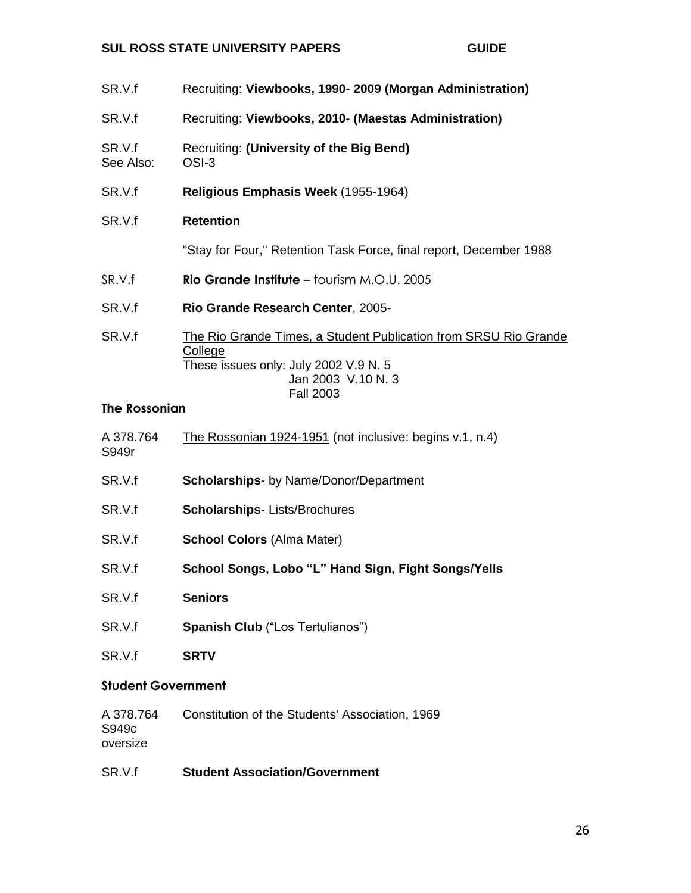| | |
|---|---|
| SR.V.f | Recruiting: **Viewbooks, 1990- 2009 (Morgan Administration)** |
| SR.V.f | Recruiting: **Viewbooks, 2010- (Maestas Administration)** |
| SR.V.f<br>See Also: | Recruiting: **(University of the Big Bend)**<br>OSI-3 |
| SR.V.f | **Religious Emphasis Week** (1955-1964) |
| SR.V.f | **Retention** |
| | "Stay for Four," Retention Task Force, final report, December 1988 |
| SR.V.f | **Rio Grande Institute** – tourism M.O.U. 2005 |
| SR.V.f | **Rio Grande Research Center**, 2005- |
| SR.V.f | The Rio Grande Times, a Student Publication from SRSU Rio Grande College<br>These issues only: July 2002 V.9 N. 5<br>Jan 2003 V.10 N. 3<br>Fall 2003 |

### The Rossonian

| | |
|---|---|
| A 378.764<br>S949r | The Rossonian 1924-1951 (not inclusive: begins v.1, n.4) |
| SR.V.f | **Scholarships-** by Name/Donor/Department |
| SR.V.f | **Scholarships-** Lists/Brochures |
| SR.V.f | **School Colors** (Alma Mater) |
| SR.V.f | **School Songs, Lobo "L" Hand Sign, Fight Songs/Yells** |
| SR.V.f | **Seniors** |
| SR.V.f | **Spanish Club** ("Los Tertulianos") |
| SR.V.f | **SRTV** |

### Student Government

| | |
|---|---|
| A 378.764<br>S949c<br>oversize | Constitution of the Students' Association, 1969 |
| SR.V.f | **Student Association/Government** |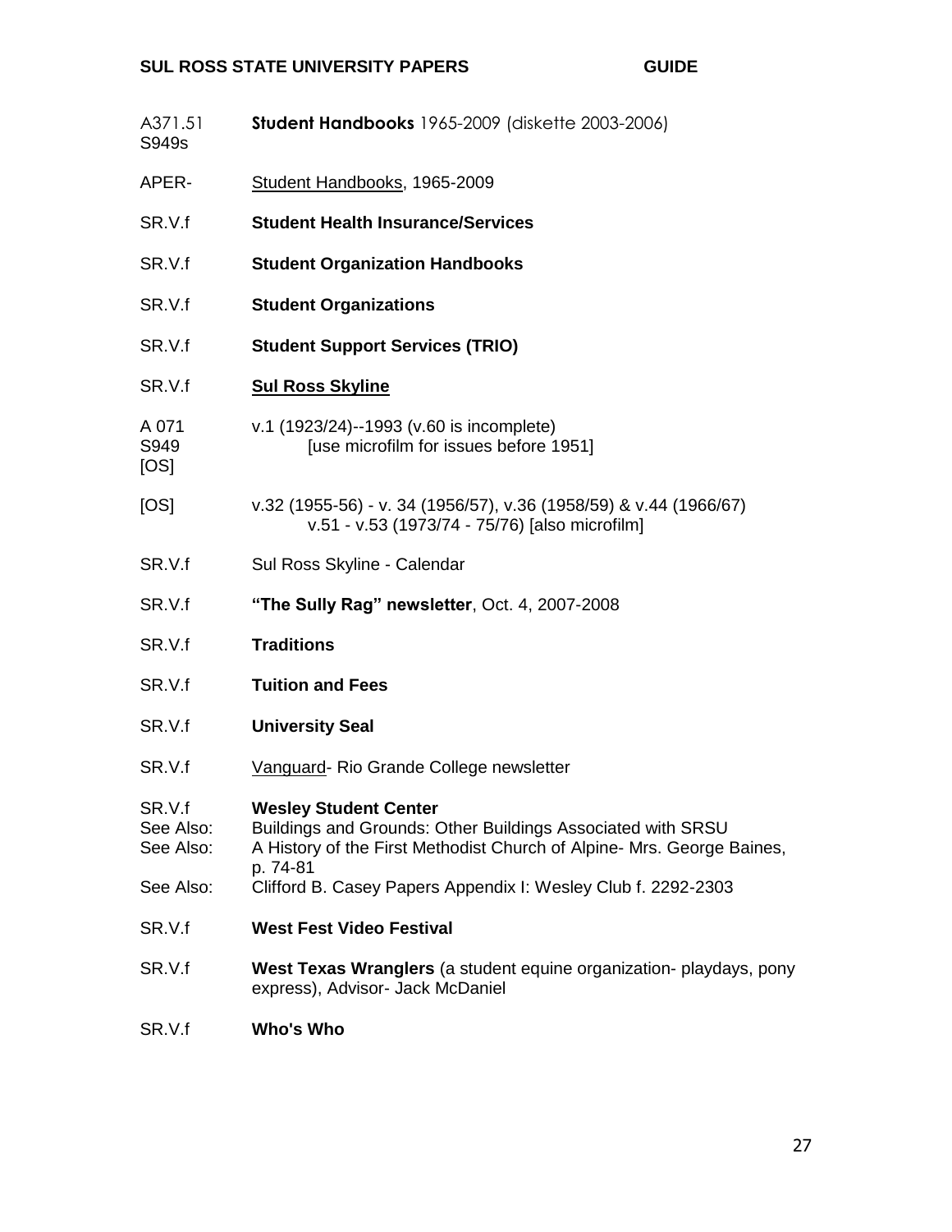| | |
|---|---|
| A371.51 S949s | **Student Handbooks** 1965-2009 (diskette 2003-2006) |
| APER- | <u>Student Handbooks</u>, 1965-2009 |
| SR.V.f | **Student Health Insurance/Services** |
| SR.V.f | **Student Organization Handbooks** |
| SR.V.f | **Student Organizations** |
| SR.V.f | **Student Support Services (TRIO)** |
| SR.V.f | **<u>Sul Ross Skyline</u>** |
| A 071 S949 [OS] | v.1 (1923/24)--1993 (v.60 is incomplete) [use microfilm for issues before 1951] |
| [OS] | v.32 (1955-56) - v. 34 (1956/57), v.36 (1958/59) & v.44 (1966/67) v.51 - v.53 (1973/74 - 75/76) [also microfilm] |
| SR.V.f | Sul Ross Skyline - Calendar |
| SR.V.f | **"The Sully Rag" newsletter**, Oct. 4, 2007-2008 |
| SR.V.f | **Traditions** |
| SR.V.f | **Tuition and Fees** |
| SR.V.f | **University Seal** |
| SR.V.f | <u>Vanguard</u>- Rio Grande College newsletter |
| SR.V.f | **Wesley Student Center** |
| See Also: | Buildings and Grounds: Other Buildings Associated with SRSU |
| See Also: | A History of the First Methodist Church of Alpine- Mrs. George Baines, p. 74-81 |
| See Also: | Clifford B. Casey Papers Appendix I: Wesley Club f. 2292-2303 |
| SR.V.f | **West Fest Video Festival** |
| SR.V.f | **West Texas Wranglers** (a student equine organization- playdays, pony express), Advisor- Jack McDaniel |
| SR.V.f | **Who's Who** |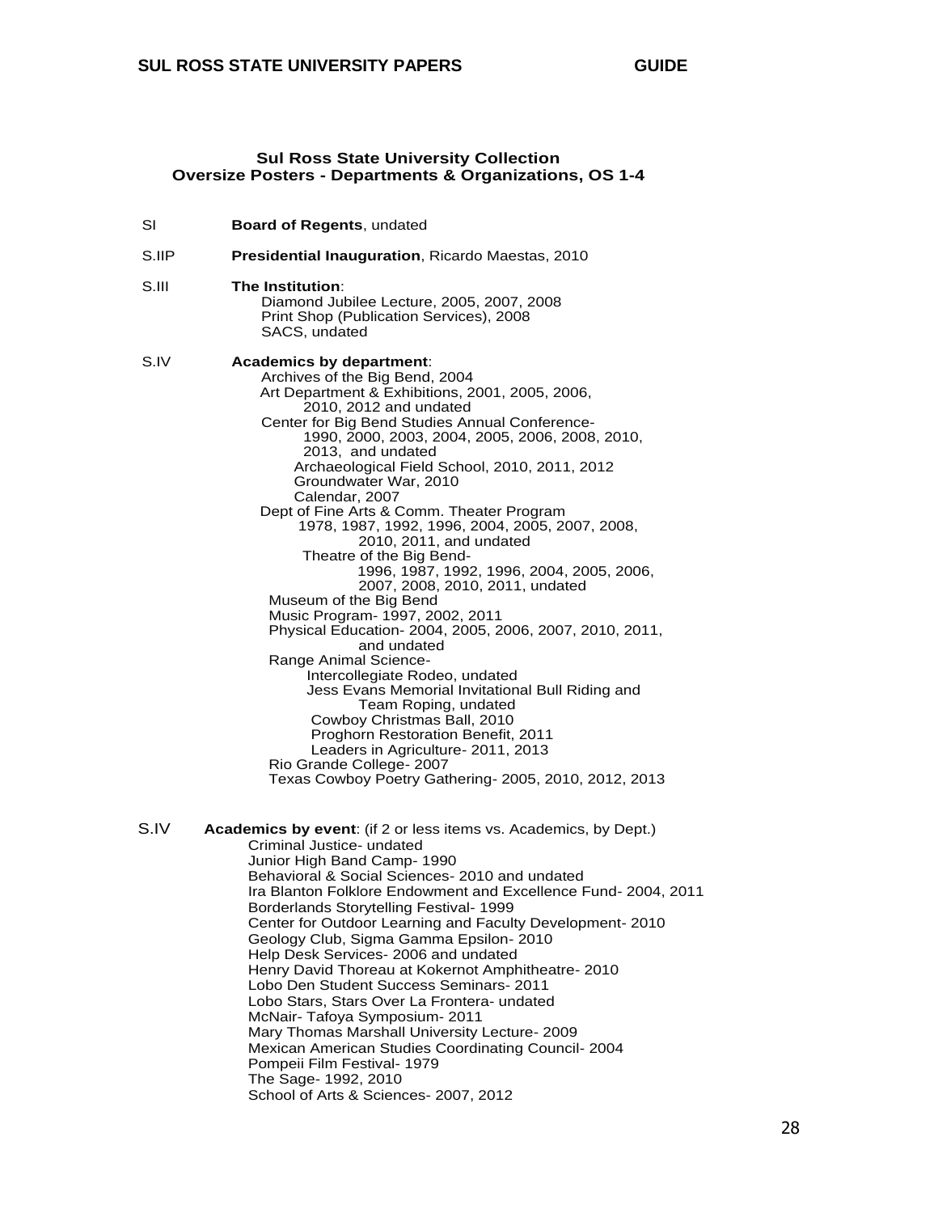## Sul Ross State University Collection
## Oversize Posters - Departments & Organizations, OS 1-4

SI **Board of Regents**, undated

S.IIP **Presidential Inauguration**, Ricardo Maestas, 2010

S.III **The Institution**:
- Diamond Jubilee Lecture, 2005, 2007, 2008
- Print Shop (Publication Services), 2008
- SACS, undated

S.IV **Academics by department**:
- Archives of the Big Bend, 2004
- Art Department & Exhibitions, 2001, 2005, 2006, 2010, 2012 and undated
- Center for Big Bend Studies Annual Conference- 1990, 2000, 2003, 2004, 2005, 2006, 2008, 2010, 2013, and undated
  - Archaeological Field School, 2010, 2011, 2012
  - Groundwater War, 2010
  - Calendar, 2007
- Dept of Fine Arts & Comm. Theater Program 1978, 1987, 1992, 1996, 2004, 2005, 2007, 2008, 2010, 2011, and undated
  - Theatre of the Big Bend- 1996, 1987, 1992, 1996, 2004, 2005, 2006, 2007, 2008, 2010, 2011, undated
- Museum of the Big Bend
- Music Program- 1997, 2002, 2011
- Physical Education- 2004, 2005, 2006, 2007, 2010, 2011, and undated
- Range Animal Science-
  - Intercollegiate Rodeo, undated
  - Jess Evans Memorial Invitational Bull Riding and Team Roping, undated
  - Cowboy Christmas Ball, 2010
  - Proghorn Restoration Benefit, 2011
  - Leaders in Agriculture- 2011, 2013
- Rio Grande College- 2007
- Texas Cowboy Poetry Gathering- 2005, 2010, 2012, 2013

S.IV **Academics by event**: (if 2 or less items vs. Academics, by Dept.)
- Criminal Justice- undated
- Junior High Band Camp- 1990
- Behavioral & Social Sciences- 2010 and undated
- Ira Blanton Folklore Endowment and Excellence Fund- 2004, 2011
- Borderlands Storytelling Festival- 1999
- Center for Outdoor Learning and Faculty Development- 2010
- Geology Club, Sigma Gamma Epsilon- 2010
- Help Desk Services- 2006 and undated
- Henry David Thoreau at Kokernot Amphitheatre- 2010
- Lobo Den Student Success Seminars- 2011
- Lobo Stars, Stars Over La Frontera- undated
- McNair- Tafoya Symposium- 2011
- Mary Thomas Marshall University Lecture- 2009
- Mexican American Studies Coordinating Council- 2004
- Pompeii Film Festival- 1979
- The Sage- 1992, 2010
- School of Arts & Sciences- 2007, 2012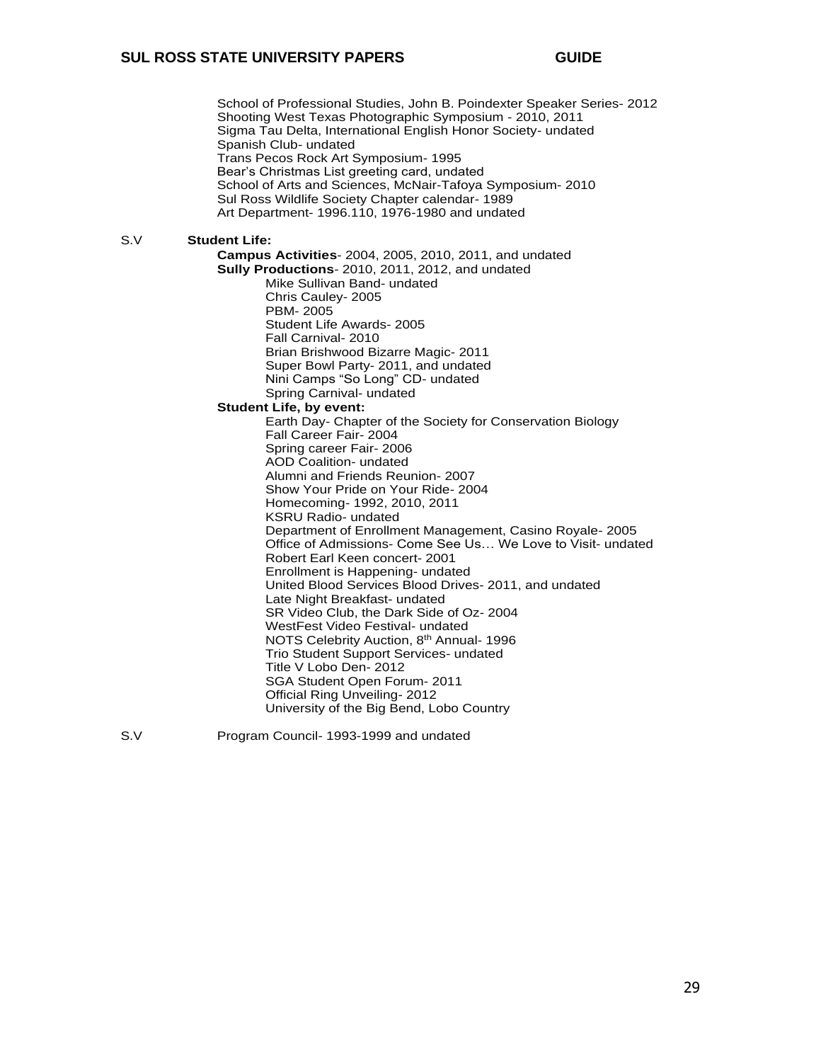School of Professional Studies, John B. Poindexter Speaker Series- 2012
Shooting West Texas Photographic Symposium - 2010, 2011
Sigma Tau Delta, International English Honor Society- undated
Spanish Club- undated
Trans Pecos Rock Art Symposium- 1995
Bear's Christmas List greeting card, undated
School of Arts and Sciences, McNair-Tafoya Symposium- 2010
Sul Ross Wildlife Society Chapter calendar- 1989
Art Department- 1996.110, 1976-1980 and undated

S.V **Student Life:**

- **Campus Activities**- 2004, 2005, 2010, 2011, and undated
- **Sully Productions**- 2010, 2011, 2012, and undated
  - Mike Sullivan Band- undated
  - Chris Cauley- 2005
  - PBM- 2005
  - Student Life Awards- 2005
  - Fall Carnival- 2010
  - Brian Brishwood Bizarre Magic- 2011
  - Super Bowl Party- 2011, and undated
  - Nini Camps "So Long" CD- undated
  - Spring Carnival- undated
- **Student Life, by event:**
  - Earth Day- Chapter of the Society for Conservation Biology
  - Fall Career Fair- 2004
  - Spring career Fair- 2006
  - AOD Coalition- undated
  - Alumni and Friends Reunion- 2007
  - Show Your Pride on Your Ride- 2004
  - Homecoming- 1992, 2010, 2011
  - KSRU Radio- undated
  - Department of Enrollment Management, Casino Royale- 2005
  - Office of Admissions- Come See Us… We Love to Visit- undated
  - Robert Earl Keen concert- 2001
  - Enrollment is Happening- undated
  - United Blood Services Blood Drives- 2011, and undated
  - Late Night Breakfast- undated
  - SR Video Club, the Dark Side of Oz- 2004
  - WestFest Video Festival- undated
  - NOTS Celebrity Auction, 8th Annual- 1996
  - Trio Student Support Services- undated
  - Title V Lobo Den- 2012
  - SGA Student Open Forum- 2011
  - Official Ring Unveiling- 2012
  - University of the Big Bend, Lobo Country

S.V Program Council- 1993-1999 and undated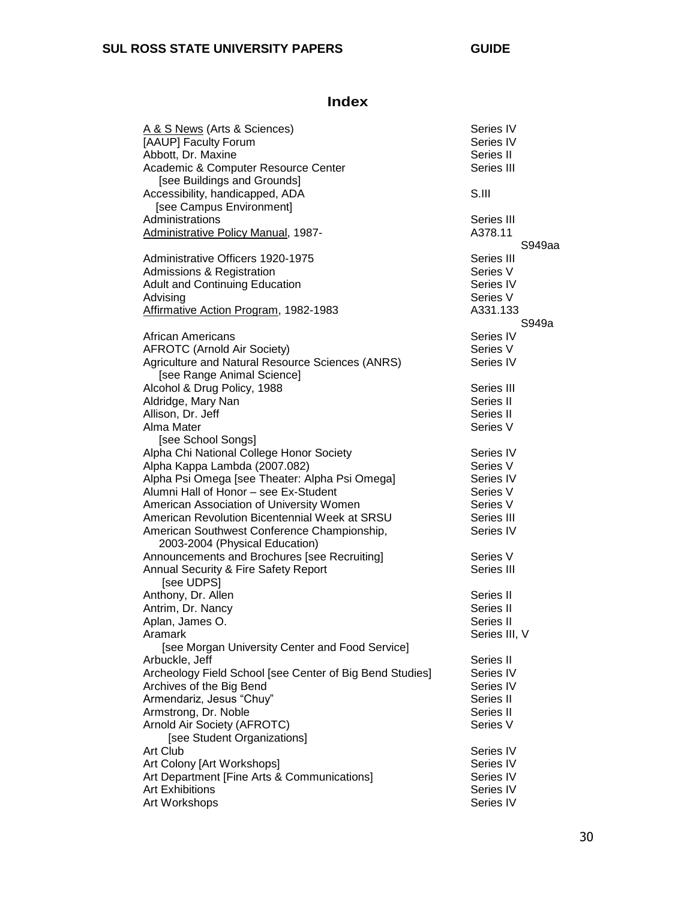# Index

| Entry | Location |
|---|---|
| <u>A & S News</u> (Arts & Sciences) | Series IV |
| [AAUP] Faculty Forum | Series IV |
| Abbott, Dr. Maxine | Series II |
| Academic & Computer Resource Center [see Buildings and Grounds] | Series III |
| Accessibility, handicapped, ADA [see Campus Environment] | S.III |
| Administrations | Series III |
| <u>Administrative Policy Manual</u>, 1987- | A378.11 S949aa |
| Administrative Officers 1920-1975 | Series III |
| Admissions & Registration | Series V |
| Adult and Continuing Education | Series IV |
| Advising | Series V |
| <u>Affirmative Action Program</u>, 1982-1983 | A331.133 S949a |
| African Americans | Series IV |
| AFROTC (Arnold Air Society) | Series V |
| Agriculture and Natural Resource Sciences (ANRS) [see Range Animal Science] | Series IV |
| Alcohol & Drug Policy, 1988 | Series III |
| Aldridge, Mary Nan | Series II |
| Allison, Dr. Jeff | Series II |
| Alma Mater [see School Songs] | Series V |
| Alpha Chi National College Honor Society | Series IV |
| Alpha Kappa Lambda (2007.082) | Series V |
| Alpha Psi Omega [see Theater: Alpha Psi Omega] | Series IV |
| Alumni Hall of Honor – see Ex-Student | Series V |
| American Association of University Women | Series V |
| American Revolution Bicentennial Week at SRSU | Series III |
| American Southwest Conference Championship, 2003-2004 (Physical Education) | Series IV |
| Announcements and Brochures [see Recruiting] | Series V |
| Annual Security & Fire Safety Report [see UDPS] | Series III |
| Anthony, Dr. Allen | Series II |
| Antrim, Dr. Nancy | Series II |
| Aplan, James O. | Series II |
| Aramark [see Morgan University Center and Food Service] | Series III, V |
| Arbuckle, Jeff | Series II |
| Archeology Field School [see Center of Big Bend Studies] | Series IV |
| Archives of the Big Bend | Series IV |
| Armendariz, Jesus "Chuy" | Series II |
| Armstrong, Dr. Noble | Series II |
| Arnold Air Society (AFROTC) [see Student Organizations] | Series V |
| Art Club | Series IV |
| Art Colony [Art Workshops] | Series IV |
| Art Department [Fine Arts & Communications] | Series IV |
| Art Exhibitions | Series IV |
| Art Workshops | Series IV |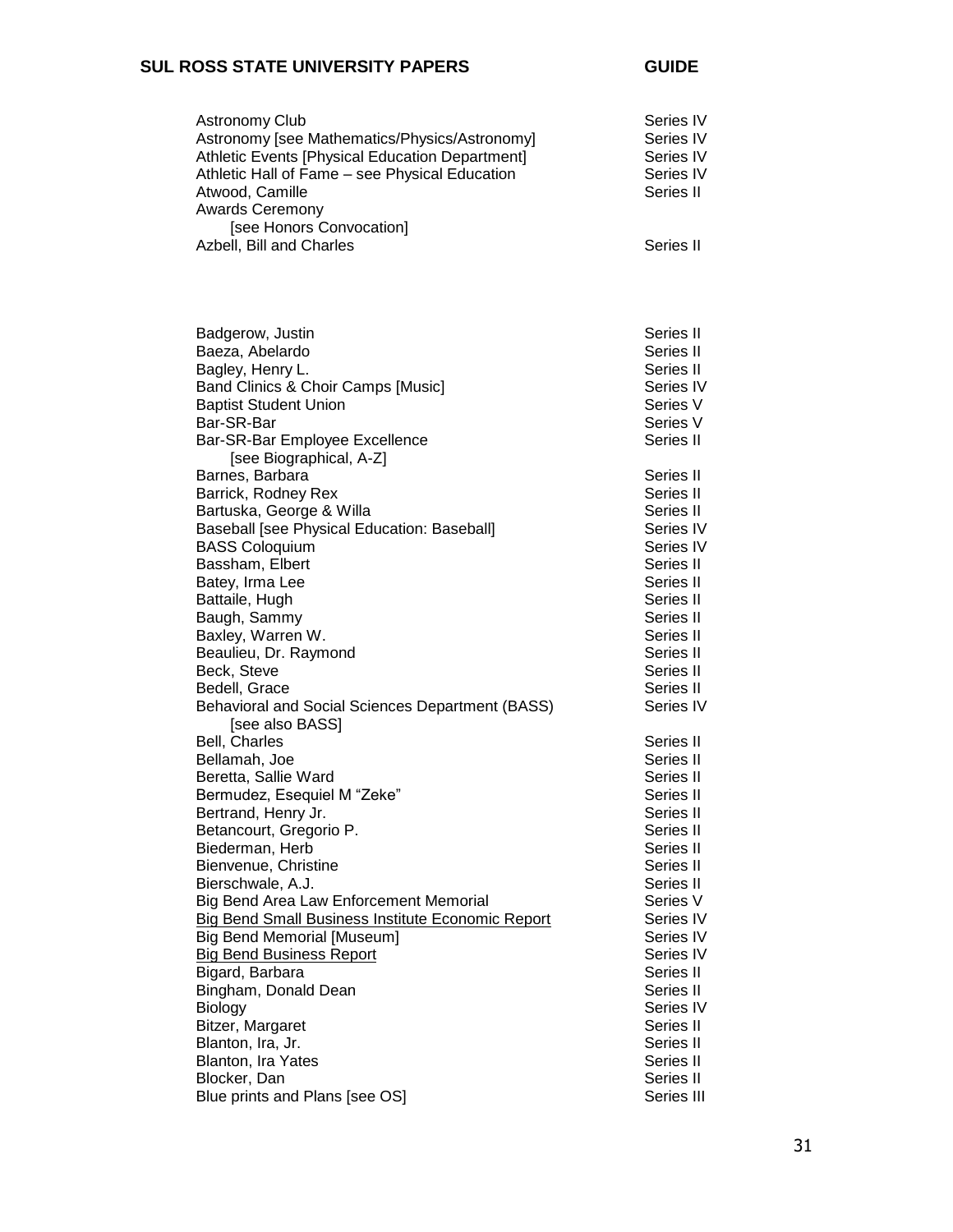| Entry | Series |
| --- | --- |
| Astronomy Club | Series IV |
| Astronomy [see Mathematics/Physics/Astronomy] | Series IV |
| Athletic Events [Physical Education Department] | Series IV |
| Athletic Hall of Fame – see Physical Education | Series IV |
| Atwood, Camille | Series II |
| Awards Ceremony [see Honors Convocation] | |
| Azbell, Bill and Charles | Series II |
| | |
| Badgerow, Justin | Series II |
| Baeza, Abelardo | Series II |
| Bagley, Henry L. | Series II |
| Band Clinics & Choir Camps [Music] | Series IV |
| Baptist Student Union | Series V |
| Bar-SR-Bar | Series V |
| Bar-SR-Bar Employee Excellence [see Biographical, A-Z] | Series II |
| Barnes, Barbara | Series II |
| Barrick, Rodney Rex | Series II |
| Bartuska, George & Willa | Series II |
| Baseball [see Physical Education: Baseball] | Series IV |
| BASS Coloquium | Series IV |
| Bassham, Elbert | Series II |
| Batey, Irma Lee | Series II |
| Battaile, Hugh | Series II |
| Baugh, Sammy | Series II |
| Baxley, Warren W. | Series II |
| Beaulieu, Dr. Raymond | Series II |
| Beck, Steve | Series II |
| Bedell, Grace | Series II |
| Behavioral and Social Sciences Department (BASS) [see also BASS] | Series IV |
| Bell, Charles | Series II |
| Bellamah, Joe | Series II |
| Beretta, Sallie Ward | Series II |
| Bermudez, Esequiel M "Zeke" | Series II |
| Bertrand, Henry Jr. | Series II |
| Betancourt, Gregorio P. | Series II |
| Biederman, Herb | Series II |
| Bienvenue, Christine | Series II |
| Bierschwale, A.J. | Series II |
| Big Bend Area Law Enforcement Memorial | Series V |
| <u>Big Bend Small Business Institute Economic Report</u> | Series IV |
| Big Bend Memorial [Museum] | Series IV |
| <u>Big Bend Business Report</u> | Series IV |
| Bigard, Barbara | Series II |
| Bingham, Donald Dean | Series II |
| Biology | Series IV |
| Bitzer, Margaret | Series II |
| Blanton, Ira, Jr. | Series II |
| Blanton, Ira Yates | Series II |
| Blocker, Dan | Series II |
| Blue prints and Plans [see OS] | Series III |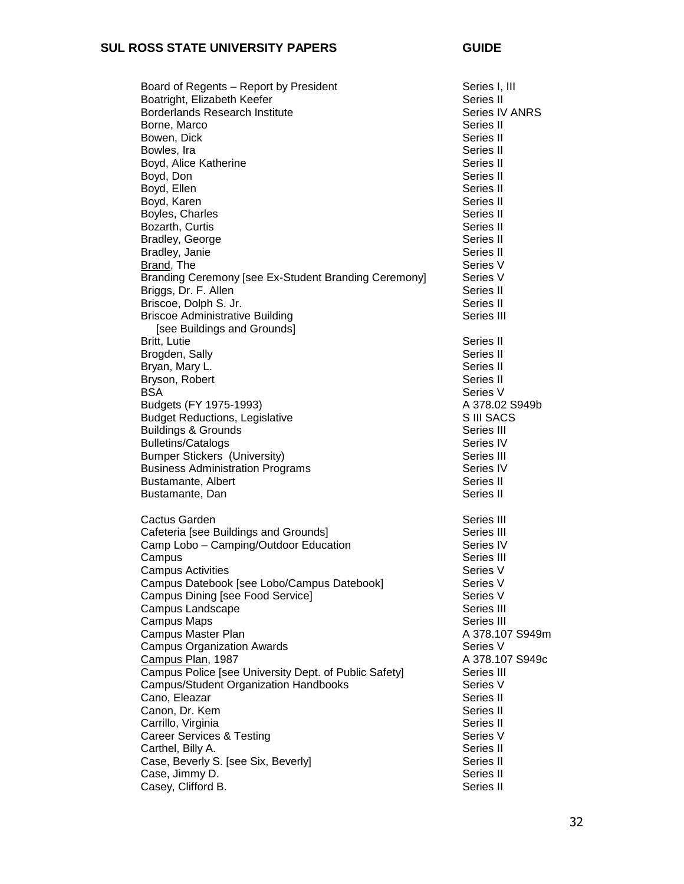| | |
|---|---|
| Board of Regents – Report by President | Series I, III |
| Boatright, Elizabeth Keefer | Series II |
| Borderlands Research Institute | Series IV ANRS |
| Borne, Marco | Series II |
| Bowen, Dick | Series II |
| Bowles, Ira | Series II |
| Boyd, Alice Katherine | Series II |
| Boyd, Don | Series II |
| Boyd, Ellen | Series II |
| Boyd, Karen | Series II |
| Boyles, Charles | Series II |
| Bozarth, Curtis | Series II |
| Bradley, George | Series II |
| Bradley, Janie | Series II |
| <u>Brand</u>, The | Series V |
| Branding Ceremony [see Ex-Student Branding Ceremony] | Series V |
| Briggs, Dr. F. Allen | Series II |
| Briscoe, Dolph S. Jr. | Series II |
| Briscoe Administrative Building [see Buildings and Grounds] | Series III |
| Britt, Lutie | Series II |
| Brogden, Sally | Series II |
| Bryan, Mary L. | Series II |
| Bryson, Robert | Series II |
| BSA | Series V |
| Budgets (FY 1975-1993) | A 378.02 S949b |
| Budget Reductions, Legislative | S III SACS |
| Buildings & Grounds | Series III |
| Bulletins/Catalogs | Series IV |
| Bumper Stickers (University) | Series III |
| Business Administration Programs | Series IV |
| Bustamante, Albert | Series II |
| Bustamante, Dan | Series II |
| | |
| Cactus Garden | Series III |
| Cafeteria [see Buildings and Grounds] | Series III |
| Camp Lobo – Camping/Outdoor Education | Series IV |
| Campus | Series III |
| Campus Activities | Series V |
| Campus Datebook [see Lobo/Campus Datebook] | Series V |
| Campus Dining [see Food Service] | Series V |
| Campus Landscape | Series III |
| Campus Maps | Series III |
| Campus Master Plan | A 378.107 S949m |
| Campus Organization Awards | Series V |
| <u>Campus Plan</u>, 1987 | A 378.107 S949c |
| Campus Police [see University Dept. of Public Safety] | Series III |
| Campus/Student Organization Handbooks | Series V |
| Cano, Eleazar | Series II |
| Canon, Dr. Kem | Series II |
| Carrillo, Virginia | Series II |
| Career Services & Testing | Series V |
| Carthel, Billy A. | Series II |
| Case, Beverly S. [see Six, Beverly] | Series II |
| Case, Jimmy D. | Series II |
| Casey, Clifford B. | Series II |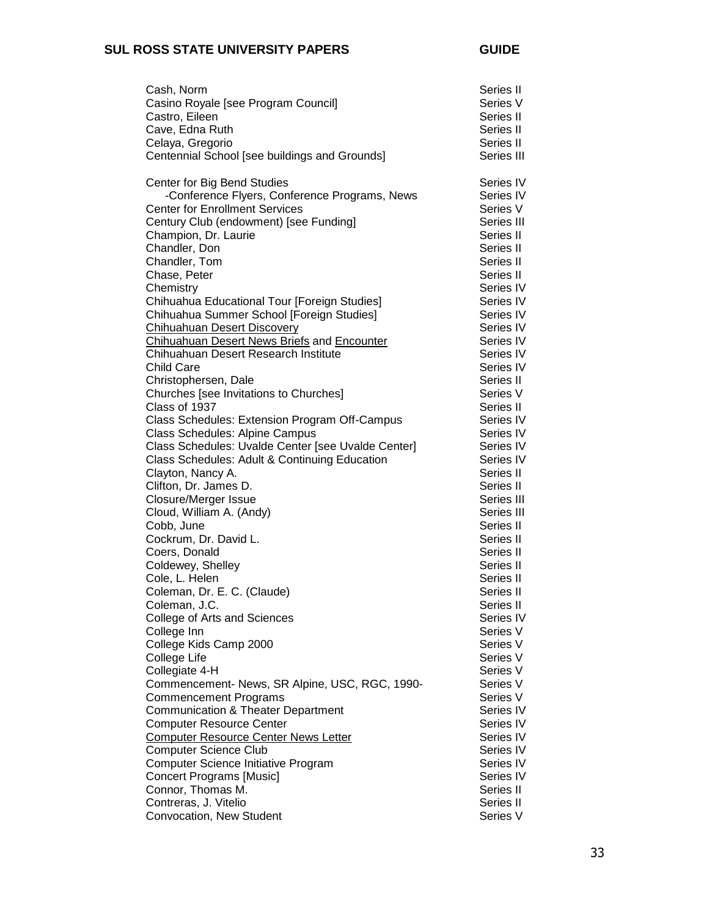| Entry | Series |
|---|---|
| Cash, Norm | Series II |
| Casino Royale [see Program Council] | Series V |
| Castro, Eileen | Series II |
| Cave, Edna Ruth | Series II |
| Celaya, Gregorio | Series II |
| Centennial School [see buildings and Grounds] | Series III |
| Center for Big Bend Studies | Series IV |
| -Conference Flyers, Conference Programs, News | Series IV |
| Center for Enrollment Services | Series V |
| Century Club (endowment) [see Funding] | Series III |
| Champion, Dr. Laurie | Series II |
| Chandler, Don | Series II |
| Chandler, Tom | Series II |
| Chase, Peter | Series II |
| Chemistry | Series IV |
| Chihuahua Educational Tour [Foreign Studies] | Series IV |
| Chihuahua Summer School [Foreign Studies] | Series IV |
| <u>Chihuahuan Desert Discovery</u> | Series IV |
| <u>Chihuahuan Desert News Briefs</u> and <u>Encounter</u> | Series IV |
| Chihuahuan Desert Research Institute | Series IV |
| Child Care | Series IV |
| Christophersen, Dale | Series II |
| Churches [see Invitations to Churches] | Series V |
| Class of 1937 | Series II |
| Class Schedules: Extension Program Off-Campus | Series IV |
| Class Schedules: Alpine Campus | Series IV |
| Class Schedules: Uvalde Center [see Uvalde Center] | Series IV |
| Class Schedules: Adult & Continuing Education | Series IV |
| Clayton, Nancy A. | Series II |
| Clifton, Dr. James D. | Series II |
| Closure/Merger Issue | Series III |
| Cloud, William A. (Andy) | Series III |
| Cobb, June | Series II |
| Cockrum, Dr. David L. | Series II |
| Coers, Donald | Series II |
| Coldewey, Shelley | Series II |
| Cole, L. Helen | Series II |
| Coleman, Dr. E. C. (Claude) | Series II |
| Coleman, J.C. | Series II |
| College of Arts and Sciences | Series IV |
| College Inn | Series V |
| College Kids Camp 2000 | Series V |
| College Life | Series V |
| Collegiate 4-H | Series V |
| Commencement- News, SR Alpine, USC, RGC, 1990- | Series V |
| Commencement Programs | Series V |
| Communication & Theater Department | Series IV |
| Computer Resource Center | Series IV |
| <u>Computer Resource Center News Letter</u> | Series IV |
| Computer Science Club | Series IV |
| Computer Science Initiative Program | Series IV |
| Concert Programs [Music] | Series IV |
| Connor, Thomas M. | Series II |
| Contreras, J. Vitelio | Series II |
| Convocation, New Student | Series V |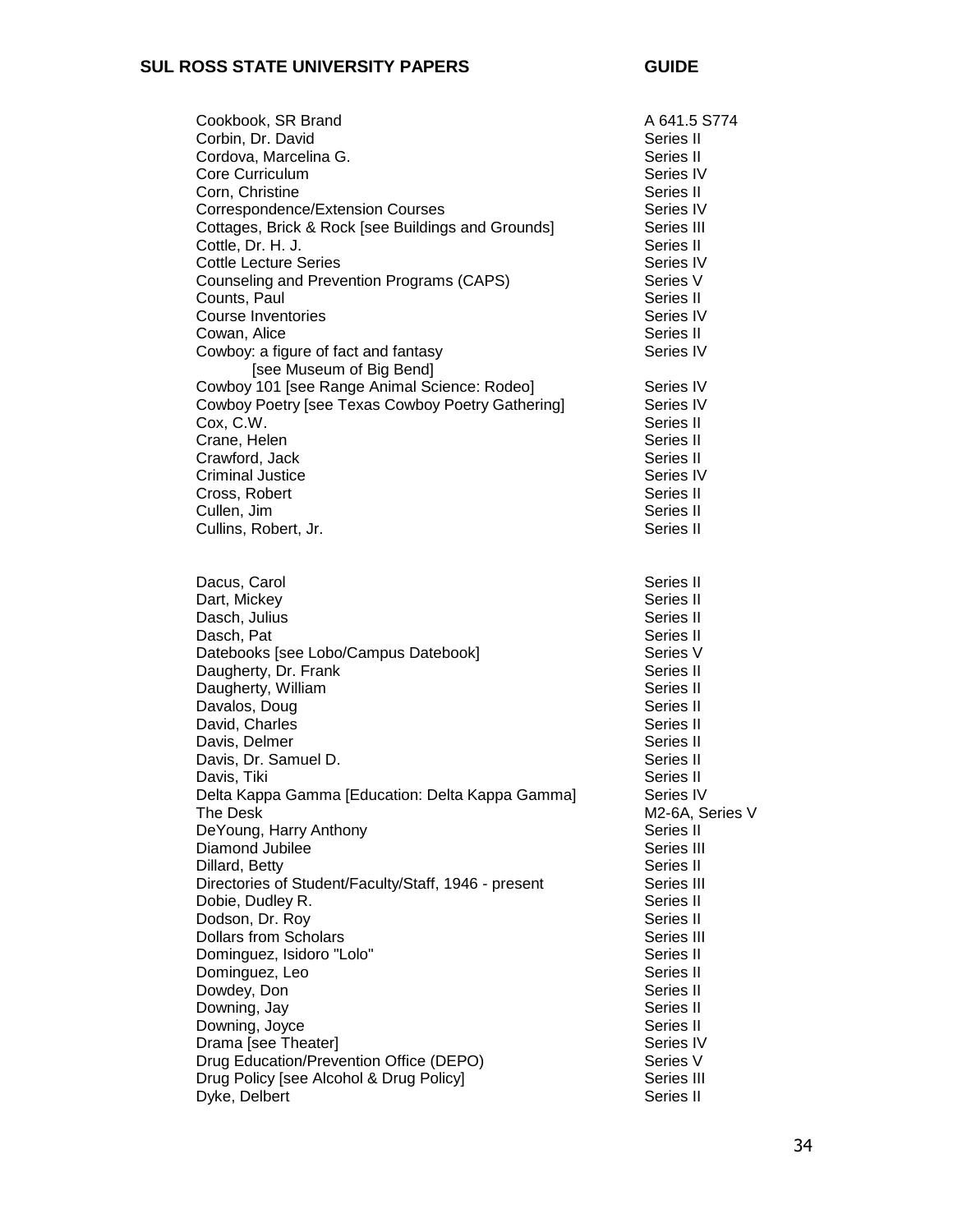| | |
|---|---|
| Cookbook, SR Brand | A 641.5 S774 |
| Corbin, Dr. David | Series II |
| Cordova, Marcelina G. | Series II |
| Core Curriculum | Series IV |
| Corn, Christine | Series II |
| Correspondence/Extension Courses | Series IV |
| Cottages, Brick & Rock [see Buildings and Grounds] | Series III |
| Cottle, Dr. H. J. | Series II |
| Cottle Lecture Series | Series IV |
| Counseling and Prevention Programs (CAPS) | Series V |
| Counts, Paul | Series II |
| Course Inventories | Series IV |
| Cowan, Alice | Series II |
| Cowboy: a figure of fact and fantasy [see Museum of Big Bend] | Series IV |
| Cowboy 101 [see Range Animal Science: Rodeo] | Series IV |
| Cowboy Poetry [see Texas Cowboy Poetry Gathering] | Series IV |
| Cox, C.W. | Series II |
| Crane, Helen | Series II |
| Crawford, Jack | Series II |
| Criminal Justice | Series IV |
| Cross, Robert | Series II |
| Cullen, Jim | Series II |
| Cullins, Robert, Jr. | Series II |

| | |
|---|---|
| Dacus, Carol | Series II |
| Dart, Mickey | Series II |
| Dasch, Julius | Series II |
| Dasch, Pat | Series II |
| Datebooks [see Lobo/Campus Datebook] | Series V |
| Daugherty, Dr. Frank | Series II |
| Daugherty, William | Series II |
| Davalos, Doug | Series II |
| David, Charles | Series II |
| Davis, Delmer | Series II |
| Davis, Dr. Samuel D. | Series II |
| Davis, Tiki | Series II |
| Delta Kappa Gamma [Education: Delta Kappa Gamma] | Series IV |
| The Desk | M2-6A, Series V |
| DeYoung, Harry Anthony | Series II |
| Diamond Jubilee | Series III |
| Dillard, Betty | Series II |
| Directories of Student/Faculty/Staff, 1946 - present | Series III |
| Dobie, Dudley R. | Series II |
| Dodson, Dr. Roy | Series II |
| Dollars from Scholars | Series III |
| Dominguez, Isidoro "Lolo" | Series II |
| Dominguez, Leo | Series II |
| Dowdey, Don | Series II |
| Downing, Jay | Series II |
| Downing, Joyce | Series II |
| Drama [see Theater] | Series IV |
| Drug Education/Prevention Office (DEPO) | Series V |
| Drug Policy [see Alcohol & Drug Policy] | Series III |
| Dyke, Delbert | Series II |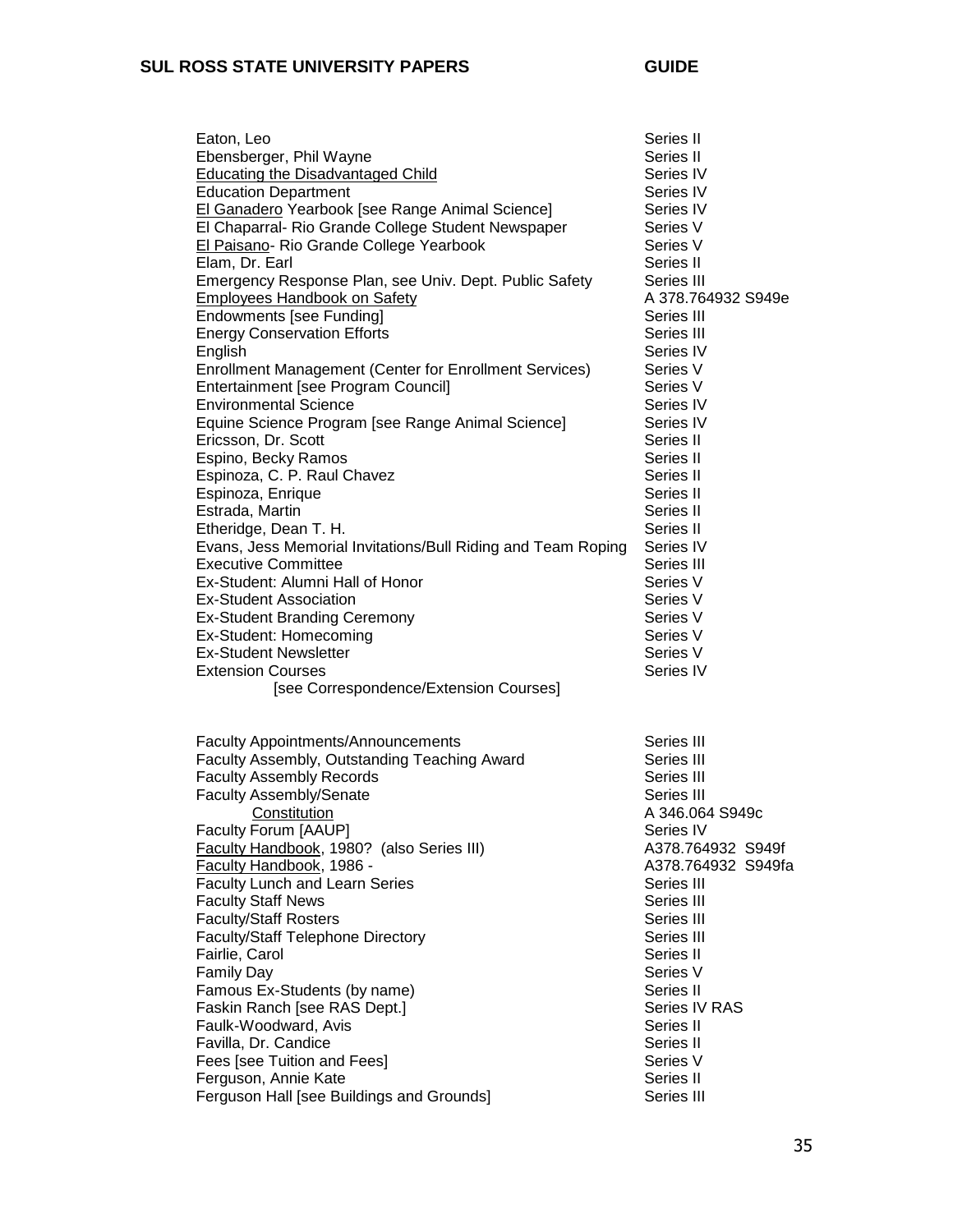| Subject | Location |
|---|---|
| Eaton, Leo | Series II |
| Ebensberger, Phil Wayne | Series II |
| Educating the Disadvantaged Child | Series IV |
| Education Department | Series IV |
| El Ganadero Yearbook [see Range Animal Science] | Series IV |
| El Chaparral- Rio Grande College Student Newspaper | Series V |
| El Paisano- Rio Grande College Yearbook | Series V |
| Elam, Dr. Earl | Series II |
| Emergency Response Plan, see Univ. Dept. Public Safety | Series III |
| Employees Handbook on Safety | A 378.764932 S949e |
| Endowments [see Funding] | Series III |
| Energy Conservation Efforts | Series III |
| English | Series IV |
| Enrollment Management (Center for Enrollment Services) | Series V |
| Entertainment [see Program Council] | Series V |
| Environmental Science | Series IV |
| Equine Science Program [see Range Animal Science] | Series IV |
| Ericsson, Dr. Scott | Series II |
| Espino, Becky Ramos | Series II |
| Espinoza, C. P. Raul Chavez | Series II |
| Espinoza, Enrique | Series II |
| Estrada, Martin | Series II |
| Etheridge, Dean T. H. | Series II |
| Evans, Jess Memorial Invitations/Bull Riding and Team Roping | Series IV |
| Executive Committee | Series III |
| Ex-Student: Alumni Hall of Honor | Series V |
| Ex-Student Association | Series V |
| Ex-Student Branding Ceremony | Series V |
| Ex-Student: Homecoming | Series V |
| Ex-Student Newsletter | Series V |
| Extension Courses [see Correspondence/Extension Courses] | Series IV |
| | |
| Faculty Appointments/Announcements | Series III |
| Faculty Assembly, Outstanding Teaching Award | Series III |
| Faculty Assembly Records | Series III |
| Faculty Assembly/Senate | Series III |
| Constitution | A 346.064 S949c |
| Faculty Forum [AAUP] | Series IV |
| Faculty Handbook, 1980? (also Series III) | A378.764932 S949f |
| Faculty Handbook, 1986 - | A378.764932 S949fa |
| Faculty Lunch and Learn Series | Series III |
| Faculty Staff News | Series III |
| Faculty/Staff Rosters | Series III |
| Faculty/Staff Telephone Directory | Series III |
| Fairlie, Carol | Series II |
| Family Day | Series V |
| Famous Ex-Students (by name) | Series II |
| Faskin Ranch [see RAS Dept.] | Series IV RAS |
| Faulk-Woodward, Avis | Series II |
| Favilla, Dr. Candice | Series II |
| Fees [see Tuition and Fees] | Series V |
| Ferguson, Annie Kate | Series II |
| Ferguson Hall [see Buildings and Grounds] | Series III |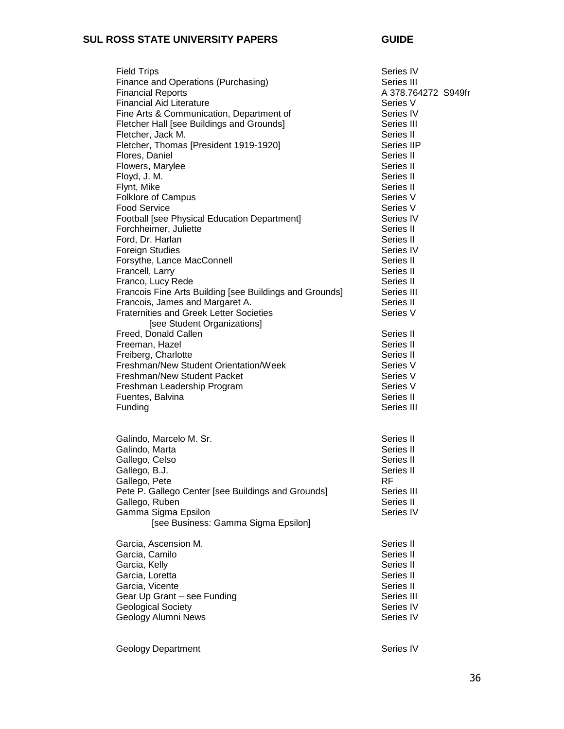| | |
|---|---|
| Field Trips | Series IV |
| Finance and Operations (Purchasing) | Series III |
| Financial Reports | A 378.764272 S949fr |
| Financial Aid Literature | Series V |
| Fine Arts & Communication, Department of | Series IV |
| Fletcher Hall [see Buildings and Grounds] | Series III |
| Fletcher, Jack M. | Series II |
| Fletcher, Thomas [President 1919-1920] | Series IIP |
| Flores, Daniel | Series II |
| Flowers, Marylee | Series II |
| Floyd, J. M. | Series II |
| Flynt, Mike | Series II |
| Folklore of Campus | Series V |
| Food Service | Series V |
| Football [see Physical Education Department] | Series IV |
| Forchheimer, Juliette | Series II |
| Ford, Dr. Harlan | Series II |
| Foreign Studies | Series IV |
| Forsythe, Lance MacConnell | Series II |
| Francell, Larry | Series II |
| Franco, Lucy Rede | Series II |
| Francois Fine Arts Building [see Buildings and Grounds] | Series III |
| Francois, James and Margaret A. | Series II |
| Fraternities and Greek Letter Societies [see Student Organizations] | Series V |
| Freed, Donald Callen | Series II |
| Freeman, Hazel | Series II |
| Freiberg, Charlotte | Series II |
| Freshman/New Student Orientation/Week | Series V |
| Freshman/New Student Packet | Series V |
| Freshman Leadership Program | Series V |
| Fuentes, Balvina | Series II |
| Funding | Series III |
| | |
| Galindo, Marcelo M. Sr. | Series II |
| Galindo, Marta | Series II |
| Gallego, Celso | Series II |
| Gallego, B.J. | Series II |
| Gallego, Pete | RF |
| Pete P. Gallego Center [see Buildings and Grounds] | Series III |
| Gallego, Ruben | Series II |
| Gamma Sigma Epsilon [see Business: Gamma Sigma Epsilon] | Series IV |
| | |
| Garcia, Ascension M. | Series II |
| Garcia, Camilo | Series II |
| Garcia, Kelly | Series II |
| Garcia, Loretta | Series II |
| Garcia, Vicente | Series II |
| Gear Up Grant – see Funding | Series III |
| Geological Society | Series IV |
| Geology Alumni News | Series IV |
| | |
| Geology Department | Series IV |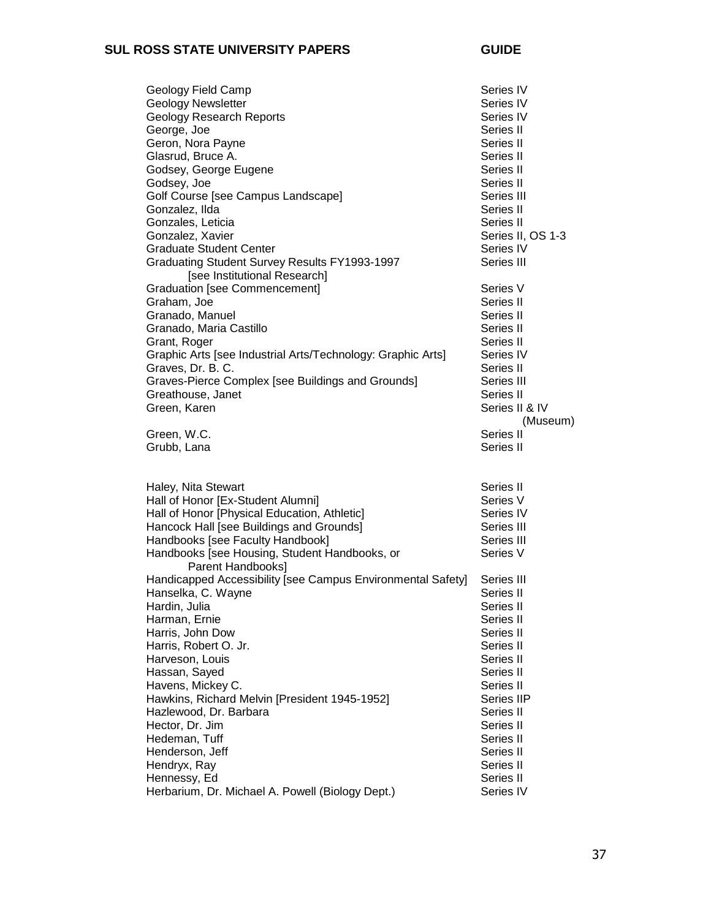| Name | Series |
|---|---|
| Geology Field Camp | Series IV |
| Geology Newsletter | Series IV |
| Geology Research Reports | Series IV |
| George, Joe | Series II |
| Geron, Nora Payne | Series II |
| Glasrud, Bruce A. | Series II |
| Godsey, George Eugene | Series II |
| Godsey, Joe | Series II |
| Golf Course [see Campus Landscape] | Series III |
| Gonzalez, Ilda | Series II |
| Gonzales, Leticia | Series II |
| Gonzalez, Xavier | Series II, OS 1-3 |
| Graduate Student Center | Series IV |
| Graduating Student Survey Results FY1993-1997 [see Institutional Research] | Series III |
| Graduation [see Commencement] | Series V |
| Graham, Joe | Series II |
| Granado, Manuel | Series II |
| Granado, Maria Castillo | Series II |
| Grant, Roger | Series II |
| Graphic Arts [see Industrial Arts/Technology: Graphic Arts] | Series IV |
| Graves, Dr. B. C. | Series II |
| Graves-Pierce Complex [see Buildings and Grounds] | Series III |
| Greathouse, Janet | Series II |
| Green, Karen | Series II & IV (Museum) |
| Green, W.C. | Series II |
| Grubb, Lana | Series II |

| Name | Series |
|---|---|
| Haley, Nita Stewart | Series II |
| Hall of Honor [Ex-Student Alumni] | Series V |
| Hall of Honor [Physical Education, Athletic] | Series IV |
| Hancock Hall [see Buildings and Grounds] | Series III |
| Handbooks [see Faculty Handbook] | Series III |
| Handbooks [see Housing, Student Handbooks, or Parent Handbooks] | Series V |
| Handicapped Accessibility [see Campus Environmental Safety] | Series III |
| Hanselka, C. Wayne | Series II |
| Hardin, Julia | Series II |
| Harman, Ernie | Series II |
| Harris, John Dow | Series II |
| Harris, Robert O. Jr. | Series II |
| Harveson, Louis | Series II |
| Hassan, Sayed | Series II |
| Havens, Mickey C. | Series II |
| Hawkins, Richard Melvin [President 1945-1952] | Series IIP |
| Hazlewood, Dr. Barbara | Series II |
| Hector, Dr. Jim | Series II |
| Hedeman, Tuff | Series II |
| Henderson, Jeff | Series II |
| Hendryx, Ray | Series II |
| Hennessy, Ed | Series II |
| Herbarium, Dr. Michael A. Powell (Biology Dept.) | Series IV |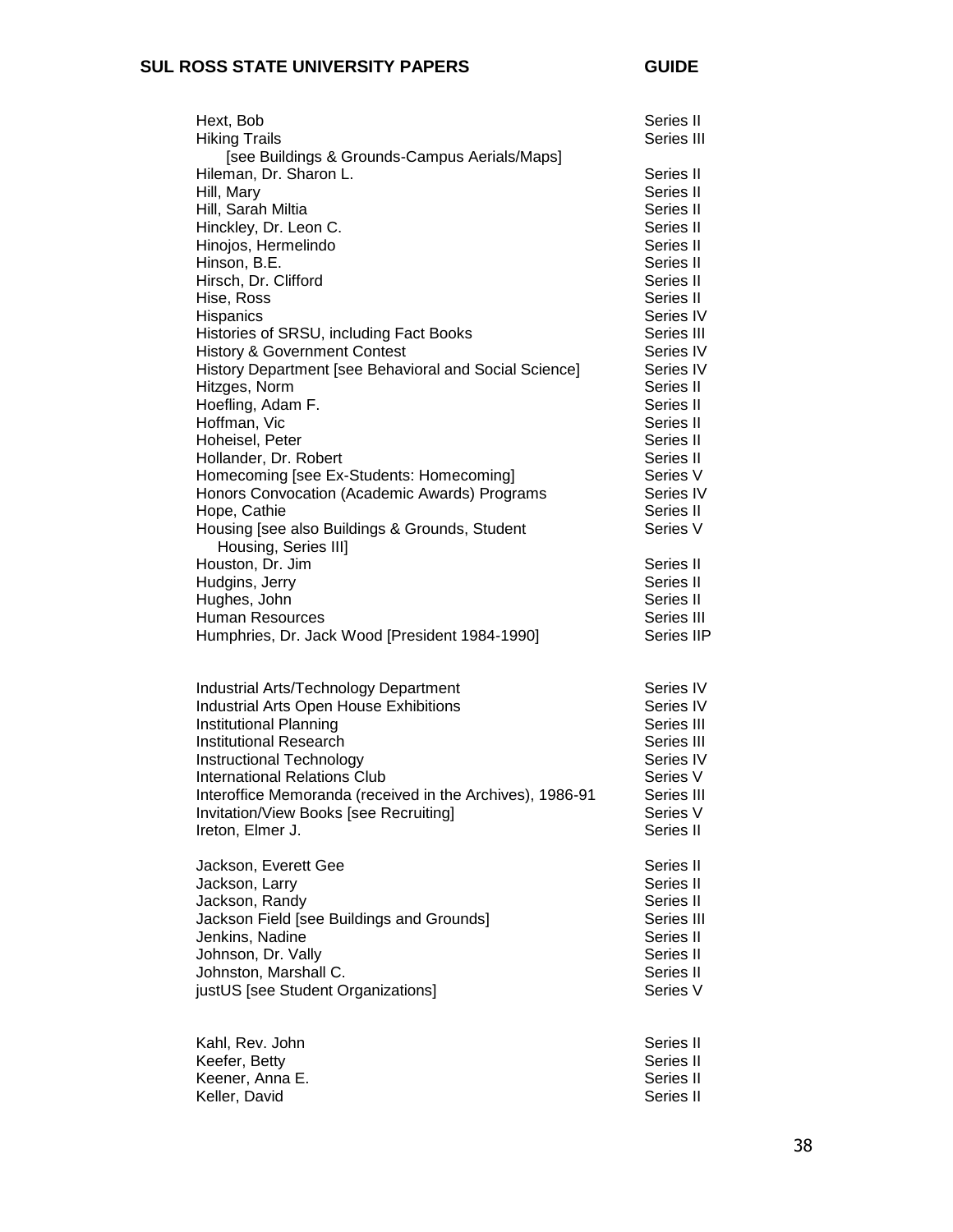| Entry | Series |
|---|---|
| Hext, Bob | Series II |
| Hiking Trails [see Buildings & Grounds-Campus Aerials/Maps] | Series III |
| Hileman, Dr. Sharon L. | Series II |
| Hill, Mary | Series II |
| Hill, Sarah Miltia | Series II |
| Hinckley, Dr. Leon C. | Series II |
| Hinojos, Hermelindo | Series II |
| Hinson, B.E. | Series II |
| Hirsch, Dr. Clifford | Series II |
| Hise, Ross | Series II |
| Hispanics | Series IV |
| Histories of SRSU, including Fact Books | Series III |
| History & Government Contest | Series IV |
| History Department [see Behavioral and Social Science] | Series IV |
| Hitzges, Norm | Series II |
| Hoefling, Adam F. | Series II |
| Hoffman, Vic | Series II |
| Hoheisel, Peter | Series II |
| Hollander, Dr. Robert | Series II |
| Homecoming [see Ex-Students: Homecoming] | Series V |
| Honors Convocation (Academic Awards) Programs | Series IV |
| Hope, Cathie | Series II |
| Housing [see also Buildings & Grounds, Student Housing, Series III] | Series V |
| Houston, Dr. Jim | Series II |
| Hudgins, Jerry | Series II |
| Hughes, John | Series II |
| Human Resources | Series III |
| Humphries, Dr. Jack Wood [President 1984-1990] | Series IIP |
| | |
| Industrial Arts/Technology Department | Series IV |
| Industrial Arts Open House Exhibitions | Series IV |
| Institutional Planning | Series III |
| Institutional Research | Series III |
| Instructional Technology | Series IV |
| International Relations Club | Series V |
| Interoffice Memoranda (received in the Archives), 1986-91 | Series III |
| Invitation/View Books [see Recruiting] | Series V |
| Ireton, Elmer J. | Series II |
| | |
| Jackson, Everett Gee | Series II |
| Jackson, Larry | Series II |
| Jackson, Randy | Series II |
| Jackson Field [see Buildings and Grounds] | Series III |
| Jenkins, Nadine | Series II |
| Johnson, Dr. Vally | Series II |
| Johnston, Marshall C. | Series II |
| justUS [see Student Organizations] | Series V |
| | |
| Kahl, Rev. John | Series II |
| Keefer, Betty | Series II |
| Keener, Anna E. | Series II |
| Keller, David | Series II |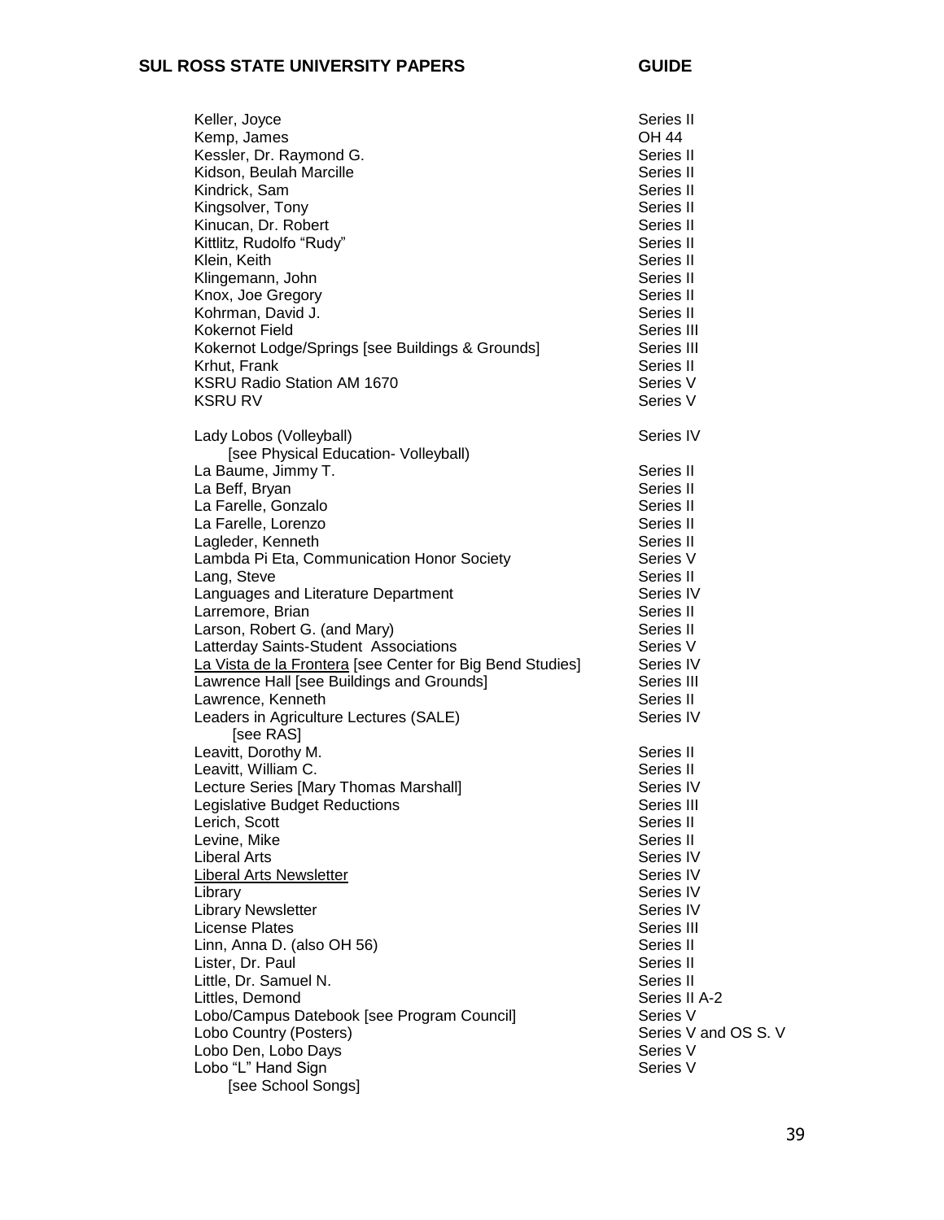| Keller, Joyce | Series II |
|---|---|
| Kemp, James | OH 44 |
| Kessler, Dr. Raymond G. | Series II |
| Kidson, Beulah Marcille | Series II |
| Kindrick, Sam | Series II |
| Kingsolver, Tony | Series II |
| Kinucan, Dr. Robert | Series II |
| Kittlitz, Rudolfo "Rudy" | Series II |
| Klein, Keith | Series II |
| Klingemann, John | Series II |
| Knox, Joe Gregory | Series II |
| Kohrman, David J. | Series II |
| Kokernot Field | Series III |
| Kokernot Lodge/Springs [see Buildings & Grounds] | Series III |
| Krhut, Frank | Series II |
| KSRU Radio Station AM 1670 | Series V |
| KSRU RV | Series V |
| | |
| Lady Lobos (Volleyball) [see Physical Education- Volleyball] | Series IV |
| La Baume, Jimmy T. | Series II |
| La Beff, Bryan | Series II |
| La Farelle, Gonzalo | Series II |
| La Farelle, Lorenzo | Series II |
| Lagleder, Kenneth | Series II |
| Lambda Pi Eta, Communication Honor Society | Series V |
| Lang, Steve | Series II |
| Languages and Literature Department | Series IV |
| Larremore, Brian | Series II |
| Larson, Robert G. (and Mary) | Series II |
| Latterday Saints-Student Associations | Series V |
| <u>La Vista de la Frontera</u> [see Center for Big Bend Studies] | Series IV |
| Lawrence Hall [see Buildings and Grounds] | Series III |
| Lawrence, Kenneth | Series II |
| Leaders in Agriculture Lectures (SALE) [see RAS] | Series IV |
| Leavitt, Dorothy M. | Series II |
| Leavitt, William C. | Series II |
| Lecture Series [Mary Thomas Marshall] | Series IV |
| Legislative Budget Reductions | Series III |
| Lerich, Scott | Series II |
| Levine, Mike | Series II |
| Liberal Arts | Series IV |
| <u>Liberal Arts Newsletter</u> | Series IV |
| Library | Series IV |
| Library Newsletter | Series IV |
| License Plates | Series III |
| Linn, Anna D. (also OH 56) | Series II |
| Lister, Dr. Paul | Series II |
| Little, Dr. Samuel N. | Series II |
| Littles, Demond | Series II A-2 |
| Lobo/Campus Datebook [see Program Council] | Series V |
| Lobo Country (Posters) | Series V and OS S. V |
| Lobo Den, Lobo Days | Series V |
| Lobo "L" Hand Sign [see School Songs] | Series V |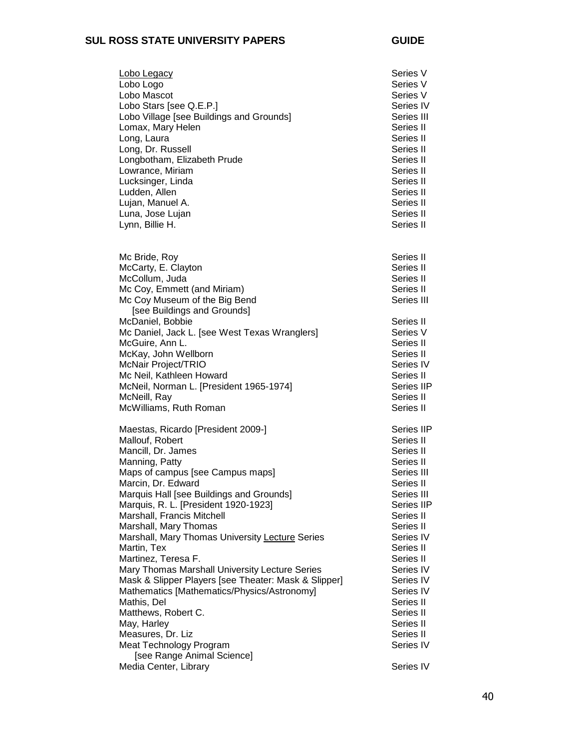| | |
|---|---|
| <u>Lobo Legacy</u> | Series V |
| Lobo Logo | Series V |
| Lobo Mascot | Series V |
| Lobo Stars [see Q.E.P.] | Series IV |
| Lobo Village [see Buildings and Grounds] | Series III |
| Lomax, Mary Helen | Series II |
| Long, Laura | Series II |
| Long, Dr. Russell | Series II |
| Longbotham, Elizabeth Prude | Series II |
| Lowrance, Miriam | Series II |
| Lucksinger, Linda | Series II |
| Ludden, Allen | Series II |
| Lujan, Manuel A. | Series II |
| Luna, Jose Lujan | Series II |
| Lynn, Billie H. | Series II |
| | |
| Mc Bride, Roy | Series II |
| McCarty, E. Clayton | Series II |
| McCollum, Juda | Series II |
| Mc Coy, Emmett (and Miriam) | Series II |
| Mc Coy Museum of the Big Bend [see Buildings and Grounds] | Series III |
| McDaniel, Bobbie | Series II |
| Mc Daniel, Jack L. [see West Texas Wranglers] | Series V |
| McGuire, Ann L. | Series II |
| McKay, John Wellborn | Series II |
| McNair Project/TRIO | Series IV |
| Mc Neil, Kathleen Howard | Series II |
| McNeil, Norman L. [President 1965-1974] | Series IIP |
| McNeill, Ray | Series II |
| McWilliams, Ruth Roman | Series II |
| | |
| Maestas, Ricardo [President 2009-] | Series IIP |
| Mallouf, Robert | Series II |
| Mancill, Dr. James | Series II |
| Manning, Patty | Series II |
| Maps of campus [see Campus maps] | Series III |
| Marcin, Dr. Edward | Series II |
| Marquis Hall [see Buildings and Grounds] | Series III |
| Marquis, R. L. [President 1920-1923] | Series IIP |
| Marshall, Francis Mitchell | Series II |
| Marshall, Mary Thomas | Series II |
| Marshall, Mary Thomas University <u>Lecture</u> Series | Series IV |
| Martin, Tex | Series II |
| Martinez, Teresa F. | Series II |
| Mary Thomas Marshall University Lecture Series | Series IV |
| Mask & Slipper Players [see Theater: Mask & Slipper] | Series IV |
| Mathematics [Mathematics/Physics/Astronomy] | Series IV |
| Mathis, Del | Series II |
| Matthews, Robert C. | Series II |
| May, Harley | Series II |
| Measures, Dr. Liz | Series II |
| Meat Technology Program [see Range Animal Science] | Series IV |
| Media Center, Library | Series IV |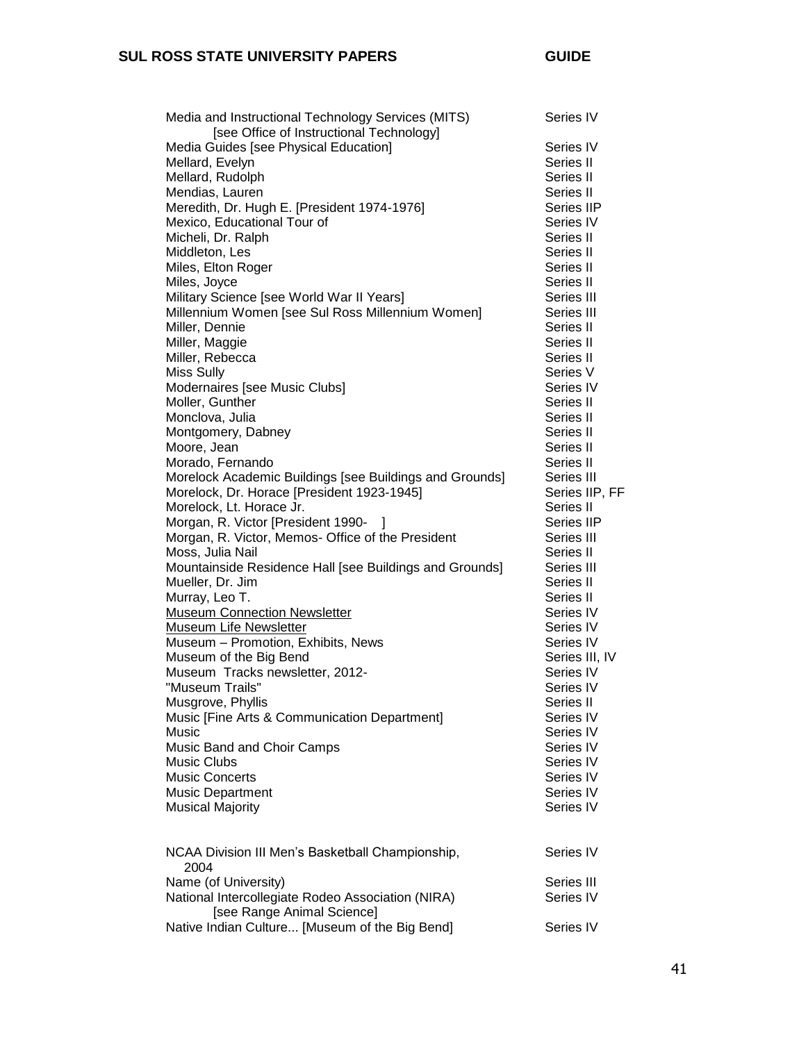| Entry | Series |
|---|---|
| Media and Instructional Technology Services (MITS) [see Office of Instructional Technology] | Series IV |
| Media Guides [see Physical Education] | Series IV |
| Mellard, Evelyn | Series II |
| Mellard, Rudolph | Series II |
| Mendias, Lauren | Series II |
| Meredith, Dr. Hugh E. [President 1974-1976] | Series IIP |
| Mexico, Educational Tour of | Series IV |
| Micheli, Dr. Ralph | Series II |
| Middleton, Les | Series II |
| Miles, Elton Roger | Series II |
| Miles, Joyce | Series II |
| Military Science [see World War II Years] | Series III |
| Millennium Women [see Sul Ross Millennium Women] | Series III |
| Miller, Dennie | Series II |
| Miller, Maggie | Series II |
| Miller, Rebecca | Series II |
| Miss Sully | Series V |
| Modernaires [see Music Clubs] | Series IV |
| Moller, Gunther | Series II |
| Monclova, Julia | Series II |
| Montgomery, Dabney | Series II |
| Moore, Jean | Series II |
| Morado, Fernando | Series II |
| Morelock Academic Buildings [see Buildings and Grounds] | Series III |
| Morelock, Dr. Horace [President 1923-1945] | Series IIP, FF |
| Morelock, Lt. Horace Jr. | Series II |
| Morgan, R. Victor [President 1990- ] | Series IIP |
| Morgan, R. Victor, Memos- Office of the President | Series III |
| Moss, Julia Nail | Series II |
| Mountainside Residence Hall [see Buildings and Grounds] | Series III |
| Mueller, Dr. Jim | Series II |
| Murray, Leo T. | Series II |
| <u>Museum Connection Newsletter</u> | Series IV |
| <u>Museum Life Newsletter</u> | Series IV |
| Museum – Promotion, Exhibits, News | Series IV |
| Museum of the Big Bend | Series III, IV |
| Museum Tracks newsletter, 2012- | Series IV |
| "Museum Trails" | Series IV |
| Musgrove, Phyllis | Series II |
| Music [Fine Arts & Communication Department] | Series IV |
| Music | Series IV |
| Music Band and Choir Camps | Series IV |
| Music Clubs | Series IV |
| Music Concerts | Series IV |
| Music Department | Series IV |
| Musical Majority | Series IV |
| | |
| NCAA Division III Men's Basketball Championship, 2004 | Series IV |
| Name (of University) | Series III |
| National Intercollegiate Rodeo Association (NIRA) [see Range Animal Science] | Series IV |
| Native Indian Culture... [Museum of the Big Bend] | Series IV |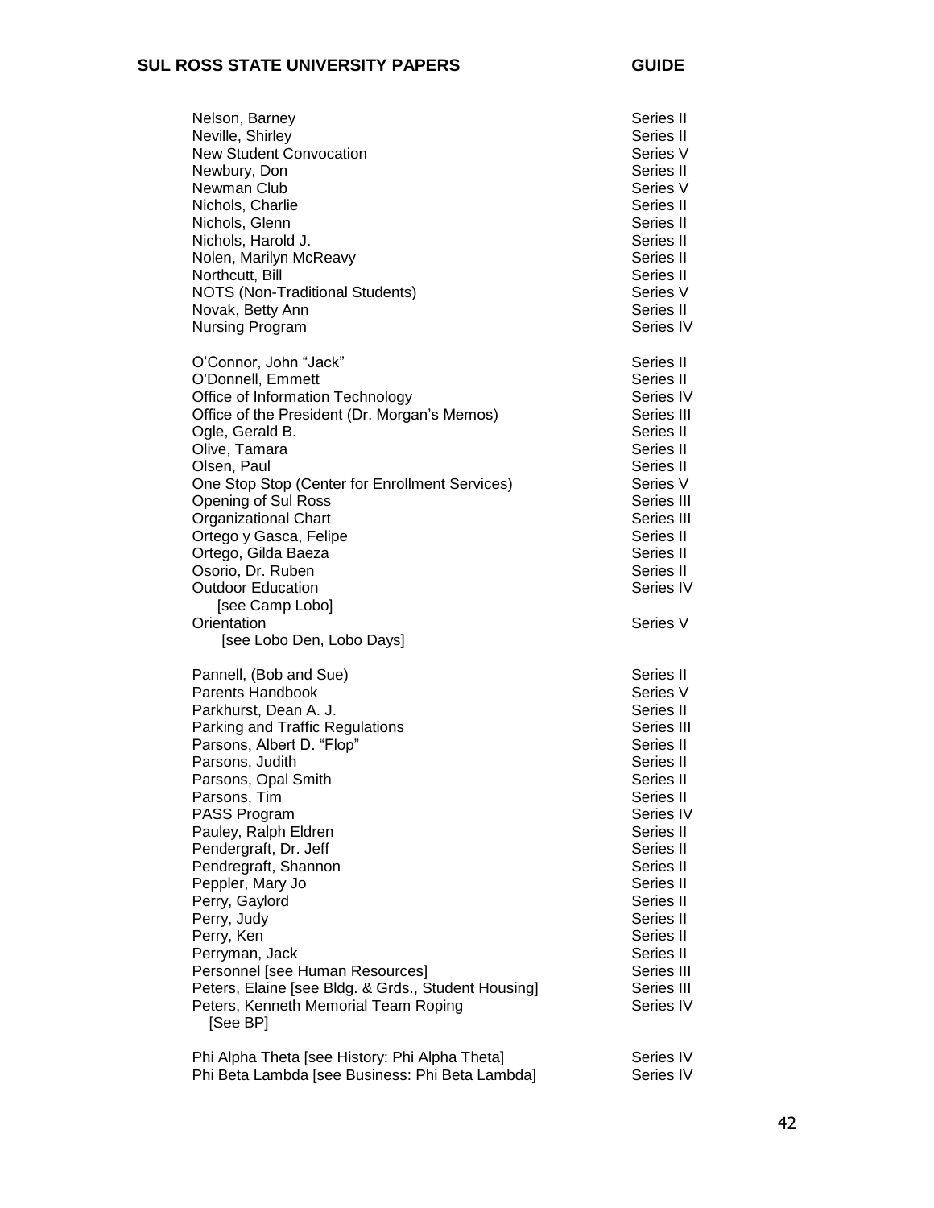| Name | Series |
|---|---|
| Nelson, Barney | Series II |
| Neville, Shirley | Series II |
| New Student Convocation | Series V |
| Newbury, Don | Series II |
| Newman Club | Series V |
| Nichols, Charlie | Series II |
| Nichols, Glenn | Series II |
| Nichols, Harold J. | Series II |
| Nolen, Marilyn McReavy | Series II |
| Northcutt, Bill | Series II |
| NOTS (Non-Traditional Students) | Series V |
| Novak, Betty Ann | Series II |
| Nursing Program | Series IV |
| | |
| O'Connor, John "Jack" | Series II |
| O'Donnell, Emmett | Series II |
| Office of Information Technology | Series IV |
| Office of the President (Dr. Morgan's Memos) | Series III |
| Ogle, Gerald B. | Series II |
| Olive, Tamara | Series II |
| Olsen, Paul | Series II |
| One Stop Stop (Center for Enrollment Services) | Series V |
| Opening of Sul Ross | Series III |
| Organizational Chart | Series III |
| Ortego y Gasca, Felipe | Series II |
| Ortego, Gilda Baeza | Series II |
| Osorio, Dr. Ruben | Series II |
| Outdoor Education [see Camp Lobo] | Series IV |
| Orientation [see Lobo Den, Lobo Days] | Series V |
| | |
| Pannell, (Bob and Sue) | Series II |
| Parents Handbook | Series V |
| Parkhurst, Dean A. J. | Series II |
| Parking and Traffic Regulations | Series III |
| Parsons, Albert D. "Flop" | Series II |
| Parsons, Judith | Series II |
| Parsons, Opal Smith | Series II |
| Parsons, Tim | Series II |
| PASS Program | Series IV |
| Pauley, Ralph Eldren | Series II |
| Pendergraft, Dr. Jeff | Series II |
| Pendregraft, Shannon | Series II |
| Peppler, Mary Jo | Series II |
| Perry, Gaylord | Series II |
| Perry, Judy | Series II |
| Perry, Ken | Series II |
| Perryman, Jack | Series II |
| Personnel [see Human Resources] | Series III |
| Peters, Elaine [see Bldg. & Grds., Student Housing] | Series III |
| Peters, Kenneth Memorial Team Roping [See BP] | Series IV |
| | |
| Phi Alpha Theta [see History: Phi Alpha Theta] | Series IV |
| Phi Beta Lambda [see Business: Phi Beta Lambda] | Series IV |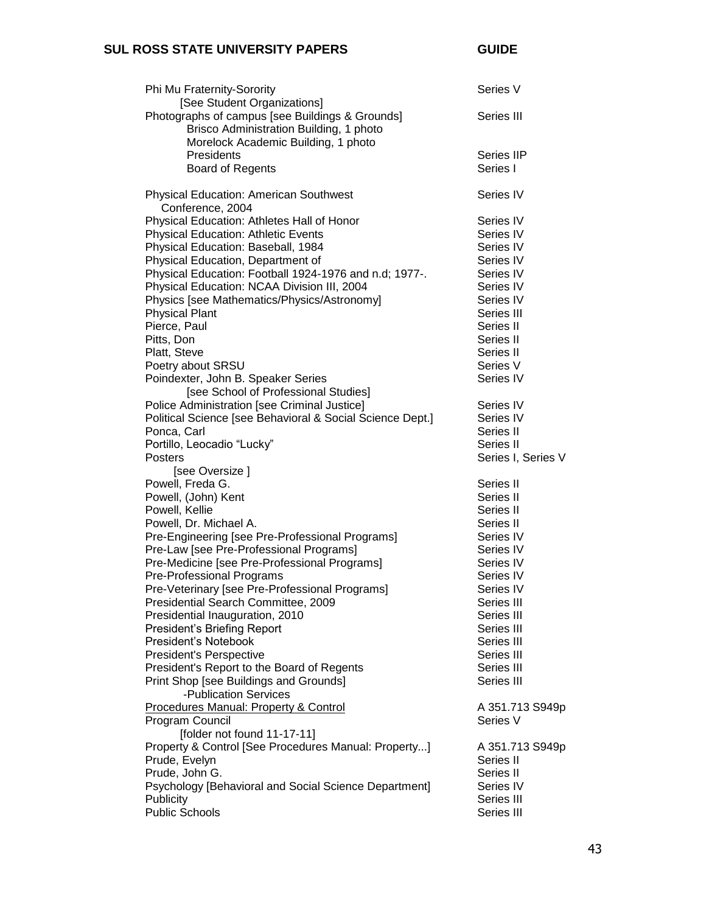| Entry | Location |
|---|---|
| Phi Mu Fraternity-Sorority [See Student Organizations] | Series V |
| Photographs of campus [see Buildings & Grounds] | Series III |
| Brisco Administration Building, 1 photo | |
| Morelock Academic Building, 1 photo | |
| Presidents | Series IIP |
| Board of Regents | Series I |
| Physical Education: American Southwest Conference, 2004 | Series IV |
| Physical Education: Athletes Hall of Honor | Series IV |
| Physical Education: Athletic Events | Series IV |
| Physical Education: Baseball, 1984 | Series IV |
| Physical Education, Department of | Series IV |
| Physical Education: Football 1924-1976 and n.d; 1977-. | Series IV |
| Physical Education: NCAA Division III, 2004 | Series IV |
| Physics [see Mathematics/Physics/Astronomy] | Series IV |
| Physical Plant | Series III |
| Pierce, Paul | Series II |
| Pitts, Don | Series II |
| Platt, Steve | Series II |
| Poetry about SRSU | Series V |
| Poindexter, John B. Speaker Series [see School of Professional Studies] | Series IV |
| Police Administration [see Criminal Justice] | Series IV |
| Political Science [see Behavioral & Social Science Dept.] | Series IV |
| Ponca, Carl | Series II |
| Portillo, Leocadio "Lucky" | Series II |
| Posters [see Oversize ] | Series I, Series V |
| Powell, Freda G. | Series II |
| Powell, (John) Kent | Series II |
| Powell, Kellie | Series II |
| Powell, Dr. Michael A. | Series II |
| Pre-Engineering [see Pre-Professional Programs] | Series IV |
| Pre-Law [see Pre-Professional Programs] | Series IV |
| Pre-Medicine [see Pre-Professional Programs] | Series IV |
| Pre-Professional Programs | Series IV |
| Pre-Veterinary [see Pre-Professional Programs] | Series IV |
| Presidential Search Committee, 2009 | Series III |
| Presidential Inauguration, 2010 | Series III |
| President's Briefing Report | Series III |
| President's Notebook | Series III |
| President's Perspective | Series III |
| President's Report to the Board of Regents | Series III |
| Print Shop [see Buildings and Grounds] -Publication Services | Series III |
| Procedures Manual: Property & Control | A 351.713 S949p |
| Program Council [folder not found 11-17-11] | Series V |
| Property & Control [See Procedures Manual: Property...] | A 351.713 S949p |
| Prude, Evelyn | Series II |
| Prude, John G. | Series II |
| Psychology [Behavioral and Social Science Department] | Series IV |
| Publicity | Series III |
| Public Schools | Series III |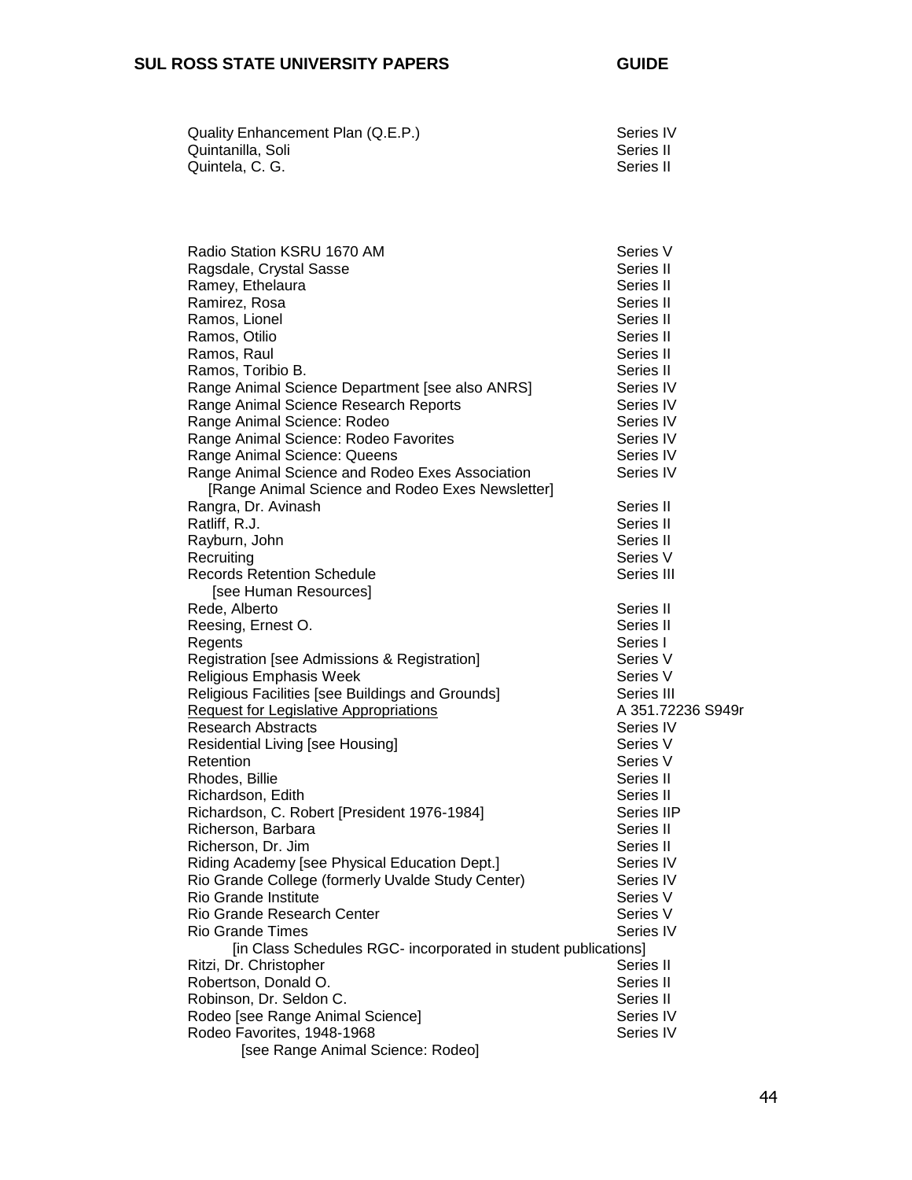| | |
|---|---|
| Quality Enhancement Plan (Q.E.P.) | Series IV |
| Quintanilla, Soli | Series II |
| Quintela, C. G. | Series II |

| | |
|---|---|
| Radio Station KSRU 1670 AM | Series V |
| Ragsdale, Crystal Sasse | Series II |
| Ramey, Ethelaura | Series II |
| Ramirez, Rosa | Series II |
| Ramos, Lionel | Series II |
| Ramos, Otilio | Series II |
| Ramos, Raul | Series II |
| Ramos, Toribio B. | Series II |
| Range Animal Science Department [see also ANRS] | Series IV |
| Range Animal Science Research Reports | Series IV |
| Range Animal Science: Rodeo | Series IV |
| Range Animal Science: Rodeo Favorites | Series IV |
| Range Animal Science: Queens | Series IV |
| Range Animal Science and Rodeo Exes Association [Range Animal Science and Rodeo Exes Newsletter] | Series IV |
| Rangra, Dr. Avinash | Series II |
| Ratliff, R.J. | Series II |
| Rayburn, John | Series II |
| Recruiting | Series V |
| Records Retention Schedule [see Human Resources] | Series III |
| Rede, Alberto | Series II |
| Reesing, Ernest O. | Series II |
| Regents | Series I |
| Registration [see Admissions & Registration] | Series V |
| Religious Emphasis Week | Series V |
| Religious Facilities [see Buildings and Grounds] | Series III |
| <u>Request for Legislative Appropriations</u> | A 351.72236 S949r |
| Research Abstracts | Series IV |
| Residential Living [see Housing] | Series V |
| Retention | Series V |
| Rhodes, Billie | Series II |
| Richardson, Edith | Series II |
| Richardson, C. Robert [President 1976-1984] | Series IIP |
| Richerson, Barbara | Series II |
| Richerson, Dr. Jim | Series II |
| Riding Academy [see Physical Education Dept.] | Series IV |
| Rio Grande College (formerly Uvalde Study Center) | Series IV |
| Rio Grande Institute | Series V |
| Rio Grande Research Center | Series V |
| Rio Grande Times [in Class Schedules RGC- incorporated in student publications] | Series IV |
| Ritzi, Dr. Christopher | Series II |
| Robertson, Donald O. | Series II |
| Robinson, Dr. Seldon C. | Series II |
| Rodeo [see Range Animal Science] | Series IV |
| Rodeo Favorites, 1948-1968 [see Range Animal Science: Rodeo] | Series IV |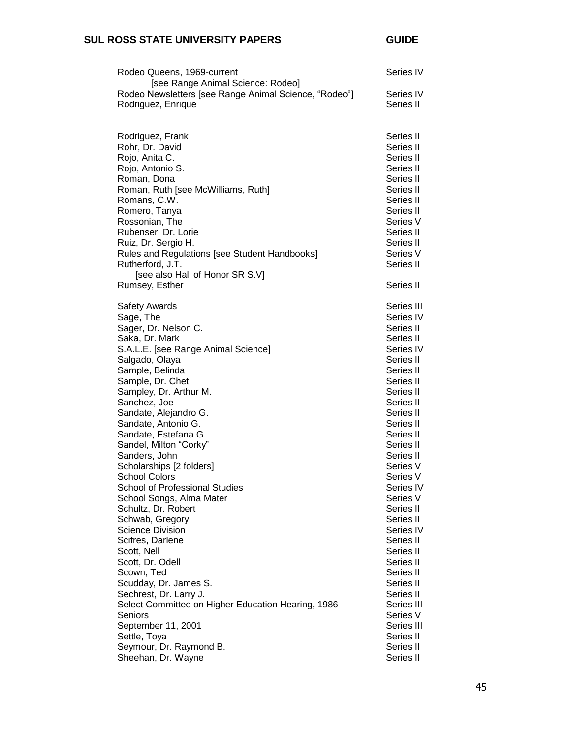| | |
|---|---|
| Rodeo Queens, 1969-current [see Range Animal Science: Rodeo] | Series IV |
| Rodeo Newsletters [see Range Animal Science, “Rodeo”] | Series IV |
| Rodriguez, Enrique | Series II |
| | |
| Rodriguez, Frank | Series II |
| Rohr, Dr. David | Series II |
| Rojo, Anita C. | Series II |
| Rojo, Antonio S. | Series II |
| Roman, Dona | Series II |
| Roman, Ruth [see McWilliams, Ruth] | Series II |
| Romans, C.W. | Series II |
| Romero, Tanya | Series II |
| Rossonian, The | Series V |
| Rubenser, Dr. Lorie | Series II |
| Ruiz, Dr. Sergio H. | Series II |
| Rules and Regulations [see Student Handbooks] | Series V |
| Rutherford, J.T. [see also Hall of Honor SR S.V] | Series II |
| Rumsey, Esther | Series II |
| | |
| Safety Awards | Series III |
| <u>Sage, The</u> | Series IV |
| Sager, Dr. Nelson C. | Series II |
| Saka, Dr. Mark | Series II |
| S.A.L.E. [see Range Animal Science] | Series IV |
| Salgado, Olaya | Series II |
| Sample, Belinda | Series II |
| Sample, Dr. Chet | Series II |
| Sampley, Dr. Arthur M. | Series II |
| Sanchez, Joe | Series II |
| Sandate, Alejandro G. | Series II |
| Sandate, Antonio G. | Series II |
| Sandate, Estefana G. | Series II |
| Sandel, Milton “Corky” | Series II |
| Sanders, John | Series II |
| Scholarships [2 folders] | Series V |
| School Colors | Series V |
| School of Professional Studies | Series IV |
| School Songs, Alma Mater | Series V |
| Schultz, Dr. Robert | Series II |
| Schwab, Gregory | Series II |
| Science Division | Series IV |
| Scifres, Darlene | Series II |
| Scott, Nell | Series II |
| Scott, Dr. Odell | Series II |
| Scown, Ted | Series II |
| Scudday, Dr. James S. | Series II |
| Sechrest, Dr. Larry J. | Series II |
| Select Committee on Higher Education Hearing, 1986 | Series III |
| Seniors | Series V |
| September 11, 2001 | Series III |
| Settle, Toya | Series II |
| Seymour, Dr. Raymond B. | Series II |
| Sheehan, Dr. Wayne | Series II |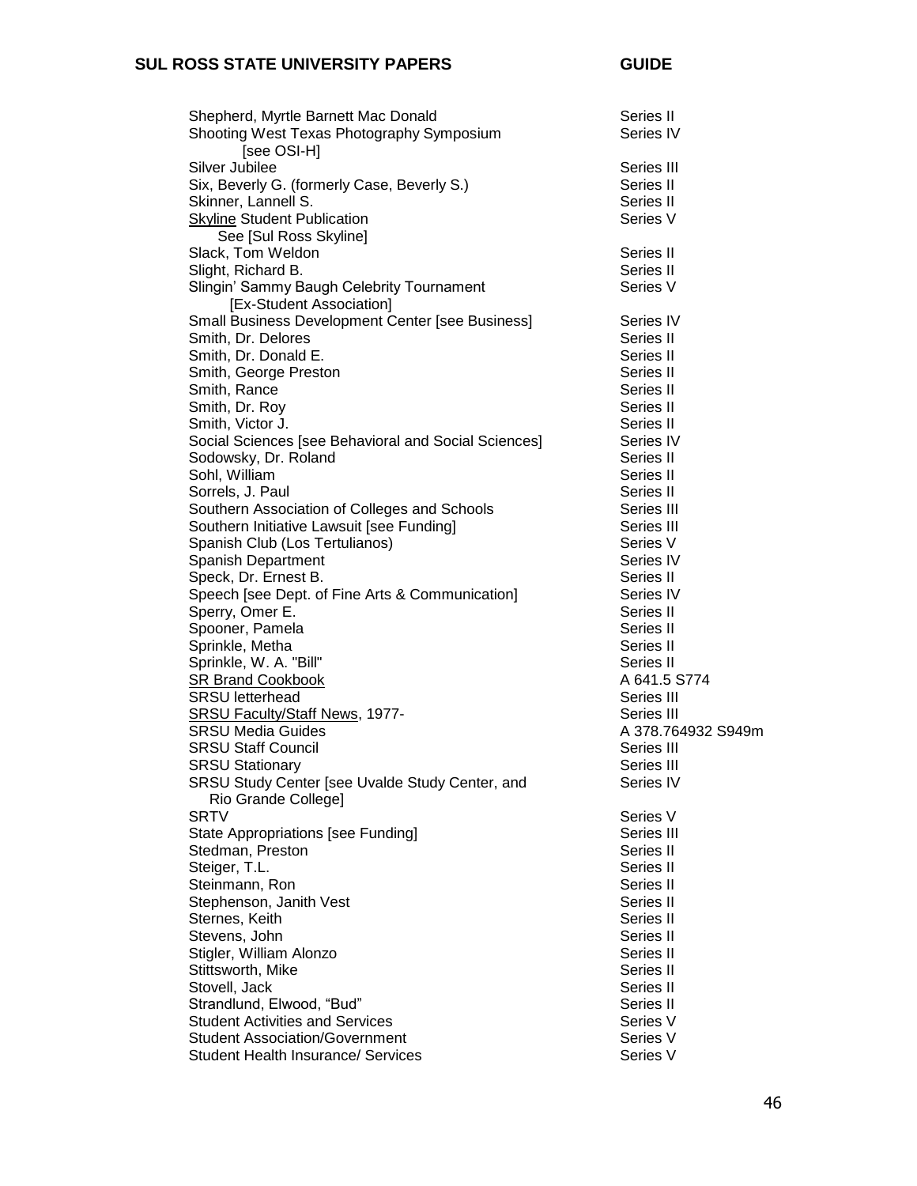| | |
|---|---|
| Shepherd, Myrtle Barnett Mac Donald | Series II |
| Shooting West Texas Photography Symposium [see OSI-H] | Series IV |
| Silver Jubilee | Series III |
| Six, Beverly G. (formerly Case, Beverly S.) | Series II |
| Skinner, Lannell S. | Series II |
| Skyline Student Publication See [Sul Ross Skyline] | Series V |
| Slack, Tom Weldon | Series II |
| Slight, Richard B. | Series II |
| Slingin' Sammy Baugh Celebrity Tournament [Ex-Student Association] | Series V |
| Small Business Development Center [see Business] | Series IV |
| Smith, Dr. Delores | Series II |
| Smith, Dr. Donald E. | Series II |
| Smith, George Preston | Series II |
| Smith, Rance | Series II |
| Smith, Dr. Roy | Series II |
| Smith, Victor J. | Series II |
| Social Sciences [see Behavioral and Social Sciences] | Series IV |
| Sodowsky, Dr. Roland | Series II |
| Sohl, William | Series II |
| Sorrels, J. Paul | Series II |
| Southern Association of Colleges and Schools | Series III |
| Southern Initiative Lawsuit [see Funding] | Series III |
| Spanish Club (Los Tertulianos) | Series V |
| Spanish Department | Series IV |
| Speck, Dr. Ernest B. | Series II |
| Speech [see Dept. of Fine Arts & Communication] | Series IV |
| Sperry, Omer E. | Series II |
| Spooner, Pamela | Series II |
| Sprinkle, Metha | Series II |
| Sprinkle, W. A. "Bill" | Series II |
| SR Brand Cookbook | A 641.5 S774 |
| SRSU letterhead | Series III |
| SRSU Faculty/Staff News, 1977- | Series III |
| SRSU Media Guides | A 378.764932 S949m |
| SRSU Staff Council | Series III |
| SRSU Stationary | Series III |
| SRSU Study Center [see Uvalde Study Center, and Rio Grande College] | Series IV |
| SRTV | Series V |
| State Appropriations [see Funding] | Series III |
| Stedman, Preston | Series II |
| Steiger, T.L. | Series II |
| Steinmann, Ron | Series II |
| Stephenson, Janith Vest | Series II |
| Sternes, Keith | Series II |
| Stevens, John | Series II |
| Stigler, William Alonzo | Series II |
| Stittsworth, Mike | Series II |
| Stovell, Jack | Series II |
| Strandlund, Elwood, "Bud" | Series II |
| Student Activities and Services | Series V |
| Student Association/Government | Series V |
| Student Health Insurance/ Services | Series V |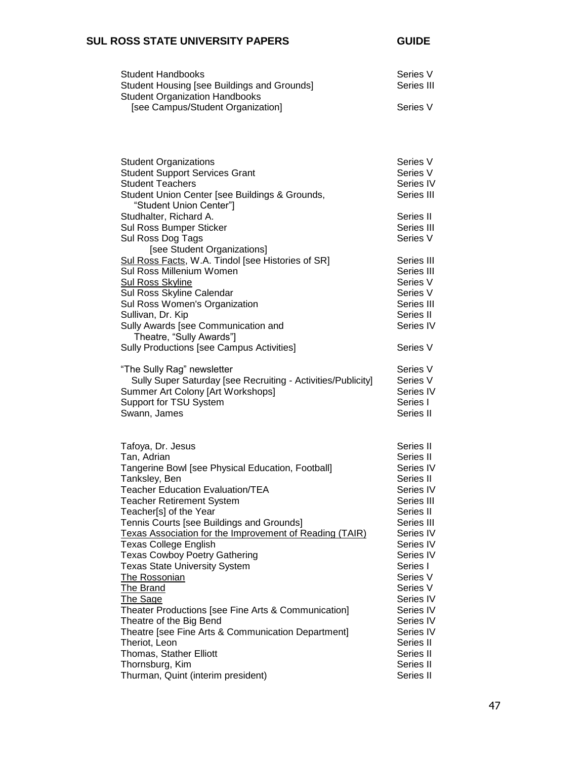| | |
|---|---|
| Student Handbooks | Series V |
| Student Housing [see Buildings and Grounds] | Series III |
| Student Organization Handbooks [see Campus/Student Organization] | Series V |
| | |
| Student Organizations | Series V |
| Student Support Services Grant | Series V |
| Student Teachers | Series IV |
| Student Union Center [see Buildings & Grounds, "Student Union Center"] | Series III |
| Studhalter, Richard A. | Series II |
| Sul Ross Bumper Sticker | Series III |
| Sul Ross Dog Tags [see Student Organizations] | Series V |
| <u>Sul Ross Facts</u>, W.A. Tindol [see Histories of SR] | Series III |
| Sul Ross Millenium Women | Series III |
| <u>Sul Ross Skyline</u> | Series V |
| Sul Ross Skyline Calendar | Series V |
| Sul Ross Women's Organization | Series III |
| Sullivan, Dr. Kip | Series II |
| Sully Awards [see Communication and Theatre, "Sully Awards"] | Series IV |
| Sully Productions [see Campus Activities] | Series V |
| | |
| "The Sully Rag" newsletter | Series V |
| Sully Super Saturday [see Recruiting - Activities/Publicity] | Series V |
| Summer Art Colony [Art Workshops] | Series IV |
| Support for TSU System | Series I |
| Swann, James | Series II |
| | |
| Tafoya, Dr. Jesus | Series II |
| Tan, Adrian | Series II |
| Tangerine Bowl [see Physical Education, Football] | Series IV |
| Tanksley, Ben | Series II |
| Teacher Education Evaluation/TEA | Series IV |
| Teacher Retirement System | Series III |
| Teacher[s] of the Year | Series II |
| Tennis Courts [see Buildings and Grounds] | Series III |
| <u>Texas Association for the Improvement of Reading (TAIR)</u> | Series IV |
| Texas College English | Series IV |
| Texas Cowboy Poetry Gathering | Series IV |
| Texas State University System | Series I |
| <u>The Rossonian</u> | Series V |
| <u>The Brand</u> | Series V |
| <u>The Sage</u> | Series IV |
| Theater Productions [see Fine Arts & Communication] | Series IV |
| Theatre of the Big Bend | Series IV |
| Theatre [see Fine Arts & Communication Department] | Series IV |
| Theriot, Leon | Series II |
| Thomas, Stather Elliott | Series II |
| Thornsburg, Kim | Series II |
| Thurman, Quint (interim president) | Series II |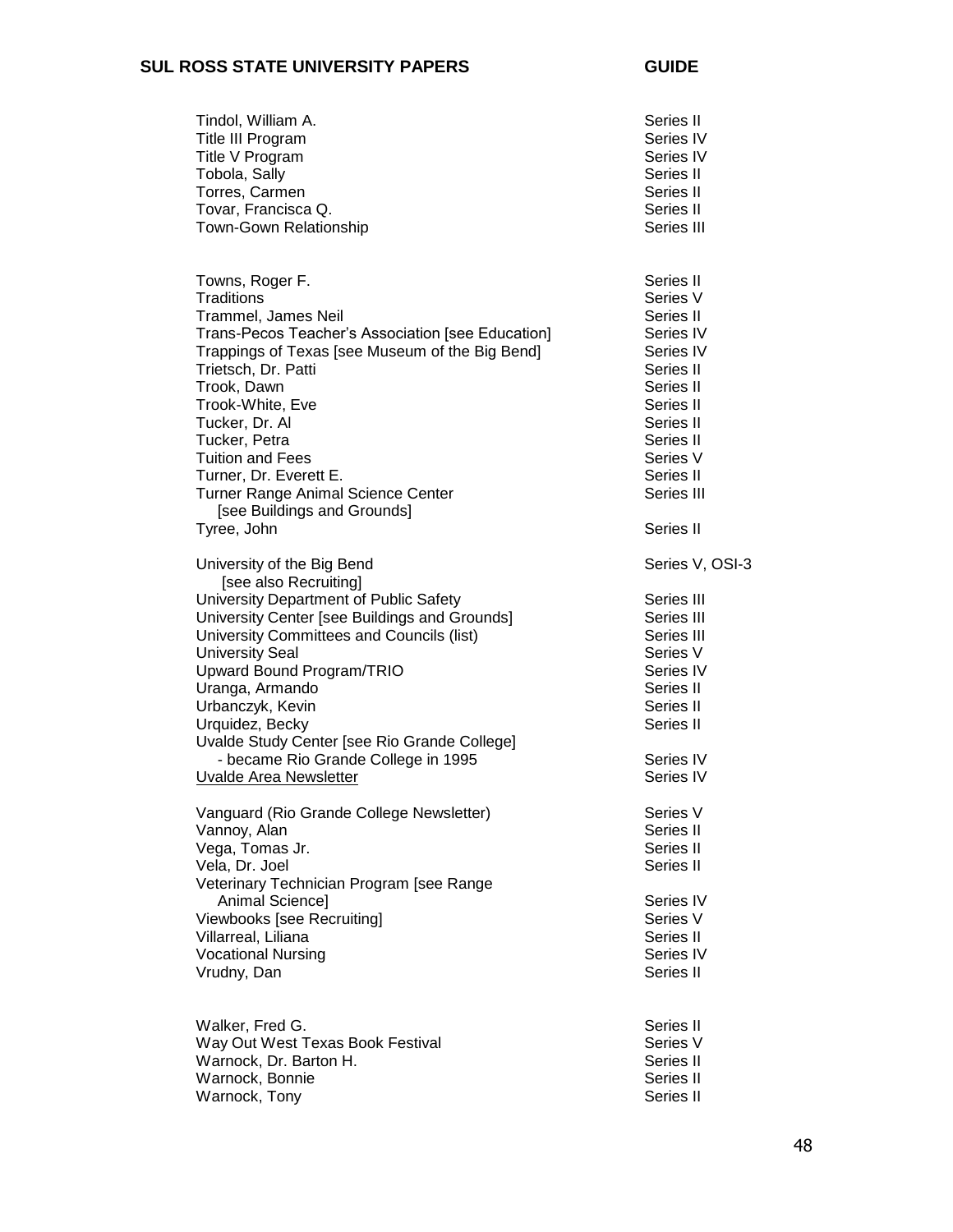| | |
|---|---|
| Tindol, William A. | Series II |
| Title III Program | Series IV |
| Title V Program | Series IV |
| Tobola, Sally | Series II |
| Torres, Carmen | Series II |
| Tovar, Francisca Q. | Series II |
| Town-Gown Relationship | Series III |
| | |
| Towns, Roger F. | Series II |
| Traditions | Series V |
| Trammel, James Neil | Series II |
| Trans-Pecos Teacher's Association [see Education] | Series IV |
| Trappings of Texas [see Museum of the Big Bend] | Series IV |
| Trietsch, Dr. Patti | Series II |
| Trook, Dawn | Series II |
| Trook-White, Eve | Series II |
| Tucker, Dr. Al | Series II |
| Tucker, Petra | Series II |
| Tuition and Fees | Series V |
| Turner, Dr. Everett E. | Series II |
| Turner Range Animal Science Center [see Buildings and Grounds] | Series III |
| Tyree, John | Series II |
| | |
| University of the Big Bend [see also Recruiting] | Series V, OSI-3 |
| University Department of Public Safety | Series III |
| University Center [see Buildings and Grounds] | Series III |
| University Committees and Councils (list) | Series III |
| University Seal | Series V |
| Upward Bound Program/TRIO | Series IV |
| Uranga, Armando | Series II |
| Urbanczyk, Kevin | Series II |
| Urquidez, Becky | Series II |
| Uvalde Study Center [see Rio Grande College] - became Rio Grande College in 1995 | Series IV |
| <u>Uvalde Area Newsletter</u> | Series IV |
| | |
| Vanguard (Rio Grande College Newsletter) | Series V |
| Vannoy, Alan | Series II |
| Vega, Tomas Jr. | Series II |
| Vela, Dr. Joel | Series II |
| Veterinary Technician Program [see Range Animal Science] | Series IV |
| Viewbooks [see Recruiting] | Series V |
| Villarreal, Liliana | Series II |
| Vocational Nursing | Series IV |
| Vrudny, Dan | Series II |
| | |
| Walker, Fred G. | Series II |
| Way Out West Texas Book Festival | Series V |
| Warnock, Dr. Barton H. | Series II |
| Warnock, Bonnie | Series II |
| Warnock, Tony | Series II |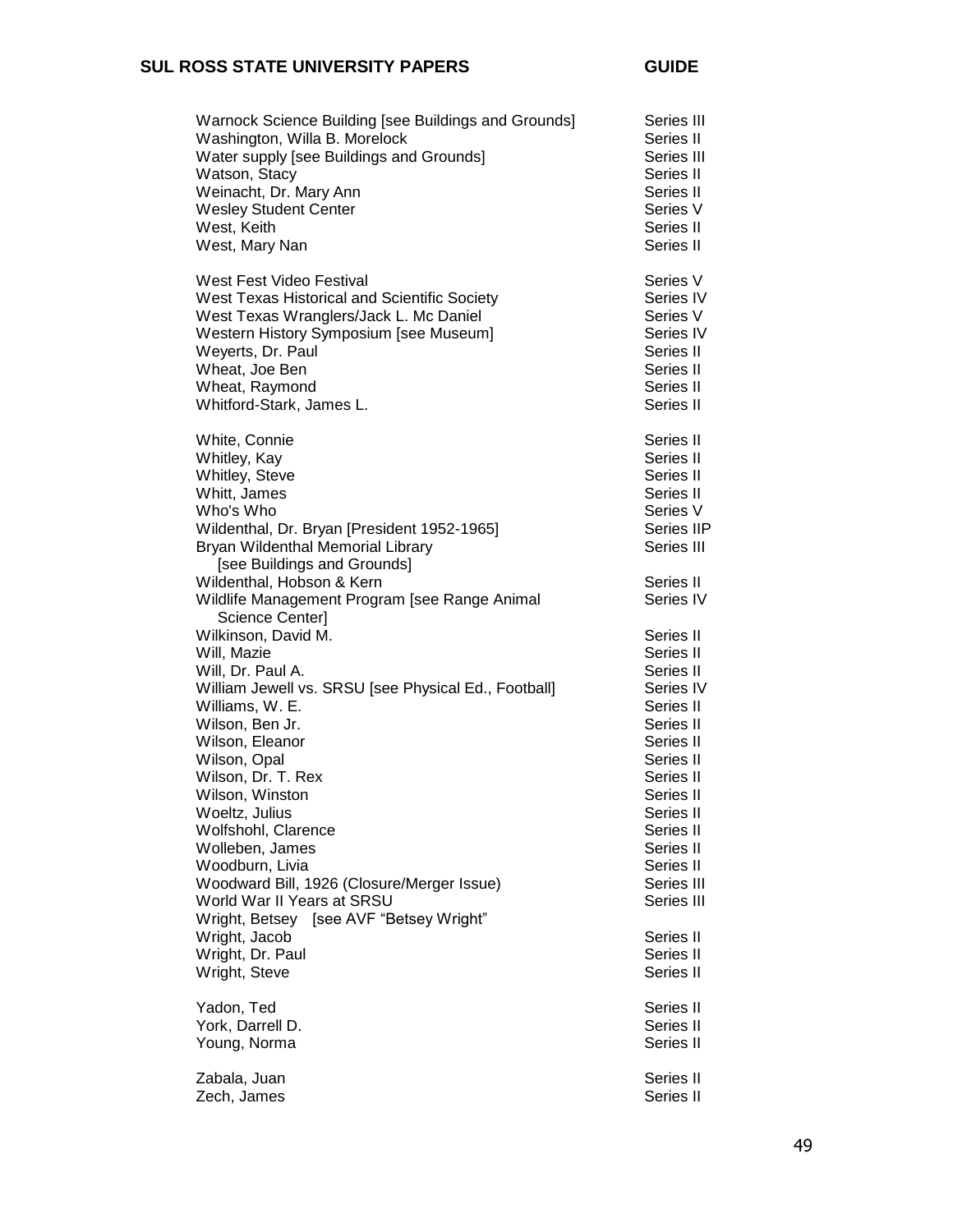| | |
|---|---|
| Warnock Science Building [see Buildings and Grounds] | Series III |
| Washington, Willa B. Morelock | Series II |
| Water supply [see Buildings and Grounds] | Series III |
| Watson, Stacy | Series II |
| Weinacht, Dr. Mary Ann | Series II |
| Wesley Student Center | Series V |
| West, Keith | Series II |
| West, Mary Nan | Series II |
| | |
| West Fest Video Festival | Series V |
| West Texas Historical and Scientific Society | Series IV |
| West Texas Wranglers/Jack L. Mc Daniel | Series V |
| Western History Symposium [see Museum] | Series IV |
| Weyerts, Dr. Paul | Series II |
| Wheat, Joe Ben | Series II |
| Wheat, Raymond | Series II |
| Whitford-Stark, James L. | Series II |
| | |
| White, Connie | Series II |
| Whitley, Kay | Series II |
| Whitley, Steve | Series II |
| Whitt, James | Series II |
| Who's Who | Series V |
| Wildenthal, Dr. Bryan [President 1952-1965] | Series IIP |
| Bryan Wildenthal Memorial Library [see Buildings and Grounds] | Series III |
| Wildenthal, Hobson & Kern | Series II |
| Wildlife Management Program [see Range Animal Science Center] | Series IV |
| Wilkinson, David M. | Series II |
| Will, Mazie | Series II |
| Will, Dr. Paul A. | Series II |
| William Jewell vs. SRSU [see Physical Ed., Football] | Series IV |
| Williams, W. E. | Series II |
| Wilson, Ben Jr. | Series II |
| Wilson, Eleanor | Series II |
| Wilson, Opal | Series II |
| Wilson, Dr. T. Rex | Series II |
| Wilson, Winston | Series II |
| Woeltz, Julius | Series II |
| Wolfshohl, Clarence | Series II |
| Wolleben, James | Series II |
| Woodburn, Livia | Series II |
| Woodward Bill, 1926 (Closure/Merger Issue) | Series III |
| World War II Years at SRSU | Series III |
| Wright, Betsey [see AVF "Betsey Wright" | |
| Wright, Jacob | Series II |
| Wright, Dr. Paul | Series II |
| Wright, Steve | Series II |
| | |
| Yadon, Ted | Series II |
| York, Darrell D. | Series II |
| Young, Norma | Series II |
| | |
| Zabala, Juan | Series II |
| Zech, James | Series II |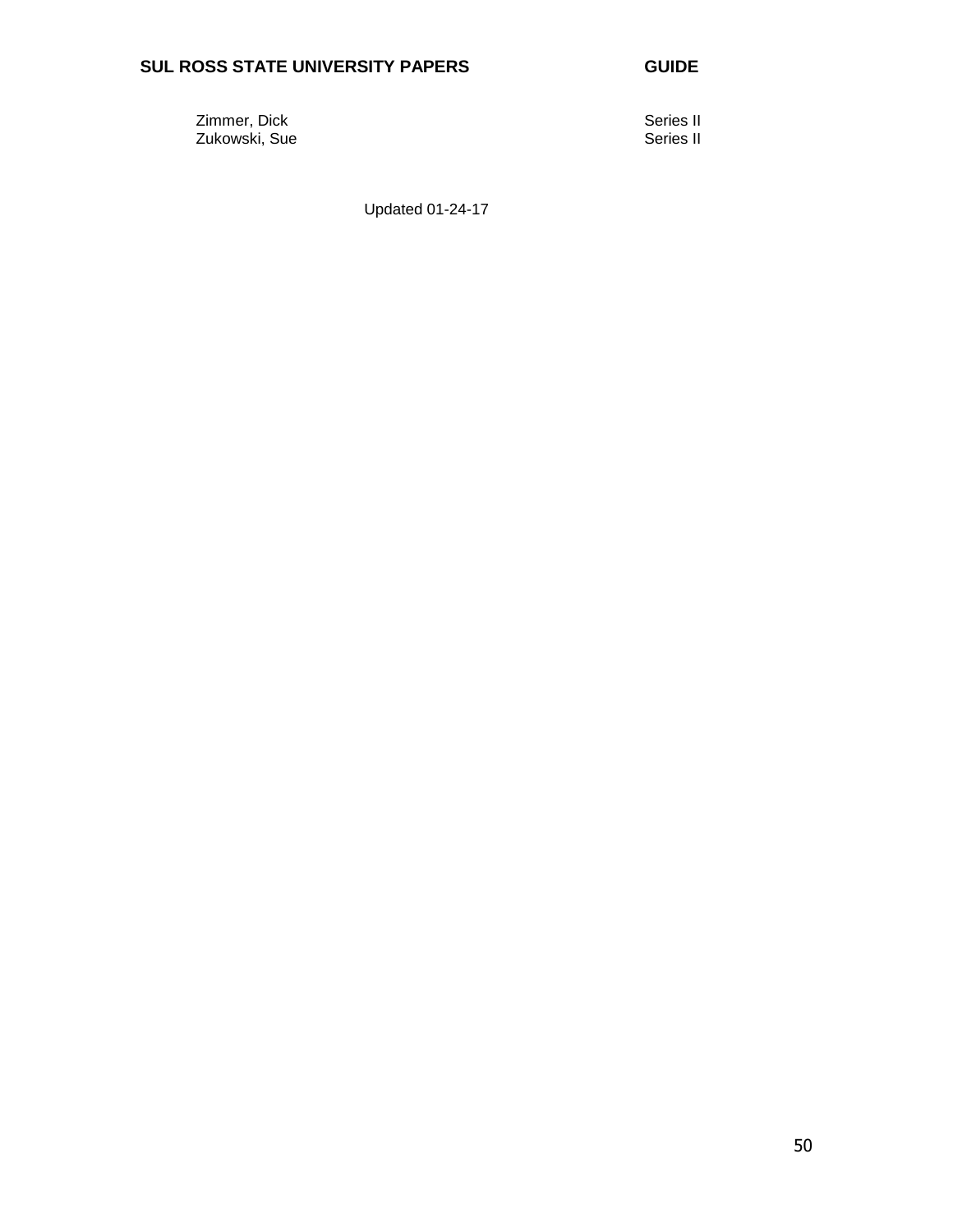| | |
|---|---|
| Zimmer, Dick | Series II |
| Zukowski, Sue | Series II |

Updated 01-24-17